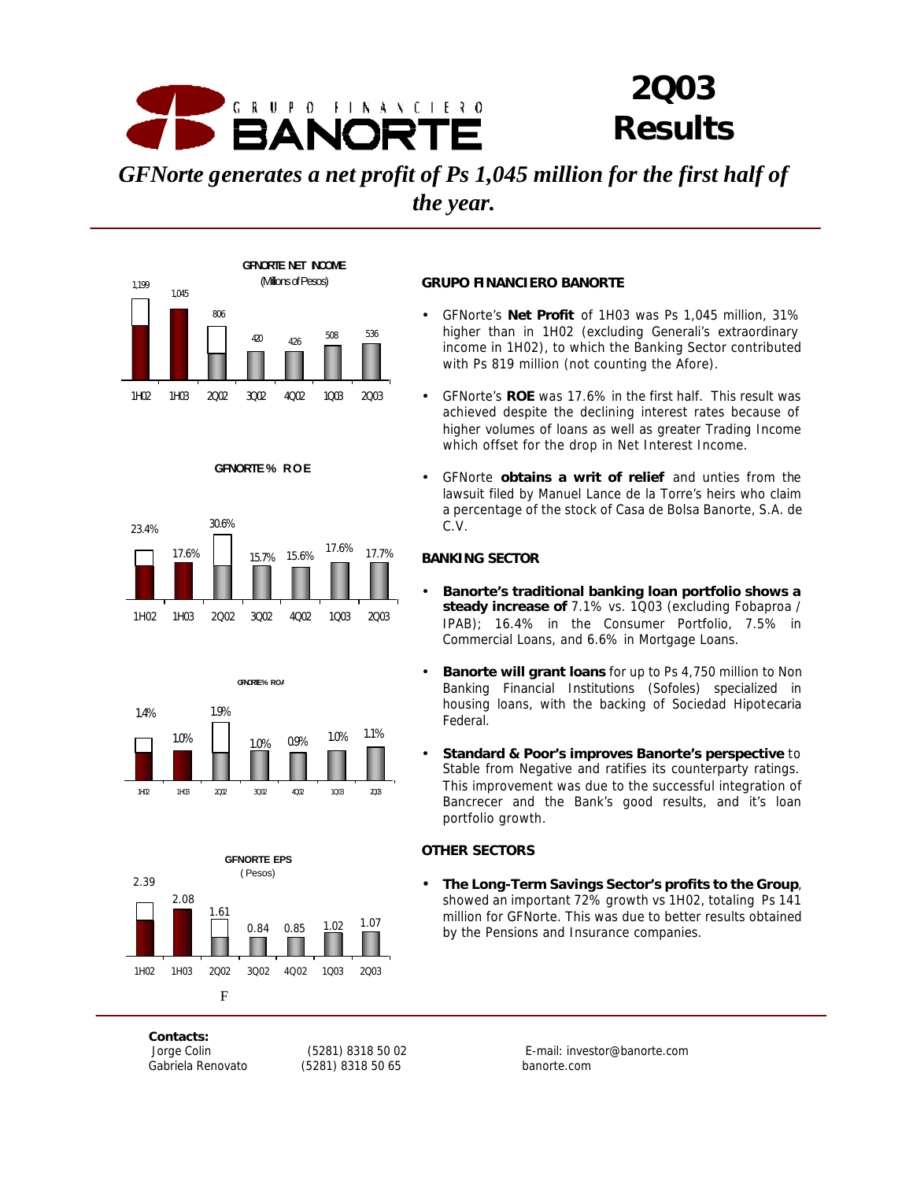# 2Q03 Results

GRUPO FINANCIERO BANORTE

*GFNorte generates a net profit of Ps 1,045 million for the first half of the year.*

**GFNORTE NET INCOME** (Millions of Pesos)

| 1H02 | 1H03 | 2Q02 | 3Q02 | 4Q02 | 1Q03 | 2Q03 |
|---|---|---|---|---|---|---|
| 1,199 | 1,045 | 806 | 420 | 426 | 508 | 536 |

**GFNORTE % ROE**

| 1H02 | 1H03 | 2Q02 | 3Q02 | 4Q02 | 1Q03 | 2Q03 |
|---|---|---|---|---|---|---|
| 23.4% | 17.6% | 30.6% | 15.7% | 15.6% | 17.6% | 17.7% |

**GFNORTE % ROA**

| 1H02 | 1H03 | 2Q02 | 3Q02 | 4Q02 | 1Q03 | 2Q03 |
|---|---|---|---|---|---|---|
| 1.4% | 1.0% | 1.9% | 1.0% | 0.9% | 1.0% | 1.1% |

**GFNORTE EPS** (Pesos)

| 1H02 | 1H03 | 2Q02 | 3Q02 | 4Q02 | 1Q03 | 2Q03 |
|---|---|---|---|---|---|---|
| 2.39 | 2.08 | 1.61 | 0.84 | 0.85 | 1.02 | 1.07 |

F

### GRUPO FINANCIERO BANORTE

- GFNorte's **Net Profit** of 1H03 was Ps 1,045 million, 31% higher than in 1H02 (excluding Generali's extraordinary income in 1H02), to which the Banking Sector contributed with Ps 819 million (not counting the Afore).
- GFNorte's **ROE** was 17.6% in the first half. This result was achieved despite the declining interest rates because of higher volumes of loans as well as greater Trading Income which offset for the drop in Net Interest Income.
- GFNorte **obtains a writ of relief** and unties from the lawsuit filed by Manuel Lance de la Torre's heirs who claim a percentage of the stock of Casa de Bolsa Banorte, S.A. de C.V.

### BANKING SECTOR

- **Banorte's traditional banking loan portfolio shows a steady increase of** 7.1% vs. 1Q03 (excluding Fobaproa / IPAB); 16.4% in the Consumer Portfolio, 7.5% in Commercial Loans, and 6.6% in Mortgage Loans.
- **Banorte will grant loans** for up to Ps 4,750 million to Non Banking Financial Institutions (Sofoles) specialized in housing loans, with the backing of Sociedad Hipotecaria Federal.
- **Standard & Poor's improves Banorte's perspective** to Stable from Negative and ratifies its counterparty ratings. This improvement was due to the successful integration of Bancrecer and the Bank's good results, and it's loan portfolio growth.

### OTHER SECTORS

- **The Long-Term Savings Sector's profits to the Group**, showed an important 72% growth vs 1H02, totaling Ps 141 million for GFNorte. This was due to better results obtained by the Pensions and Insurance companies.

**Contacts:**

Jorge Colin (5281) 8318 50 02  
Gabriela Renovato (5281) 8318 50 65

E-mail: investor@banorte.com  
banorte.com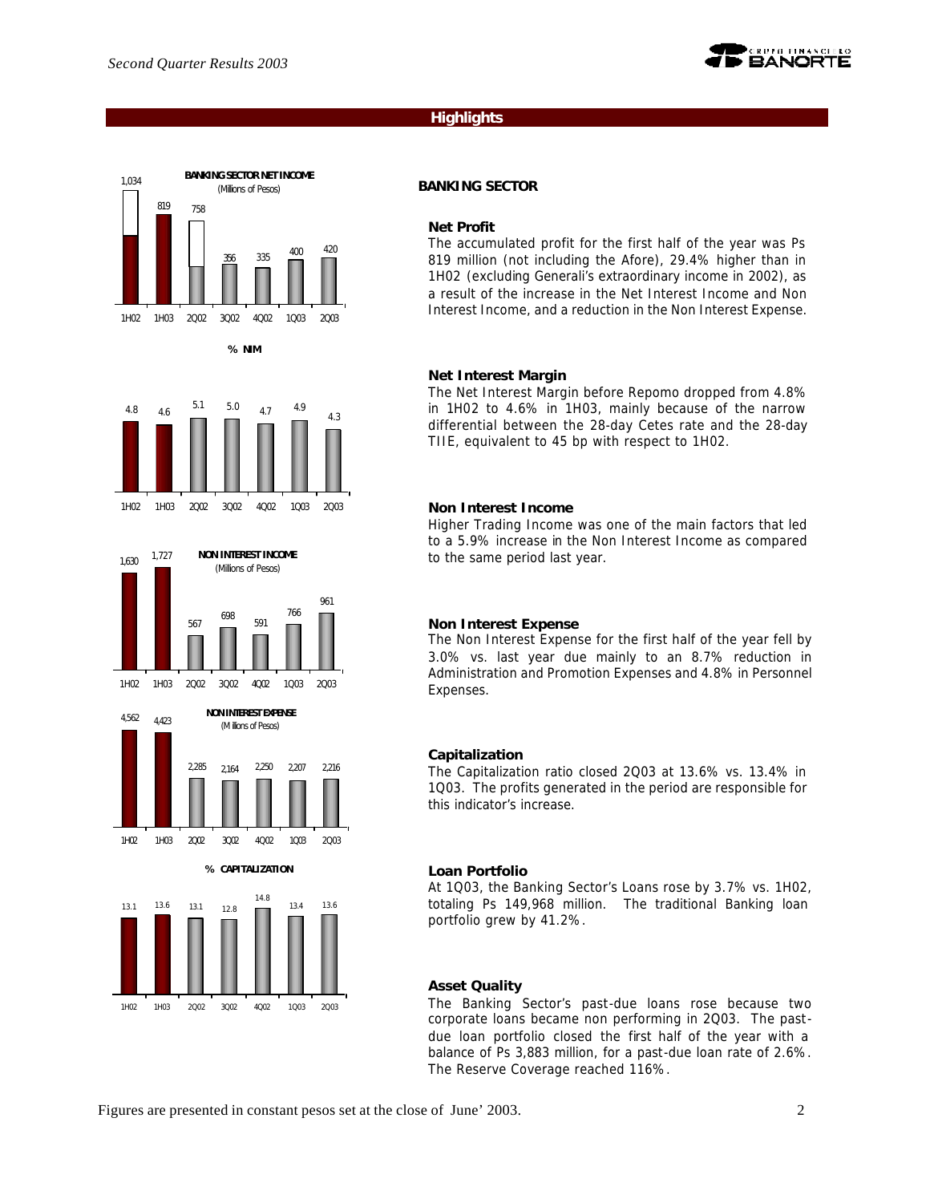## Highlights

**BANKING SECTOR NET INCOME**
(Millions of Pesos)

| 1H02 | 1H03 | 2Q02 | 3Q02 | 4Q02 | 1Q03 | 2Q03 |
|---|---|---|---|---|---|---|
| 1,034 | 819 | 758 | 356 | 335 | 400 | 420 |

**% NIM**

| 1H02 | 1H03 | 2Q02 | 3Q02 | 4Q02 | 1Q03 | 2Q03 |
|---|---|---|---|---|---|---|
| 4.8 | 4.6 | 5.1 | 5.0 | 4.7 | 4.9 | 4.3 |

**NON INTEREST INCOME**
(Millions of Pesos)

| 1H02 | 1H03 | 2Q02 | 3Q02 | 4Q02 | 1Q03 | 2Q03 |
|---|---|---|---|---|---|---|
| 1,630 | 1,727 | 567 | 698 | 591 | 766 | 961 |

**NON INTEREST EXPENSE**
(Millions of Pesos)

| 1H02 | 1H03 | 2Q02 | 3Q02 | 4Q02 | 1Q03 | 2Q03 |
|---|---|---|---|---|---|---|
| 4,562 | 4,423 | 2,285 | 2,164 | 2,250 | 2,207 | 2,216 |

**% CAPITALIZATION**

| 1H02 | 1H03 | 2Q02 | 3Q02 | 4Q02 | 1Q03 | 2Q03 |
|---|---|---|---|---|---|---|
| 13.1 | 13.6 | 13.1 | 12.8 | 14.8 | 13.4 | 13.6 |

### BANKING SECTOR

**Net Profit**

The accumulated profit for the first half of the year was Ps 819 million (not including the Afore), 29.4% higher than in 1H02 (excluding Generali's extraordinary income in 2002), as a result of the increase in the Net Interest Income and Non Interest Income, and a reduction in the Non Interest Expense.

**Net Interest Margin**

The Net Interest Margin before Repomo dropped from 4.8% in 1H02 to 4.6% in 1H03, mainly because of the narrow differential between the 28-day Cetes rate and the 28-day TIIE, equivalent to 45 bp with respect to 1H02.

**Non Interest Income**

Higher Trading Income was one of the main factors that led to a 5.9% increase in the Non Interest Income as compared to the same period last year.

**Non Interest Expense**

The Non Interest Expense for the first half of the year fell by 3.0% vs. last year due mainly to an 8.7% reduction in Administration and Promotion Expenses and 4.8% in Personnel Expenses.

**Capitalization**

The Capitalization ratio closed 2Q03 at 13.6% vs. 13.4% in 1Q03. The profits generated in the period are responsible for this indicator's increase.

**Loan Portfolio**

At 1Q03, the Banking Sector's Loans rose by 3.7% vs. 1H02, totaling Ps 149,968 million. The traditional Banking loan portfolio grew by 41.2%.

**Asset Quality**

The Banking Sector's past-due loans rose because two corporate loans became non performing in 2Q03. The past-due loan portfolio closed the first half of the year with a balance of Ps 3,883 million, for a past-due loan rate of 2.6%. The Reserve Coverage reached 116%.

Figures are presented in constant pesos set at the close of June' 2003.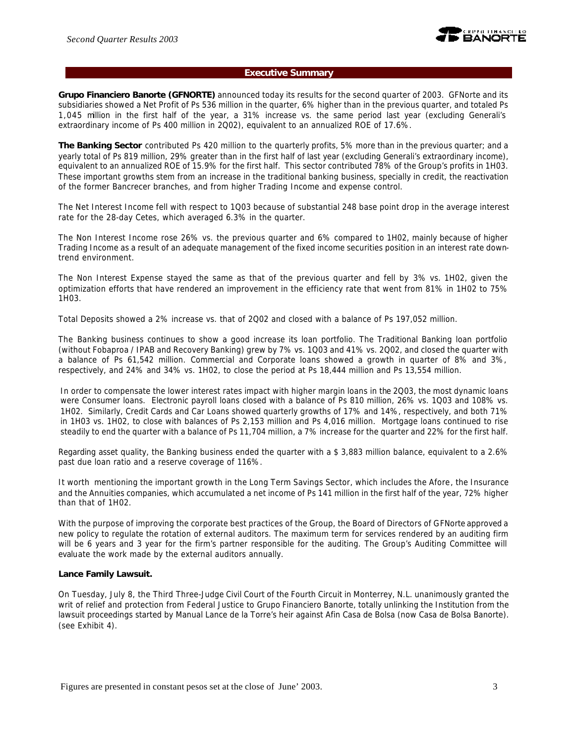## Executive Summary

**Grupo Financiero Banorte (GFNORTE)** announced today its results for the second quarter of 2003. GFNorte and its subsidiaries showed a Net Profit of Ps 536 million in the quarter, 6% higher than in the previous quarter, and totaled Ps 1,045 million in the first half of the year, a 31% increase vs. the same period last year (excluding Generali's extraordinary income of Ps 400 million in 2Q02), equivalent to an annualized ROE of 17.6%.

**The Banking Sector** contributed Ps 420 million to the quarterly profits, 5% more than in the previous quarter; and a yearly total of Ps 819 million, 29% greater than in the first half of last year (excluding Generali's extraordinary income), equivalent to an annualized ROE of 15.9% for the first half. This sector contributed 78% of the Group's profits in 1H03. These important growths stem from an increase in the traditional banking business, specially in credit, the reactivation of the former Bancrecer branches, and from higher Trading Income and expense control.

The Net Interest Income fell with respect to 1Q03 because of substantial 248 base point drop in the average interest rate for the 28-day Cetes, which averaged 6.3% in the quarter.

The Non Interest Income rose 26% vs. the previous quarter and 6% compared to 1H02, mainly because of higher Trading Income as a result of an adequate management of the fixed income securities position in an interest rate down-trend environment.

The Non Interest Expense stayed the same as that of the previous quarter and fell by 3% vs. 1H02, given the optimization efforts that have rendered an improvement in the efficiency rate that went from 81% in 1H02 to 75% 1H03.

Total Deposits showed a 2% increase vs. that of 2Q02 and closed with a balance of Ps 197,052 million.

The Banking business continues to show a good increase its loan portfolio. The Traditional Banking loan portfolio (without Fobaproa / IPAB and Recovery Banking) grew by 7% vs. 1Q03 and 41% vs. 2Q02, and closed the quarter with a balance of Ps 61,542 million. Commercial and Corporate loans showed a growth in quarter of 8% and 3%, respectively, and 24% and 34% vs. 1H02, to close the period at Ps 18,444 million and Ps 13,554 million.

In order to compensate the lower interest rates impact with higher margin loans in the 2Q03, the most dynamic loans were Consumer loans. Electronic payroll loans closed with a balance of Ps 810 million, 26% vs. 1Q03 and 108% vs. 1H02. Similarly, Credit Cards and Car Loans showed quarterly growths of 17% and 14%, respectively, and both 71% in 1H03 vs. 1H02, to close with balances of Ps 2,153 million and Ps 4,016 million. Mortgage loans continued to rise steadily to end the quarter with a balance of Ps 11,704 million, a 7% increase for the quarter and 22% for the first half.

Regarding asset quality, the Banking business ended the quarter with a $ 3,883 million balance, equivalent to a 2.6% past due loan ratio and a reserve coverage of 116%.

It worth mentioning the important growth in the Long Term Savings Sector, which includes the Afore, the Insurance and the Annuities companies, which accumulated a net income of Ps 141 million in the first half of the year, 72% higher than that of 1H02.

With the purpose of improving the corporate best practices of the Group, the Board of Directors of GFNorte approved a new policy to regulate the rotation of external auditors. The maximum term for services rendered by an auditing firm will be 6 years and 3 year for the firm's partner responsible for the auditing. The Group's Auditing Committee will evaluate the work made by the external auditors annually.

**Lance Family Lawsuit.**

On Tuesday, July 8, the Third Three-Judge Civil Court of the Fourth Circuit in Monterrey, N.L. unanimously granted the writ of relief and protection from Federal Justice to Grupo Financiero Banorte, totally unlinking the Institution from the lawsuit proceedings started by Manual Lance de la Torre's heir against Afin Casa de Bolsa (now Casa de Bolsa Banorte). (see Exhibit 4).

Figures are presented in constant pesos set at the close of June' 2003.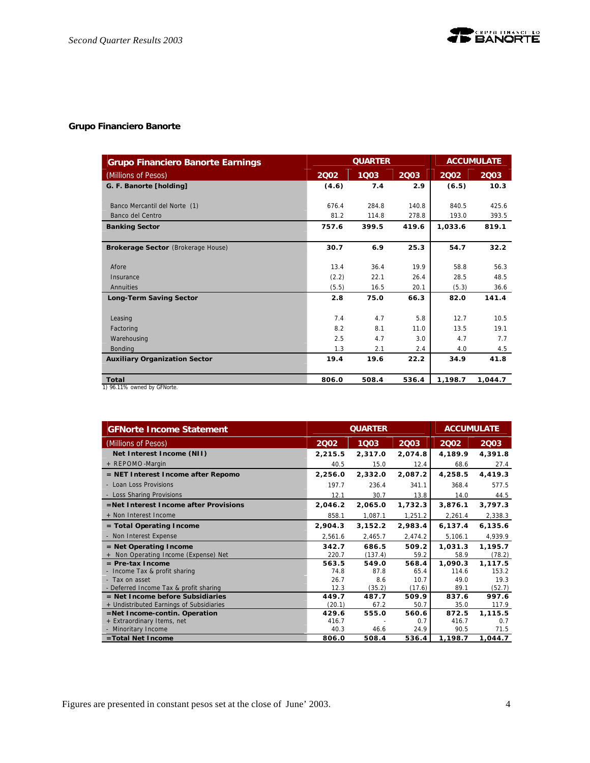### Grupo Financiero Banorte

| Grupo Financiero Banorte Earnings | QUARTER | | | ACCUMULATE | |
|---|---|---|---|---|---|
| (Millions of Pesos) | 2Q02 | 1Q03 | 2Q03 | 2Q02 | 2Q03 |
| **G. F. Banorte [holding]** | **(4.6)** | **7.4** | **2.9** | **(6.5)** | **10.3** |
| Banco Mercantil del Norte (1) | 676.4 | 284.8 | 140.8 | 840.5 | 425.6 |
| Banco del Centro | 81.2 | 114.8 | 278.8 | 193.0 | 393.5 |
| **Banking Sector** | **757.6** | **399.5** | **419.6** | **1,033.6** | **819.1** |
| **Brokerage Sector** (Brokerage House) | **30.7** | **6.9** | **25.3** | **54.7** | **32.2** |
| Afore | 13.4 | 36.4 | 19.9 | 58.8 | 56.3 |
| Insurance | (2.2) | 22.1 | 26.4 | 28.5 | 48.5 |
| Annuities | (5.5) | 16.5 | 20.1 | (5.3) | 36.6 |
| **Long-Term Saving Sector** | **2.8** | **75.0** | **66.3** | **82.0** | **141.4** |
| Leasing | 7.4 | 4.7 | 5.8 | 12.7 | 10.5 |
| Factoring | 8.2 | 8.1 | 11.0 | 13.5 | 19.1 |
| Warehousing | 2.5 | 4.7 | 3.0 | 4.7 | 7.7 |
| Bonding | 1.3 | 2.1 | 2.4 | 4.0 | 4.5 |
| **Auxiliary Organization Sector** | **19.4** | **19.6** | **22.2** | **34.9** | **41.8** |
| **Total** | **806.0** | **508.4** | **536.4** | **1,198.7** | **1,044.7** |

1) 96.11% owned by GFNorte.

| GFNorte Income Statement | QUARTER | | | ACCUMULATE | |
|---|---|---|---|---|---|
| (Millions of Pesos) | 2Q02 | 1Q03 | 2Q03 | 2Q02 | 2Q03 |
| **Net Interest Income (NII)** | **2,215.5** | **2,317.0** | **2,074.8** | **4,189.9** | **4,391.8** |
| + REPOMO-Margin | 40.5 | 15.0 | 12.4 | 68.6 | 27.4 |
| **= NET Interest Income after Repomo** | **2,256.0** | **2,332.0** | **2,087.2** | **4,258.5** | **4,419.3** |
| - Loan Loss Provisions | 197.7 | 236.4 | 341.1 | 368.4 | 577.5 |
| - Loss Sharing Provisions | 12.1 | 30.7 | 13.8 | 14.0 | 44.5 |
| **=Net Interest Income after Provisions** | **2,046.2** | **2,065.0** | **1,732.3** | **3,876.1** | **3,797.3** |
| + Non Interest Income | 858.1 | 1,087.1 | 1,251.2 | 2,261.4 | 2,338.3 |
| **= Total Operating Income** | **2,904.3** | **3,152.2** | **2,983.4** | **6,137.4** | **6,135.6** |
| - Non Interest Expense | 2,561.6 | 2,465.7 | 2,474.2 | 5,106.1 | 4,939.9 |
| **= Net Operating Income** | **342.7** | **686.5** | **509.2** | **1,031.3** | **1,195.7** |
| + Non Operating Income (Expense) Net | 220.7 | (137.4) | 59.2 | 58.9 | (78.2) |
| **= Pre-tax Income** | **563.5** | **549.0** | **568.4** | **1,090.3** | **1,117.5** |
| - Income Tax & profit sharing | 74.8 | 87.8 | 65.4 | 114.6 | 153.2 |
| - Tax on asset | 26.7 | 8.6 | 10.7 | 49.0 | 19.3 |
| - Deferred Income Tax & profit sharing | 12.3 | (35.2) | (17.6) | 89.1 | (52.7) |
| **= Net Income before Subsidiaries** | **449.7** | **487.7** | **509.9** | **837.6** | **997.6** |
| + Undistributed Earnings of Subsidiaries | (20.1) | 67.2 | 50.7 | 35.0 | 117.9 |
| **=Net Income-contin. Operation** | **429.6** | **555.0** | **560.6** | **872.5** | **1,115.5** |
| + Extraordinary Items, net | 416.7 | - | 0.7 | 416.7 | 0.7 |
| - Minoritary Income | 40.3 | 46.6 | 24.9 | 90.5 | 71.5 |
| **=Total Net Income** | **806.0** | **508.4** | **536.4** | **1,198.7** | **1,044.7** |

Figures are presented in constant pesos set at the close of June' 2003.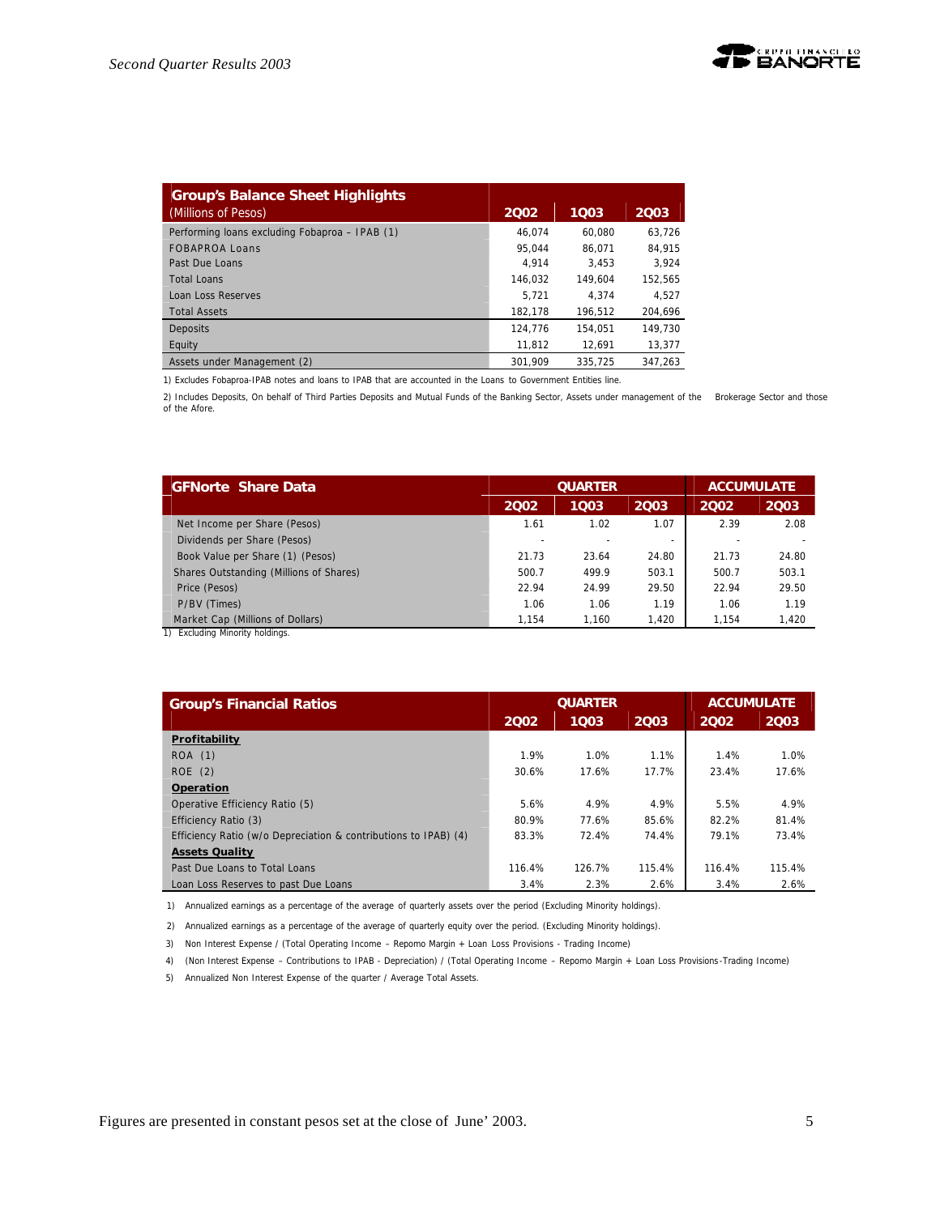| **Group's Balance Sheet Highlights** (Millions of Pesos) | 2Q02 | 1Q03 | 2Q03 |
|---|---|---|---|
| Performing loans excluding Fobaproa – IPAB (1) | 46,074 | 60,080 | 63,726 |
| FOBAPROA Loans | 95,044 | 86,071 | 84,915 |
| Past Due Loans | 4,914 | 3,453 | 3,924 |
| Total Loans | 146,032 | 149,604 | 152,565 |
| Loan Loss Reserves | 5,721 | 4,374 | 4,527 |
| Total Assets | 182,178 | 196,512 | 204,696 |
| Deposits | 124,776 | 154,051 | 149,730 |
| Equity | 11,812 | 12,691 | 13,377 |
| Assets under Management (2) | 301,909 | 335,725 | 347,263 |

1) Excludes Fobaproa-IPAB notes and loans to IPAB that are accounted in the Loans to Government Entities line.

2) Includes Deposits, On behalf of Third Parties Deposits and Mutual Funds of the Banking Sector, Assets under management of the Brokerage Sector and those of the Afore.

| **GFNorte Share Data** | QUARTER | | | ACCUMULATE | |
|---|---|---|---|---|---|
| | 2Q02 | 1Q03 | 2Q03 | 2Q02 | 2Q03 |
| Net Income per Share (Pesos) | 1.61 | 1.02 | 1.07 | 2.39 | 2.08 |
| Dividends per Share (Pesos) | - | - | - | - | - |
| Book Value per Share (1) (Pesos) | 21.73 | 23.64 | 24.80 | 21.73 | 24.80 |
| Shares Outstanding (Millions of Shares) | 500.7 | 499.9 | 503.1 | 500.7 | 503.1 |
| Price (Pesos) | 22.94 | 24.99 | 29.50 | 22.94 | 29.50 |
| P/BV (Times) | 1.06 | 1.06 | 1.19 | 1.06 | 1.19 |
| Market Cap (Millions of Dollars) | 1,154 | 1,160 | 1,420 | 1,154 | 1,420 |

1) Excluding Minority holdings.

| **Group's Financial Ratios** | QUARTER | | | ACCUMULATE | |
|---|---|---|---|---|---|
| | 2Q02 | 1Q03 | 2Q03 | 2Q02 | 2Q03 |
| **Profitability** | | | | | |
| ROA (1) | 1.9% | 1.0% | 1.1% | 1.4% | 1.0% |
| ROE (2) | 30.6% | 17.6% | 17.7% | 23.4% | 17.6% |
| **Operation** | | | | | |
| Operative Efficiency Ratio (5) | 5.6% | 4.9% | 4.9% | 5.5% | 4.9% |
| Efficiency Ratio (3) | 80.9% | 77.6% | 85.6% | 82.2% | 81.4% |
| Efficiency Ratio (w/o Depreciation & contributions to IPAB) (4) | 83.3% | 72.4% | 74.4% | 79.1% | 73.4% |
| **Assets Quality** | | | | | |
| Past Due Loans to Total Loans | 116.4% | 126.7% | 115.4% | 116.4% | 115.4% |
| Loan Loss Reserves to past Due Loans | 3.4% | 2.3% | 2.6% | 3.4% | 2.6% |

1) Annualized earnings as a percentage of the average of quarterly assets over the period (Excluding Minority holdings).

2) Annualized earnings as a percentage of the average of quarterly equity over the period. (Excluding Minority holdings).

3) Non Interest Expense / (Total Operating Income – Repomo Margin + Loan Loss Provisions - Trading Income)

4) (Non Interest Expense – Contributions to IPAB - Depreciation) / (Total Operating Income – Repomo Margin + Loan Loss Provisions-Trading Income)

5) Annualized Non Interest Expense of the quarter / Average Total Assets.

Figures are presented in constant pesos set at the close of June' 2003.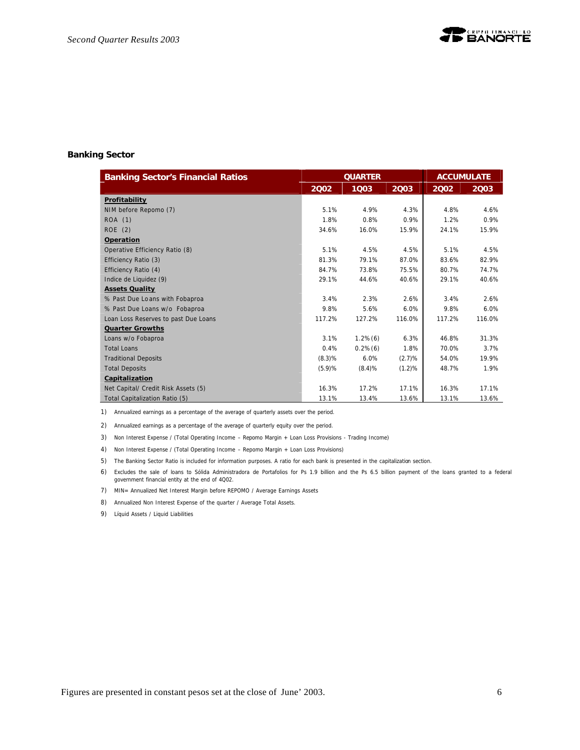### Banking Sector

| Banking Sector's Financial Ratios | QUARTER | | | ACCUMULATE | |
|---|---|---|---|---|---|
| | 2Q02 | 1Q03 | 2Q03 | 2Q02 | 2Q03 |
| **Profitability** | | | | | |
| NIM before Repomo (7) | 5.1% | 4.9% | 4.3% | 4.8% | 4.6% |
| ROA (1) | 1.8% | 0.8% | 0.9% | 1.2% | 0.9% |
| ROE (2) | 34.6% | 16.0% | 15.9% | 24.1% | 15.9% |
| **Operation** | | | | | |
| Operative Efficiency Ratio (8) | 5.1% | 4.5% | 4.5% | 5.1% | 4.5% |
| Efficiency Ratio (3) | 81.3% | 79.1% | 87.0% | 83.6% | 82.9% |
| Efficiency Ratio (4) | 84.7% | 73.8% | 75.5% | 80.7% | 74.7% |
| Indice de Liquidez (9) | 29.1% | 44.6% | 40.6% | 29.1% | 40.6% |
| **Assets Quality** | | | | | |
| % Past Due Loans with Fobaproa | 3.4% | 2.3% | 2.6% | 3.4% | 2.6% |
| % Past Due Loans w/o Fobaproa | 9.8% | 5.6% | 6.0% | 9.8% | 6.0% |
| Loan Loss Reserves to past Due Loans | 117.2% | 127.2% | 116.0% | 117.2% | 116.0% |
| **Quarter Growths** | | | | | |
| Loans w/o Fobaproa | 3.1% | 1.2% (6) | 6.3% | 46.8% | 31.3% |
| Total Loans | 0.4% | 0.2% (6) | 1.8% | 70.0% | 3.7% |
| Traditional Deposits | (8.3)% | 6.0% | (2.7)% | 54.0% | 19.9% |
| Total Deposits | (5.9)% | (8.4)% | (1.2)% | 48.7% | 1.9% |
| **Capitalization** | | | | | |
| Net Capital/ Credit Risk Assets (5) | 16.3% | 17.2% | 17.1% | 16.3% | 17.1% |
| Total Capitalization Ratio (5) | 13.1% | 13.4% | 13.6% | 13.1% | 13.6% |

1) Annualized earnings as a percentage of the average of quarterly assets over the period.

2) Annualized earnings as a percentage of the average of quarterly equity over the period.

3) Non Interest Expense / (Total Operating Income – Repomo Margin + Loan Loss Provisions - Trading Income)

4) Non Interest Expense / (Total Operating Income – Repomo Margin + Loan Loss Provisions)

5) The Banking Sector Ratio is included for information purposes. A ratio for each bank is presented in the capitalization section.

6) Excludes the sale of loans to Sólida Administradora de Portafolios for Ps 1.9 billion and the Ps 6.5 billion payment of the loans granted to a federal government financial entity at the end of 4Q02.

7) MIN= Annualized Net Interest Margin before REPOMO / Average Earnings Assets

8) Annualized Non Interest Expense of the quarter / Average Total Assets.

9) Líquid Assets / Liquid Liabilities

Figures are presented in constant pesos set at the close of June' 2003.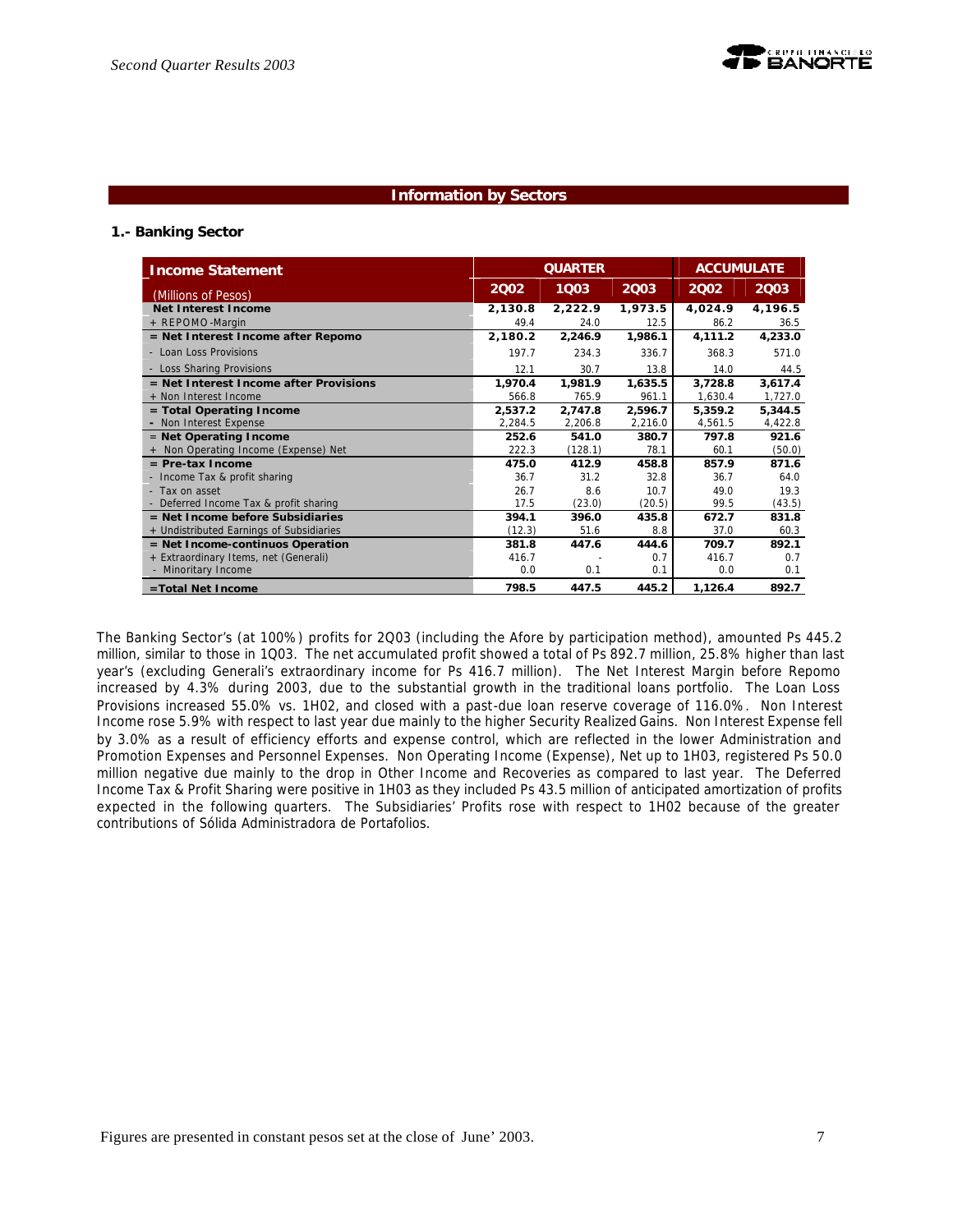## Information by Sectors

### 1.- Banking Sector

| Income Statement | QUARTER | | | ACCUMULATE | |
|---|---|---|---|---|---|
| (Millions of Pesos) | 2Q02 | 1Q03 | 2Q03 | 2Q02 | 2Q03 |
| **Net Interest Income** | **2,130.8** | **2,222.9** | **1,973.5** | **4,024.9** | **4,196.5** |
| + REPOMO-Margin | 49.4 | 24.0 | 12.5 | 86.2 | 36.5 |
| **= Net Interest Income after Repomo** | **2,180.2** | **2,246.9** | **1,986.1** | **4,111.2** | **4,233.0** |
| - Loan Loss Provisions | 197.7 | 234.3 | 336.7 | 368.3 | 571.0 |
| - Loss Sharing Provisions | 12.1 | 30.7 | 13.8 | 14.0 | 44.5 |
| **= Net Interest Income after Provisions** | **1,970.4** | **1,981.9** | **1,635.5** | **3,728.8** | **3,617.4** |
| + Non Interest Income | 566.8 | 765.9 | 961.1 | 1,630.4 | 1,727.0 |
| **= Total Operating Income** | **2,537.2** | **2,747.8** | **2,596.7** | **5,359.2** | **5,344.5** |
| - Non Interest Expense | 2,284.5 | 2,206.8 | 2,216.0 | 4,561.5 | 4,422.8 |
| **= Net Operating Income** | **252.6** | **541.0** | **380.7** | **797.8** | **921.6** |
| + Non Operating Income (Expense) Net | 222.3 | (128.1) | 78.1 | 60.1 | (50.0) |
| **= Pre-tax Income** | **475.0** | **412.9** | **458.8** | **857.9** | **871.6** |
| - Income Tax & profit sharing | 36.7 | 31.2 | 32.8 | 36.7 | 64.0 |
| - Tax on asset | 26.7 | 8.6 | 10.7 | 49.0 | 19.3 |
| - Deferred Income Tax & profit sharing | 17.5 | (23.0) | (20.5) | 99.5 | (43.5) |
| **= Net Income before Subsidiaries** | **394.1** | **396.0** | **435.8** | **672.7** | **831.8** |
| + Undistributed Earnings of Subsidiaries | (12.3) | 51.6 | 8.8 | 37.0 | 60.3 |
| **= Net Income-continuos Operation** | **381.8** | **447.6** | **444.6** | **709.7** | **892.1** |
| + Extraordinary Items, net (Generali) | 416.7 | - | 0.7 | 416.7 | 0.7 |
| - Minoritary Income | 0.0 | 0.1 | 0.1 | 0.0 | 0.1 |
| **=Total Net Income** | **798.5** | **447.5** | **445.2** | **1,126.4** | **892.7** |

The Banking Sector's (at 100%) profits for 2Q03 (including the Afore by participation method), amounted Ps 445.2 million, similar to those in 1Q03. The net accumulated profit showed a total of Ps 892.7 million, 25.8% higher than last year's (excluding Generali's extraordinary income for Ps 416.7 million). The Net Interest Margin before Repomo increased by 4.3% during 2003, due to the substantial growth in the traditional loans portfolio. The Loan Loss Provisions increased 55.0% vs. 1H02, and closed with a past-due loan reserve coverage of 116.0%. Non Interest Income rose 5.9% with respect to last year due mainly to the higher Security Realized Gains. Non Interest Expense fell by 3.0% as a result of efficiency efforts and expense control, which are reflected in the lower Administration and Promotion Expenses and Personnel Expenses. Non Operating Income (Expense), Net up to 1H03, registered Ps 50.0 million negative due mainly to the drop in Other Income and Recoveries as compared to last year. The Deferred Income Tax & Profit Sharing were positive in 1H03 as they included Ps 43.5 million of anticipated amortization of profits expected in the following quarters. The Subsidiaries' Profits rose with respect to 1H02 because of the greater contributions of Sólida Administradora de Portafolios.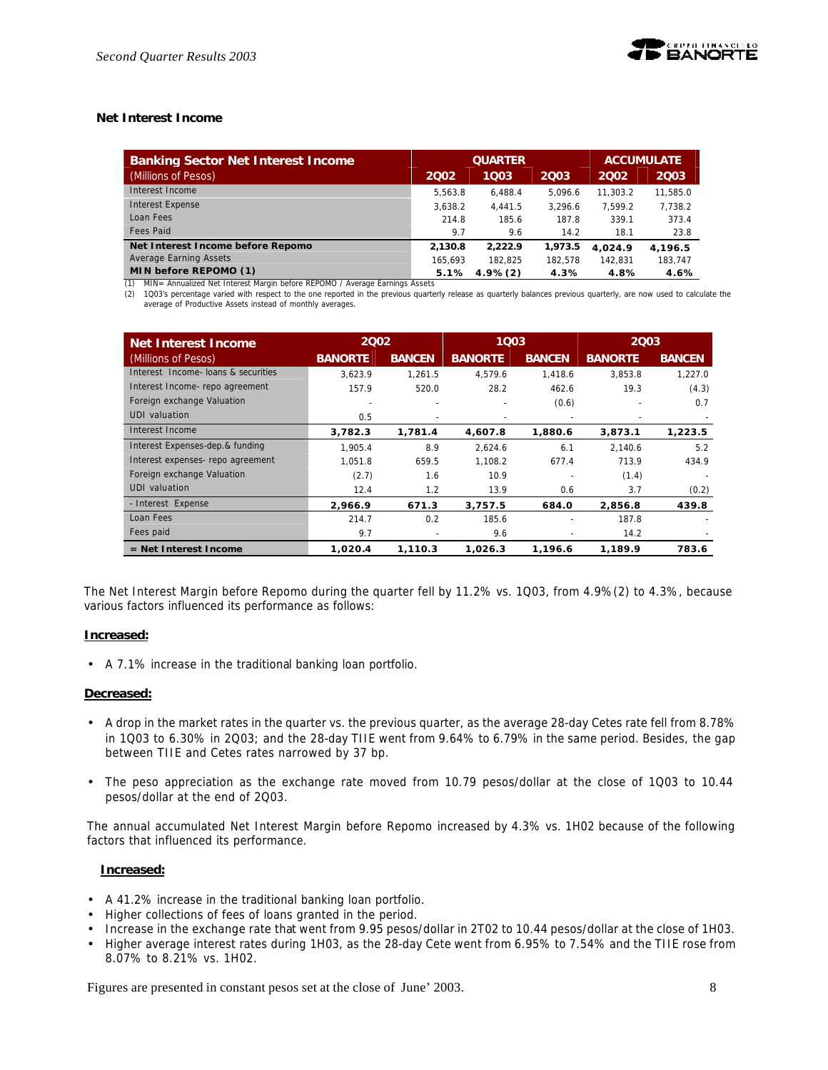### Net Interest Income

| Banking Sector Net Interest Income (Millions of Pesos) | QUARTER 2Q02 | QUARTER 1Q03 | QUARTER 2Q03 | ACCUMULATE 2Q02 | ACCUMULATE 2Q03 |
|---|---|---|---|---|---|
| Interest Income | 5,563.8 | 6,488.4 | 5,096.6 | 11,303.2 | 11,585.0 |
| Interest Expense | 3,638.2 | 4,441.5 | 3,296.6 | 7,599.2 | 7,738.2 |
| Loan Fees | 214.8 | 185.6 | 187.8 | 339.1 | 373.4 |
| Fees Paid | 9.7 | 9.6 | 14.2 | 18.1 | 23.8 |
| **Net Interest Income before Repomo** | **2,130.8** | **2,222.9** | **1,973.5** | **4,024.9** | **4,196.5** |
| Average Earning Assets | 165,693 | 182,825 | 182,578 | 142,831 | 183,747 |
| **MIN before REPOMO (1)** | **5.1%** | **4.9% (2)** | **4.3%** | **4.8%** | **4.6%** |

(1) MIN= Annualized Net Interest Margin before REPOMO / Average Earnings Assets

(2) 1Q03's percentage varied with respect to the one reported in the previous quarterly release as quarterly balances previous quarterly, are now used to calculate the average of Productive Assets instead of monthly averages.

| Net Interest Income (Millions of Pesos) | 2Q02 BANORTE | 2Q02 BANCEN | 1Q03 BANORTE | 1Q03 BANCEN | 2Q03 BANORTE | 2Q03 BANCEN |
|---|---|---|---|---|---|---|
| Interest Income- loans & securities | 3,623.9 | 1,261.5 | 4,579.6 | 1,418.6 | 3,853.8 | 1,227.0 |
| Interest Income- repo agreement | 157.9 | 520.0 | 28.2 | 462.6 | 19.3 | (4.3) |
| Foreign exchange Valuation | - | - | - | (0.6) | - | 0.7 |
| UDI valuation | 0.5 | - | - | - | - | - |
| Interest Income | **3,782.3** | **1,781.4** | **4,607.8** | **1,880.6** | **3,873.1** | **1,223.5** |
| Interest Expenses-dep.& funding | 1,905.4 | 8.9 | 2,624.6 | 6.1 | 2,140.6 | 5.2 |
| Interest expenses- repo agreement | 1,051.8 | 659.5 | 1,108.2 | 677.4 | 713.9 | 434.9 |
| Foreign exchange Valuation | (2.7) | 1.6 | 10.9 | - | (1.4) | - |
| UDI valuation | 12.4 | 1.2 | 13.9 | 0.6 | 3.7 | (0.2) |
| - Interest Expense | **2,966.9** | **671.3** | **3,757.5** | **684.0** | **2,856.8** | **439.8** |
| Loan Fees | 214.7 | 0.2 | 185.6 | - | 187.8 | - |
| Fees paid | 9.7 | - | 9.6 | - | 14.2 | - |
| **= Net Interest Income** | **1,020.4** | **1,110.3** | **1,026.3** | **1,196.6** | **1,189.9** | **783.6** |

The Net Interest Margin before Repomo during the quarter fell by 11.2% vs. 1Q03, from 4.9% (2) to 4.3%, because various factors influenced its performance as follows:

**Increased:**

- A 7.1% increase in the traditional banking loan portfolio.

**Decreased:**

- A drop in the market rates in the quarter vs. the previous quarter, as the average 28-day Cetes rate fell from 8.78% in 1Q03 to 6.30% in 2Q03; and the 28-day TIIE went from 9.64% to 6.79% in the same period. Besides, the gap between TIIE and Cetes rates narrowed by 37 bp.
- The peso appreciation as the exchange rate moved from 10.79 pesos/dollar at the close of 1Q03 to 10.44 pesos/dollar at the end of 2Q03.

The annual accumulated Net Interest Margin before Repomo increased by 4.3% vs. 1H02 because of the following factors that influenced its performance.

**Increased:**

- A 41.2% increase in the traditional banking loan portfolio.
- Higher collections of fees of loans granted in the period.
- Increase in the exchange rate that went from 9.95 pesos/dollar in 2T02 to 10.44 pesos/dollar at the close of 1H03.
- Higher average interest rates during 1H03, as the 28-day Cete went from 6.95% to 7.54% and the TIIE rose from 8.07% to 8.21% vs. 1H02.

Figures are presented in constant pesos set at the close of June' 2003.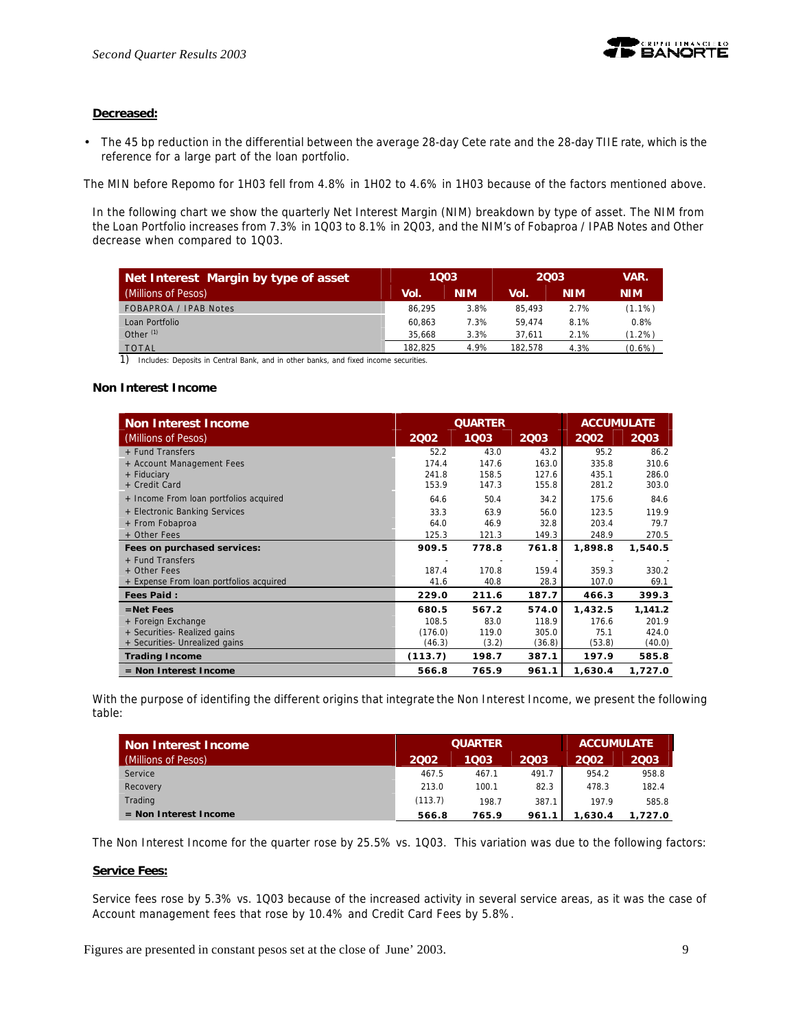**Decreased:**

- The 45 bp reduction in the differential between the average 28-day Cete rate and the 28-day TIIE rate, which is the reference for a large part of the loan portfolio.

The MIN before Repomo for 1H03 fell from 4.8% in 1H02 to 4.6% in 1H03 because of the factors mentioned above.

In the following chart we show the quarterly Net Interest Margin (NIM) breakdown by type of asset. The NIM from the Loan Portfolio increases from 7.3% in 1Q03 to 8.1% in 2Q03, and the NIM's of Fobaproa / IPAB Notes and Other decrease when compared to 1Q03.

| **Net Interest Margin by type of asset** | 1Q03 | | 2Q03 | | VAR. |
|---|---|---|---|---|---|
| (Millions of Pesos) | Vol. | NIM | Vol. | NIM | NIM |
| FOBAPROA / IPAB Notes | 86,295 | 3.8% | 85,493 | 2.7% | (1.1%) |
| Loan Portfolio | 60,863 | 7.3% | 59,474 | 8.1% | 0.8% |
| Other [1] | 35,668 | 3.3% | 37,611 | 2.1% | (1.2%) |
| TOTAL | 182,825 | 4.9% | 182,578 | 4.3% | (0.6%) |

1) Includes: Deposits in Central Bank, and in other banks, and fixed income securities.

### Non Interest Income

| **Non Interest Income** | QUARTER | | | ACCUMULATE | |
|---|---|---|---|---|---|
| (Millions of Pesos) | 2Q02 | 1Q03 | 2Q03 | 2Q02 | 2Q03 |
| + Fund Transfers | 52.2 | 43.0 | 43.2 | 95.2 | 86.2 |
| + Account Management Fees | 174.4 | 147.6 | 163.0 | 335.8 | 310.6 |
| + Fiduciary | 241.8 | 158.5 | 127.6 | 435.1 | 286.0 |
| + Credit Card | 153.9 | 147.3 | 155.8 | 281.2 | 303.0 |
| + Income From loan portfolios acquired | 64.6 | 50.4 | 34.2 | 175.6 | 84.6 |
| + Electronic Banking Services | 33.3 | 63.9 | 56.0 | 123.5 | 119.9 |
| + From Fobaproa | 64.0 | 46.9 | 32.8 | 203.4 | 79.7 |
| + Other Fees | 125.3 | 121.3 | 149.3 | 248.9 | 270.5 |
| **Fees on purchased services:** | **909.5** | **778.8** | **761.8** | **1,898.8** | **1,540.5** |
| + Fund Transfers | - | - | - | - | - |
| + Other Fees | 187.4 | 170.8 | 159.4 | 359.3 | 330.2 |
| + Expense From loan portfolios acquired | 41.6 | 40.8 | 28.3 | 107.0 | 69.1 |
| **Fees Paid :** | **229.0** | **211.6** | **187.7** | **466.3** | **399.3** |
| **=Net Fees** | **680.5** | **567.2** | **574.0** | **1,432.5** | **1,141.2** |
| + Foreign Exchange | 108.5 | 83.0 | 118.9 | 176.6 | 201.9 |
| + Securities- Realized gains | (176.0) | 119.0 | 305.0 | 75.1 | 424.0 |
| + Securities- Unrealized gains | (46.3) | (3.2) | (36.8) | (53.8) | (40.0) |
| **Trading Income** | **(113.7)** | **198.7** | **387.1** | **197.9** | **585.8** |
| **= Non Interest Income** | **566.8** | **765.9** | **961.1** | **1,630.4** | **1,727.0** |

With the purpose of identifing the different origins that integrate the Non Interest Income, we present the following table:

| **Non Interest Income** | QUARTER | | | ACCUMULATE | |
|---|---|---|---|---|---|
| (Millions of Pesos) | 2Q02 | 1Q03 | 2Q03 | 2Q02 | 2Q03 |
| Service | 467.5 | 467.1 | 491.7 | 954.2 | 958.8 |
| Recovery | 213.0 | 100.1 | 82.3 | 478.3 | 182.4 |
| Trading | (113.7) | 198.7 | 387.1 | 197.9 | 585.8 |
| **= Non Interest Income** | **566.8** | **765.9** | **961.1** | **1,630.4** | **1,727.0** |

The Non Interest Income for the quarter rose by 25.5% vs. 1Q03. This variation was due to the following factors:

**Service Fees:**

Service fees rose by 5.3% vs. 1Q03 because of the increased activity in several service areas, as it was the case of Account management fees that rose by 10.4% and Credit Card Fees by 5.8%.

Figures are presented in constant pesos set at the close of June' 2003.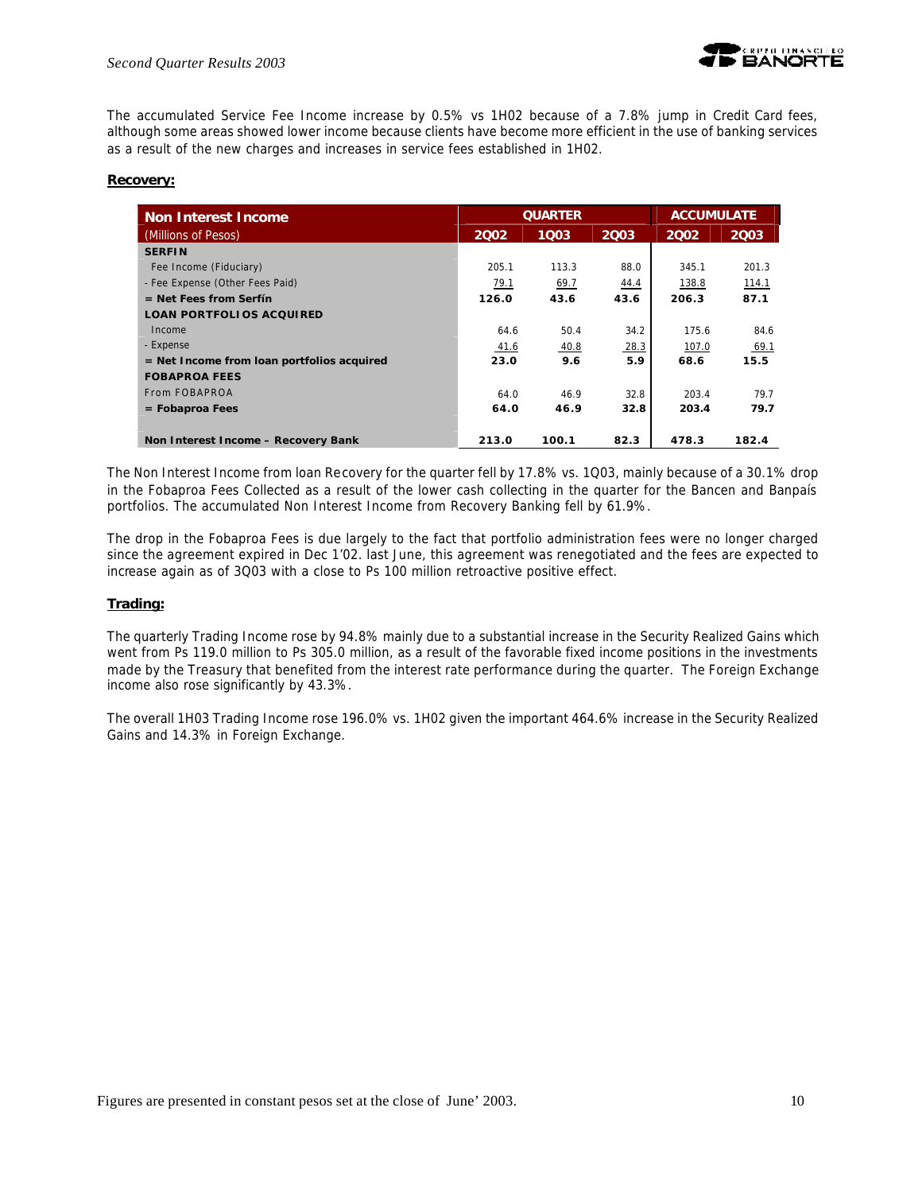The accumulated Service Fee Income increase by 0.5% vs 1H02 because of a 7.8% jump in Credit Card fees, although some areas showed lower income because clients have become more efficient in the use of banking services as a result of the new charges and increases in service fees established in 1H02.

**Recovery:**

| Non Interest Income | QUARTER | | | ACCUMULATE | |
|---|---|---|---|---|---|
| (Millions of Pesos) | 2Q02 | 1Q03 | 2Q03 | 2Q02 | 2Q03 |
| **SERFIN** | | | | | |
| Fee Income (Fiduciary) | 205.1 | 113.3 | 88.0 | 345.1 | 201.3 |
| - Fee Expense (Other Fees Paid) | 79.1 | 69.7 | 44.4 | 138.8 | 114.1 |
| **= Net Fees from Serfín** | **126.0** | **43.6** | **43.6** | **206.3** | **87.1** |
| **LOAN PORTFOLIOS ACQUIRED** | | | | | |
| Income | 64.6 | 50.4 | 34.2 | 175.6 | 84.6 |
| - Expense | 41.6 | 40.8 | 28.3 | 107.0 | 69.1 |
| **= Net Income from loan portfolios acquired** | **23.0** | **9.6** | **5.9** | **68.6** | **15.5** |
| **FOBAPROA FEES** | | | | | |
| From FOBAPROA | 64.0 | 46.9 | 32.8 | 203.4 | 79.7 |
| **= Fobaproa Fees** | **64.0** | **46.9** | **32.8** | **203.4** | **79.7** |
| **Non Interest Income – Recovery Bank** | **213.0** | **100.1** | **82.3** | **478.3** | **182.4** |

The Non Interest Income from loan Recovery for the quarter fell by 17.8% vs. 1Q03, mainly because of a 30.1% drop in the Fobaproa Fees Collected as a result of the lower cash collecting in the quarter for the Bancen and Banpaís portfolios. The accumulated Non Interest Income from Recovery Banking fell by 61.9%.

The drop in the Fobaproa Fees is due largely to the fact that portfolio administration fees were no longer charged since the agreement expired in Dec 1'02. last June, this agreement was renegotiated and the fees are expected to increase again as of 3Q03 with a close to Ps 100 million retroactive positive effect.

**Trading:**

The quarterly Trading Income rose by 94.8% mainly due to a substantial increase in the Security Realized Gains which went from Ps 119.0 million to Ps 305.0 million, as a result of the favorable fixed income positions in the investments made by the Treasury that benefited from the interest rate performance during the quarter. The Foreign Exchange income also rose significantly by 43.3%.

The overall 1H03 Trading Income rose 196.0% vs. 1H02 given the important 464.6% increase in the Security Realized Gains and 14.3% in Foreign Exchange.

Figures are presented in constant pesos set at the close of June' 2003.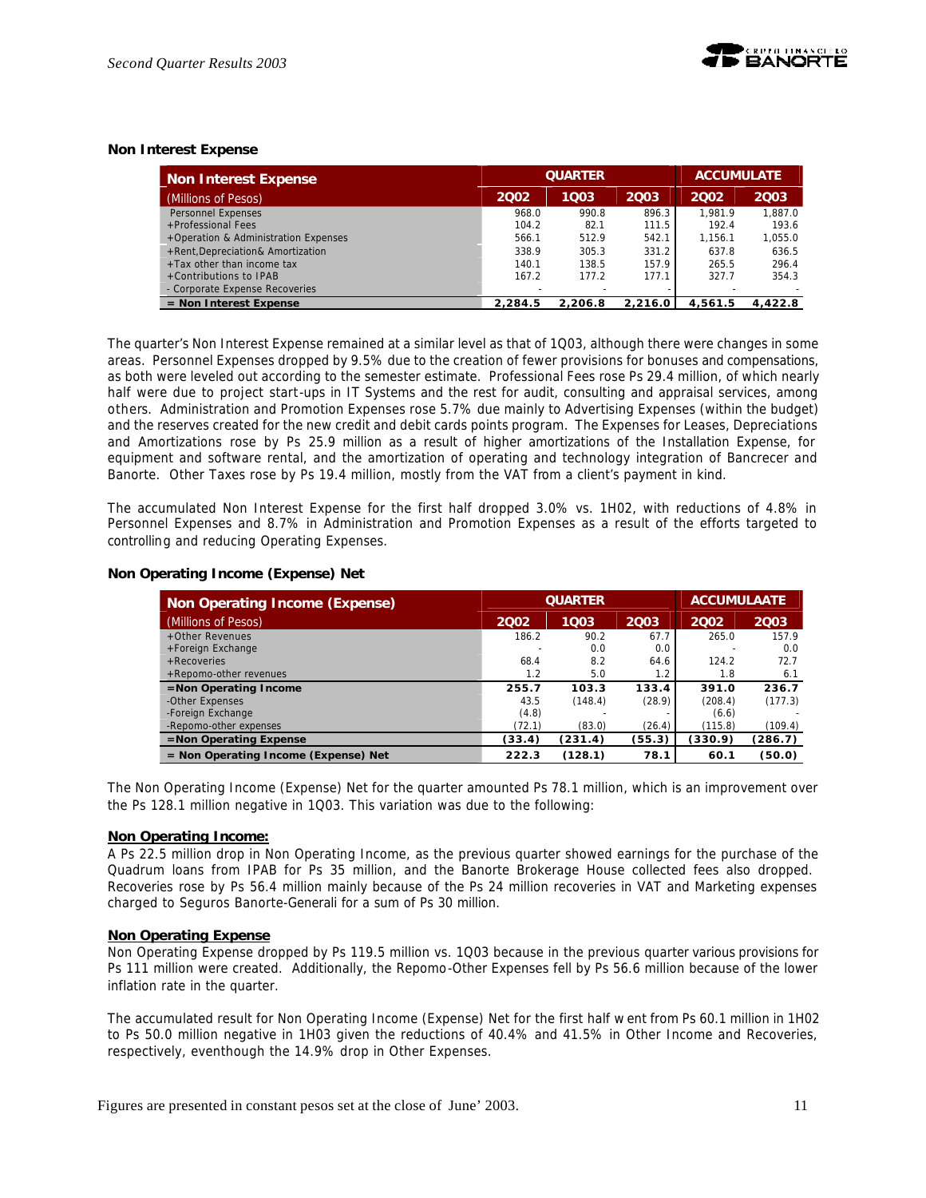### Non Interest Expense

| Non Interest Expense | QUARTER | | | ACCUMULATE | |
|---|---|---|---|---|---|
| (Millions of Pesos) | 2Q02 | 1Q03 | 2Q03 | 2Q02 | 2Q03 |
| Personnel Expenses | 968.0 | 990.8 | 896.3 | 1,981.9 | 1,887.0 |
| +Professional Fees | 104.2 | 82.1 | 111.5 | 192.4 | 193.6 |
| +Operation & Administration Expenses | 566.1 | 512.9 | 542.1 | 1,156.1 | 1,055.0 |
| +Rent,Depreciation& Amortization | 338.9 | 305.3 | 331.2 | 637.8 | 636.5 |
| +Tax other than income tax | 140.1 | 138.5 | 157.9 | 265.5 | 296.4 |
| +Contributions to IPAB | 167.2 | 177.2 | 177.1 | 327.7 | 354.3 |
| - Corporate Expense Recoveries | - | - | - | - | - |
| **= Non Interest Expense** | **2,284.5** | **2,206.8** | **2,216.0** | **4,561.5** | **4,422.8** |

The quarter's Non Interest Expense remained at a similar level as that of 1Q03, although there were changes in some areas. Personnel Expenses dropped by 9.5% due to the creation of fewer provisions for bonuses and compensations, as both were leveled out according to the semester estimate. Professional Fees rose Ps 29.4 million, of which nearly half were due to project start-ups in IT Systems and the rest for audit, consulting and appraisal services, among others. Administration and Promotion Expenses rose 5.7% due mainly to Advertising Expenses (within the budget) and the reserves created for the new credit and debit cards points program. The Expenses for Leases, Depreciations and Amortizations rose by Ps 25.9 million as a result of higher amortizations of the Installation Expense, for equipment and software rental, and the amortization of operating and technology integration of Bancrecer and Banorte. Other Taxes rose by Ps 19.4 million, mostly from the VAT from a client's payment in kind.

The accumulated Non Interest Expense for the first half dropped 3.0% vs. 1H02, with reductions of 4.8% in Personnel Expenses and 8.7% in Administration and Promotion Expenses as a result of the efforts targeted to controlling and reducing Operating Expenses.

### Non Operating Income (Expense) Net

| Non Operating Income (Expense) | QUARTER | | | ACCUMULAATE | |
|---|---|---|---|---|---|
| (Millions of Pesos) | 2Q02 | 1Q03 | 2Q03 | 2Q02 | 2Q03 |
| +Other Revenues | 186.2 | 90.2 | 67.7 | 265.0 | 157.9 |
| +Foreign Exchange | - | 0.0 | 0.0 | - | 0.0 |
| +Recoveries | 68.4 | 8.2 | 64.6 | 124.2 | 72.7 |
| +Repomo-other revenues | 1.2 | 5.0 | 1.2 | 1.8 | 6.1 |
| **=Non Operating Income** | **255.7** | **103.3** | **133.4** | **391.0** | **236.7** |
| -Other Expenses | 43.5 | (148.4) | (28.9) | (208.4) | (177.3) |
| -Foreign Exchange | (4.8) | - | - | (6.6) | - |
| -Repomo-other expenses | (72.1) | (83.0) | (26.4) | (115.8) | (109.4) |
| **=Non Operating Expense** | **(33.4)** | **(231.4)** | **(55.3)** | **(330.9)** | **(286.7)** |
| **= Non Operating Income (Expense) Net** | **222.3** | **(128.1)** | **78.1** | **60.1** | **(50.0)** |

The Non Operating Income (Expense) Net for the quarter amounted Ps 78.1 million, which is an improvement over the Ps 128.1 million negative in 1Q03. This variation was due to the following:

**Non Operating Income:**

A Ps 22.5 million drop in Non Operating Income, as the previous quarter showed earnings for the purchase of the Quadrum loans from IPAB for Ps 35 million, and the Banorte Brokerage House collected fees also dropped. Recoveries rose by Ps 56.4 million mainly because of the Ps 24 million recoveries in VAT and Marketing expenses charged to Seguros Banorte-Generali for a sum of Ps 30 million.

**Non Operating Expense**

Non Operating Expense dropped by Ps 119.5 million vs. 1Q03 because in the previous quarter various provisions for Ps 111 million were created. Additionally, the Repomo-Other Expenses fell by Ps 56.6 million because of the lower inflation rate in the quarter.

The accumulated result for Non Operating Income (Expense) Net for the first half w ent from Ps 60.1 million in 1H02 to Ps 50.0 million negative in 1H03 given the reductions of 40.4% and 41.5% in Other Income and Recoveries, respectively, eventhough the 14.9% drop in Other Expenses.

Figures are presented in constant pesos set at the close of June' 2003.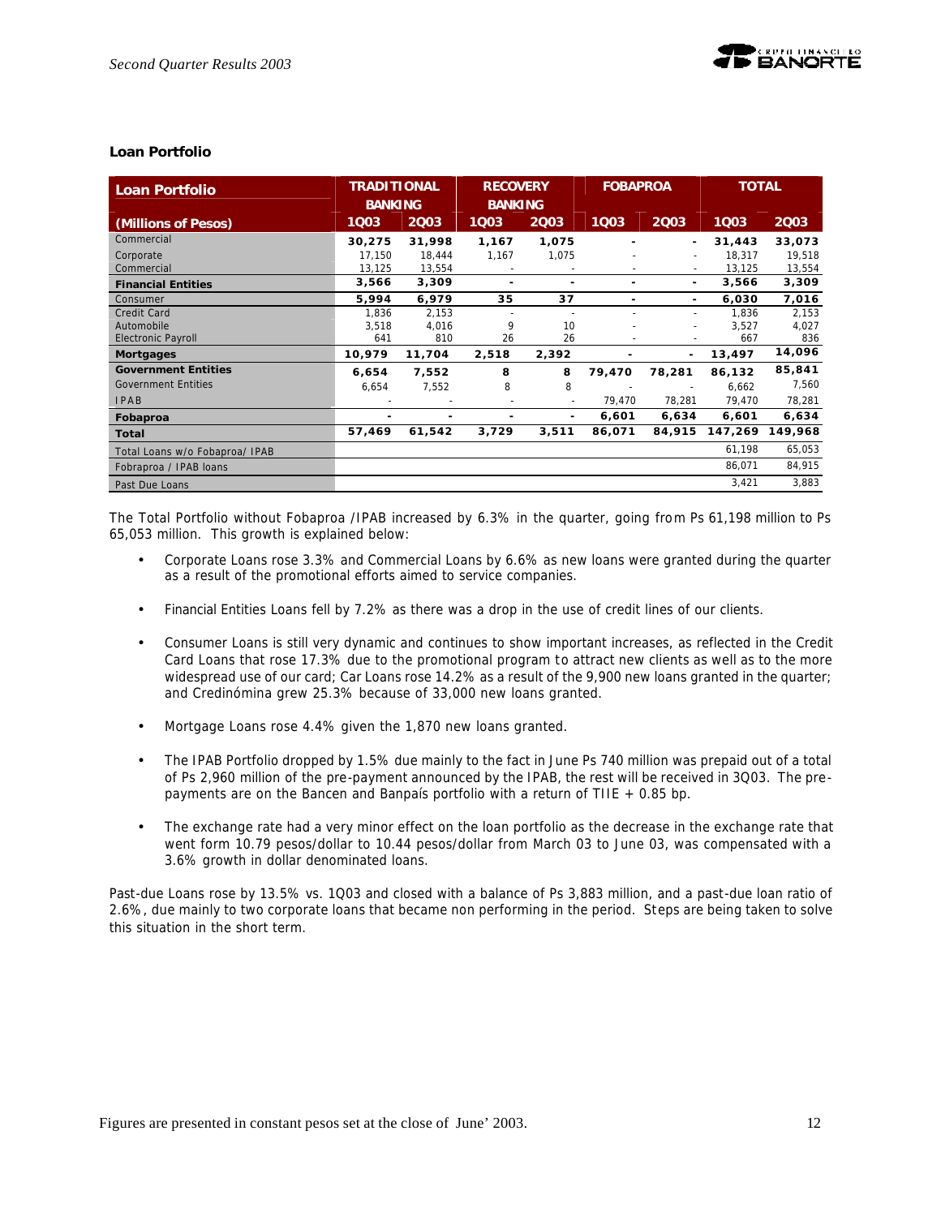### Loan Portfolio

| Loan Portfolio | TRADITIONAL BANKING | | RECOVERY BANKING | | FOBAPROA | | TOTAL | |
|---|---|---|---|---|---|---|---|---|
| **(Millions of Pesos)** | **1Q03** | **2Q03** | **1Q03** | **2Q03** | **1Q03** | **2Q03** | **1Q03** | **2Q03** |
| Commercial | **30,275** | **31,998** | **1,167** | **1,075** | **-** | **-** | **31,443** | **33,073** |
| Corporate | 17,150 | 18,444 | 1,167 | 1,075 | - | - | 18,317 | 19,518 |
| Commercial | 13,125 | 13,554 | - | - | - | - | 13,125 | 13,554 |
| **Financial Entities** | **3,566** | **3,309** | **-** | **-** | **-** | **-** | **3,566** | **3,309** |
| Consumer | **5,994** | **6,979** | **35** | **37** | **-** | **-** | **6,030** | **7,016** |
| Credit Card | 1,836 | 2,153 | - | - | - | - | 1,836 | 2,153 |
| Automobile | 3,518 | 4,016 | 9 | 10 | - | - | 3,527 | 4,027 |
| Electronic Payroll | 641 | 810 | 26 | 26 | - | - | 667 | 836 |
| **Mortgages** | **10,979** | **11,704** | **2,518** | **2,392** | **-** | **-** | **13,497** | **14,096** |
| **Government Entities** | **6,654** | **7,552** | **8** | **8** | **79,470** | **78,281** | **86,132** | **85,841** |
| Government Entities | 6,654 | 7,552 | 8 | 8 | - | - | 6,662 | 7,560 |
| IPAB | - | - | - | - | 79,470 | 78,281 | 79,470 | 78,281 |
| **Fobaproa** | **-** | **-** | **-** | **-** | **6,601** | **6,634** | **6,601** | **6,634** |
| **Total** | **57,469** | **61,542** | **3,729** | **3,511** | **86,071** | **84,915** | **147,269** | **149,968** |
| Total Loans w/o Fobaproa/ IPAB | | | | | | | 61,198 | 65,053 |
| Fobraproa / IPAB loans | | | | | | | 86,071 | 84,915 |
| Past Due Loans | | | | | | | 3,421 | 3,883 |

The Total Portfolio without Fobaproa /IPAB increased by 6.3% in the quarter, going from Ps 61,198 million to Ps 65,053 million. This growth is explained below:

- Corporate Loans rose 3.3% and Commercial Loans by 6.6% as new loans were granted during the quarter as a result of the promotional efforts aimed to service companies.
- Financial Entities Loans fell by 7.2% as there was a drop in the use of credit lines of our clients.
- Consumer Loans is still very dynamic and continues to show important increases, as reflected in the Credit Card Loans that rose 17.3% due to the promotional program to attract new clients as well as to the more widespread use of our card; Car Loans rose 14.2% as a result of the 9,900 new loans granted in the quarter; and Credinómina grew 25.3% because of 33,000 new loans granted.
- Mortgage Loans rose 4.4% given the 1,870 new loans granted.
- The IPAB Portfolio dropped by 1.5% due mainly to the fact in June Ps 740 million was prepaid out of a total of Ps 2,960 million of the pre-payment announced by the IPAB, the rest will be received in 3Q03. The pre-payments are on the Bancen and Banpaís portfolio with a return of TIIE + 0.85 bp.
- The exchange rate had a very minor effect on the loan portfolio as the decrease in the exchange rate that went form 10.79 pesos/dollar to 10.44 pesos/dollar from March 03 to June 03, was compensated with a 3.6% growth in dollar denominated loans.

Past-due Loans rose by 13.5% vs. 1Q03 and closed with a balance of Ps 3,883 million, and a past-due loan ratio of 2.6%, due mainly to two corporate loans that became non performing in the period. Steps are being taken to solve this situation in the short term.

Figures are presented in constant pesos set at the close of June' 2003.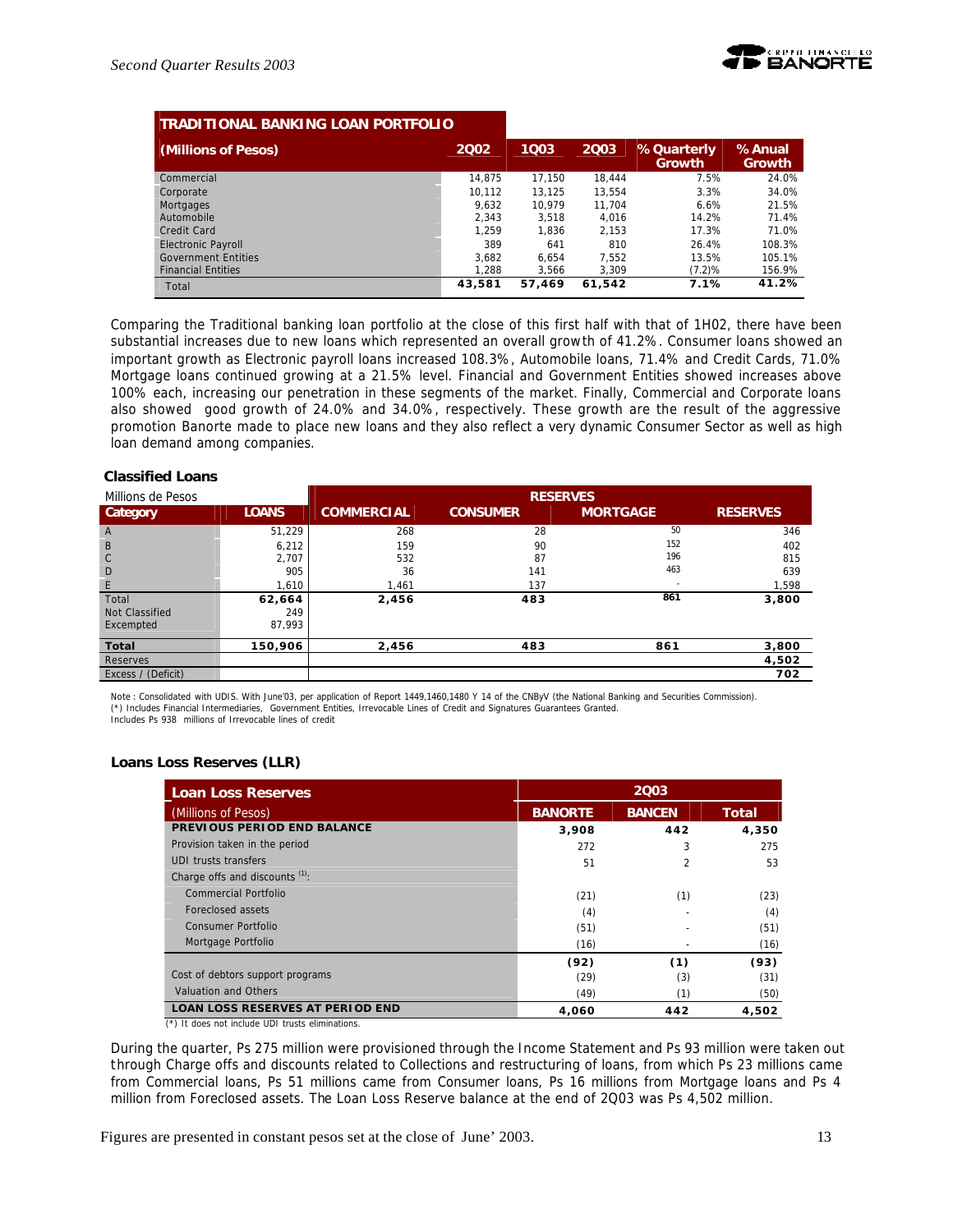| TRADITIONAL BANKING LOAN PORTFOLIO | | | | | |
|---|---|---|---|---|---|
| (Millions of Pesos) | 2Q02 | 1Q03 | 2Q03 | % Quarterly Growth | % Anual Growth |
| Commercial | 14,875 | 17,150 | 18,444 | 7.5% | 24.0% |
| Corporate | 10,112 | 13,125 | 13,554 | 3.3% | 34.0% |
| Mortgages | 9,632 | 10,979 | 11,704 | 6.6% | 21.5% |
| Automobile | 2,343 | 3,518 | 4,016 | 14.2% | 71.4% |
| Credit Card | 1,259 | 1,836 | 2,153 | 17.3% | 71.0% |
| Electronic Payroll | 389 | 641 | 810 | 26.4% | 108.3% |
| Government Entities | 3,682 | 6,654 | 7,552 | 13.5% | 105.1% |
| Financial Entities | 1,288 | 3,566 | 3,309 | (7.2)% | 156.9% |
| Total | **43,581** | **57,469** | **61,542** | **7.1%** | **41.2%** |

Comparing the Traditional banking loan portfolio at the close of this first half with that of 1H02, there have been substantial increases due to new loans which represented an overall growth of 41.2%. Consumer loans showed an important growth as Electronic payroll loans increased 108.3%, Automobile loans, 71.4% and Credit Cards, 71.0% Mortgage loans continued growing at a 21.5% level. Financial and Government Entities showed increases above 100% each, increasing our penetration in these segments of the market. Finally, Commercial and Corporate loans also showed good growth of 24.0% and 34.0%, respectively. These growth are the result of the aggressive promotion Banorte made to place new loans and they also reflect a very dynamic Consumer Sector as well as high loan demand among companies.

**Classified Loans**

| Millions de Pesos | | RESERVES | | | |
|---|---|---|---|---|---|
| Category | LOANS | COMMERCIAL | CONSUMER | MORTGAGE | RESERVES |
| A | 51,229 | 268 | 28 | 50 | 346 |
| B | 6,212 | 159 | 90 | 152 | 402 |
| C | 2,707 | 532 | 87 | 196 | 815 |
| D | 905 | 36 | 141 | 463 | 639 |
| E | 1,610 | 1,461 | 137 | - | 1,598 |
| Total | **62,664** | **2,456** | **483** | **861** | **3,800** |
| Not Classified | 249 | | | | |
| Excempted | 87,993 | | | | |
| **Total** | **150,906** | **2,456** | **483** | **861** | **3,800** |
| Reserves | | | | | **4,502** |
| Excess / (Deficit) | | | | | **702** |

Note : Consolidated with UDIS. With June'03, per application of Report 1449,1460,1480 Y 14 of the CNByV (the National Banking and Securities Commission).
(*) Includes Financial Intermediaries, Government Entities, Irrevocable Lines of Credit and Signatures Guarantees Granted.
Includes Ps 938 millions of Irrevocable lines of credit

**Loans Loss Reserves (LLR)**

| Loan Loss Reserves | 2Q03 | | |
|---|---|---|---|
| (Millions of Pesos) | BANORTE | BANCEN | Total |
| **PREVIOUS PERIOD END BALANCE** | **3,908** | **442** | **4,350** |
| Provision taken in the period | 272 | 3 | 275 |
| UDI trusts transfers | 51 | 2 | 53 |
| Charge offs and discounts [1]: | | | |
| Commercial Portfolio | (21) | (1) | (23) |
| Foreclosed assets | (4) | - | (4) |
| Consumer Portfolio | (51) | - | (51) |
| Mortgage Portfolio | (16) | - | (16) |
| | **(92)** | **(1)** | **(93)** |
| Cost of debtors support programs | (29) | (3) | (31) |
| Valuation and Others | (49) | (1) | (50) |
| **LOAN LOSS RESERVES AT PERIOD END** | **4,060** | **442** | **4,502** |

(*) It does not include UDI trusts eliminations.

During the quarter, Ps 275 million were provisioned through the Income Statement and Ps 93 million were taken out through Charge offs and discounts related to Collections and restructuring of loans, from which Ps 23 millions came from Commercial loans, Ps 51 millions came from Consumer loans, Ps 16 millions from Mortgage loans and Ps 4 million from Foreclosed assets. The Loan Loss Reserve balance at the end of 2Q03 was Ps 4,502 million.

Figures are presented in constant pesos set at the close of June' 2003.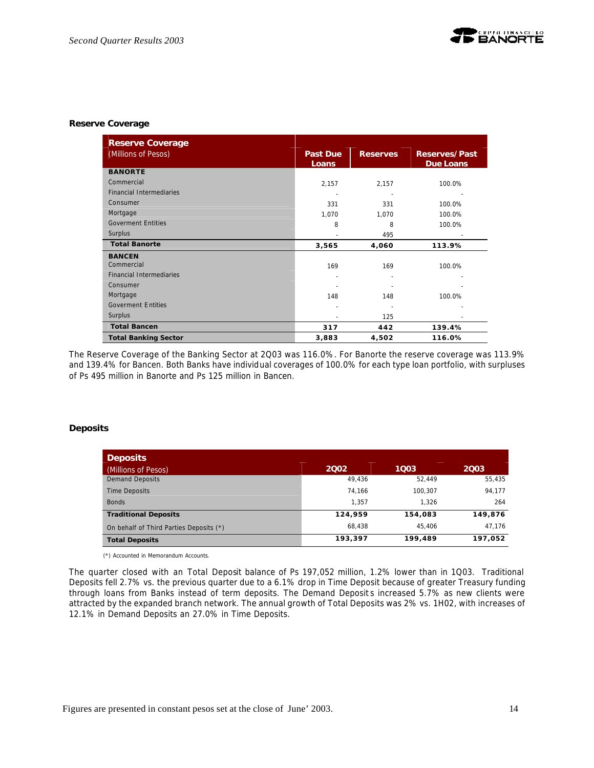### Reserve Coverage

| Reserve Coverage (Millions of Pesos) | Past Due Loans | Reserves | Reserves/Past Due Loans |
|---|---|---|---|
| **BANORTE** | | | |
| Commercial | 2,157 | 2,157 | 100.0% |
| Financial Intermediaries | - | - | - |
| Consumer | 331 | 331 | 100.0% |
| Mortgage | 1,070 | 1,070 | 100.0% |
| Goverment Entities | 8 | 8 | 100.0% |
| Surplus | - | 495 | - |
| **Total Banorte** | **3,565** | **4,060** | **113.9%** |
| **BANCEN** | | | |
| Commercial | 169 | 169 | 100.0% |
| Financial Intermediaries | - | - | - |
| Consumer | - | - | - |
| Mortgage | 148 | 148 | 100.0% |
| Goverment Entities | - | - | - |
| Surplus | - | 125 | - |
| **Total Bancen** | **317** | **442** | **139.4%** |
| **Total Banking Sector** | **3,883** | **4,502** | **116.0%** |

The Reserve Coverage of the Banking Sector at 2Q03 was 116.0%. For Banorte the reserve coverage was 113.9% and 139.4% for Bancen. Both Banks have individual coverages of 100.0% for each type loan portfolio, with surpluses of Ps 495 million in Banorte and Ps 125 million in Bancen.

### Deposits

| Deposits (Millions of Pesos) | 2Q02 | 1Q03 | 2Q03 |
|---|---|---|---|
| Demand Deposits | 49,436 | 52,449 | 55,435 |
| Time Deposits | 74,166 | 100,307 | 94,177 |
| Bonds | 1,357 | 1,326 | 264 |
| **Traditional Deposits** | **124,959** | **154,083** | **149,876** |
| On behalf of Third Parties Deposits (*) | 68,438 | 45,406 | 47,176 |
| **Total Deposits** | **193,397** | **199,489** | **197,052** |

(*) Accounted in Memorandum Accounts.

The quarter closed with an Total Deposit balance of Ps 197,052 million, 1.2% lower than in 1Q03. Traditional Deposits fell 2.7% vs. the previous quarter due to a 6.1% drop in Time Deposit because of greater Treasury funding through loans from Banks instead of term deposits. The Demand Deposits increased 5.7% as new clients were attracted by the expanded branch network. The annual growth of Total Deposits was 2% vs. 1H02, with increases of 12.1% in Demand Deposits an 27.0% in Time Deposits.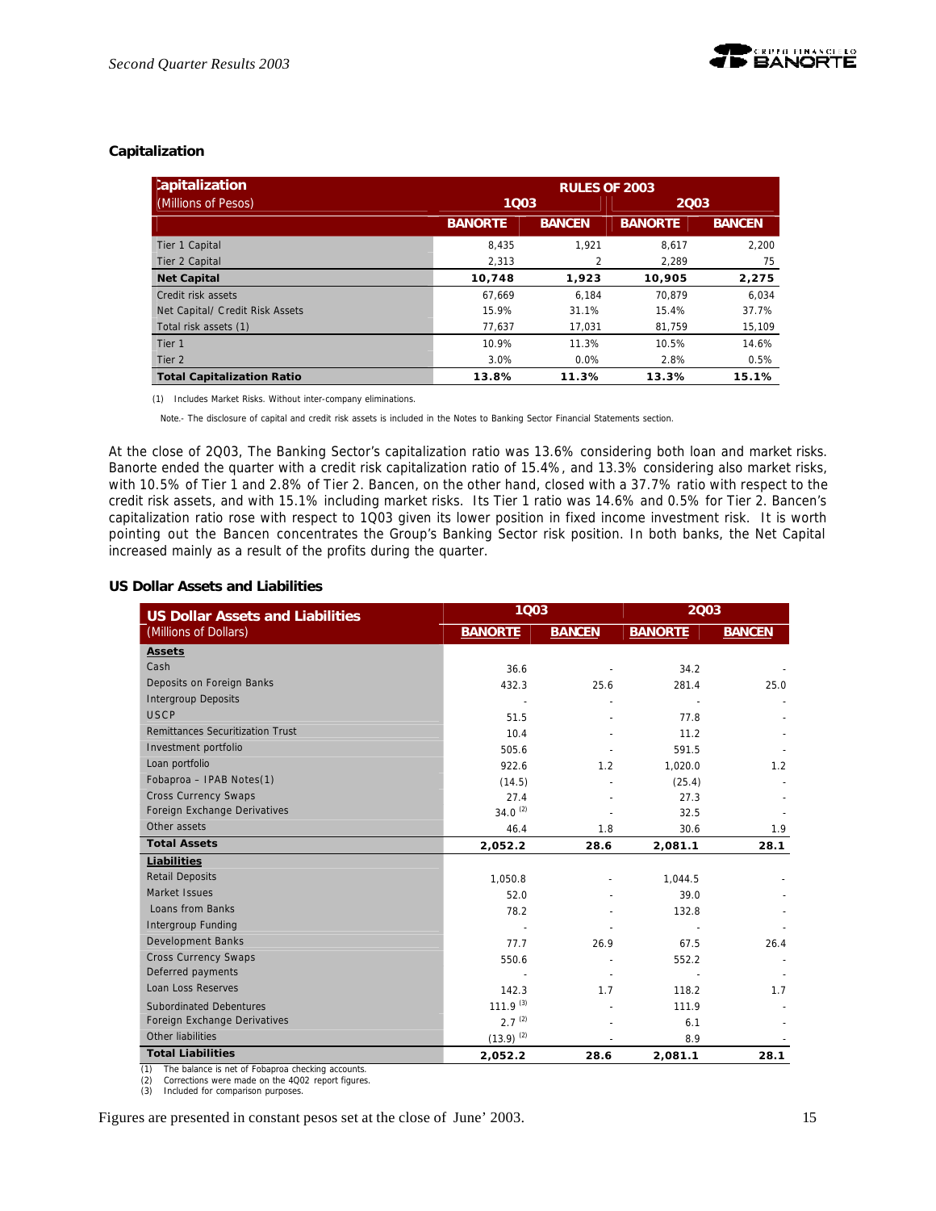### Capitalization

| Capitalization (Millions of Pesos) | RULES OF 2003 | | | |
|---|---|---|---|---|
| | 1Q03 | | 2Q03 | |
| | BANORTE | BANCEN | BANORTE | BANCEN |
| Tier 1 Capital | 8,435 | 1,921 | 8,617 | 2,200 |
| Tier 2 Capital | 2,313 | 2 | 2,289 | 75 |
| **Net Capital** | **10,748** | **1,923** | **10,905** | **2,275** |
| Credit risk assets | 67,669 | 6,184 | 70,879 | 6,034 |
| Net Capital/ Credit Risk Assets | 15.9% | 31.1% | 15.4% | 37.7% |
| Total risk assets (1) | 77,637 | 17,031 | 81,759 | 15,109 |
| Tier 1 | 10.9% | 11.3% | 10.5% | 14.6% |
| Tier 2 | 3.0% | 0.0% | 2.8% | 0.5% |
| **Total Capitalization Ratio** | **13.8%** | **11.3%** | **13.3%** | **15.1%** |

(1) Includes Market Risks. Without inter-company eliminations.

Note.- The disclosure of capital and credit risk assets is included in the Notes to Banking Sector Financial Statements section.

At the close of 2Q03, The Banking Sector's capitalization ratio was 13.6% considering both loan and market risks. Banorte ended the quarter with a credit risk capitalization ratio of 15.4%, and 13.3% considering also market risks, with 10.5% of Tier 1 and 2.8% of Tier 2. Bancen, on the other hand, closed with a 37.7% ratio with respect to the credit risk assets, and with 15.1% including market risks. Its Tier 1 ratio was 14.6% and 0.5% for Tier 2. Bancen's capitalization ratio rose with respect to 1Q03 given its lower position in fixed income investment risk. It is worth pointing out the Bancen concentrates the Group's Banking Sector risk position. In both banks, the Net Capital increased mainly as a result of the profits during the quarter.

### US Dollar Assets and Liabilities

| US Dollar Assets and Liabilities (Millions of Dollars) | 1Q03 | | 2Q03 | |
|---|---|---|---|---|
| | BANORTE | BANCEN | BANORTE | BANCEN |
| **Assets** | | | | |
| Cash | 36.6 | - | 34.2 | - |
| Deposits on Foreign Banks | 432.3 | 25.6 | 281.4 | 25.0 |
| Intergroup Deposits | - | - | - | - |
| USCP | 51.5 | - | 77.8 | - |
| Remittances Securitization Trust | 10.4 | - | 11.2 | - |
| Investment portfolio | 505.6 | - | 591.5 | - |
| Loan portfolio | 922.6 | 1.2 | 1,020.0 | 1.2 |
| Fobaproa – IPAB Notes(1) | (14.5) | - | (25.4) | - |
| Cross Currency Swaps | 27.4 | - | 27.3 | - |
| Foreign Exchange Derivatives | 34.0 (2) | - | 32.5 | - |
| Other assets | 46.4 | 1.8 | 30.6 | 1.9 |
| **Total Assets** | **2,052.2** | **28.6** | **2,081.1** | **28.1** |
| **Liabilities** | | | | |
| Retail Deposits | 1,050.8 | - | 1,044.5 | - |
| Market Issues | 52.0 | - | 39.0 | - |
| Loans from Banks | 78.2 | - | 132.8 | - |
| Intergroup Funding | - | - | - | - |
| Development Banks | 77.7 | 26.9 | 67.5 | 26.4 |
| Cross Currency Swaps | 550.6 | - | 552.2 | - |
| Deferred payments | - | - | - | - |
| Loan Loss Reserves | 142.3 | 1.7 | 118.2 | 1.7 |
| Subordinated Debentures | 111.9 (3) | - | 111.9 | - |
| Foreign Exchange Derivatives | 2.7 (2) | - | 6.1 | - |
| Other liabilities | (13.9) (2) | - | 8.9 | - |
| **Total Liabilities** | **2,052.2** | **28.6** | **2,081.1** | **28.1** |

(1) The balance is net of Fobaproa checking accounts.
(2) Corrections were made on the 4Q02 report figures.
(3) Included for comparison purposes.

Figures are presented in constant pesos set at the close of June' 2003.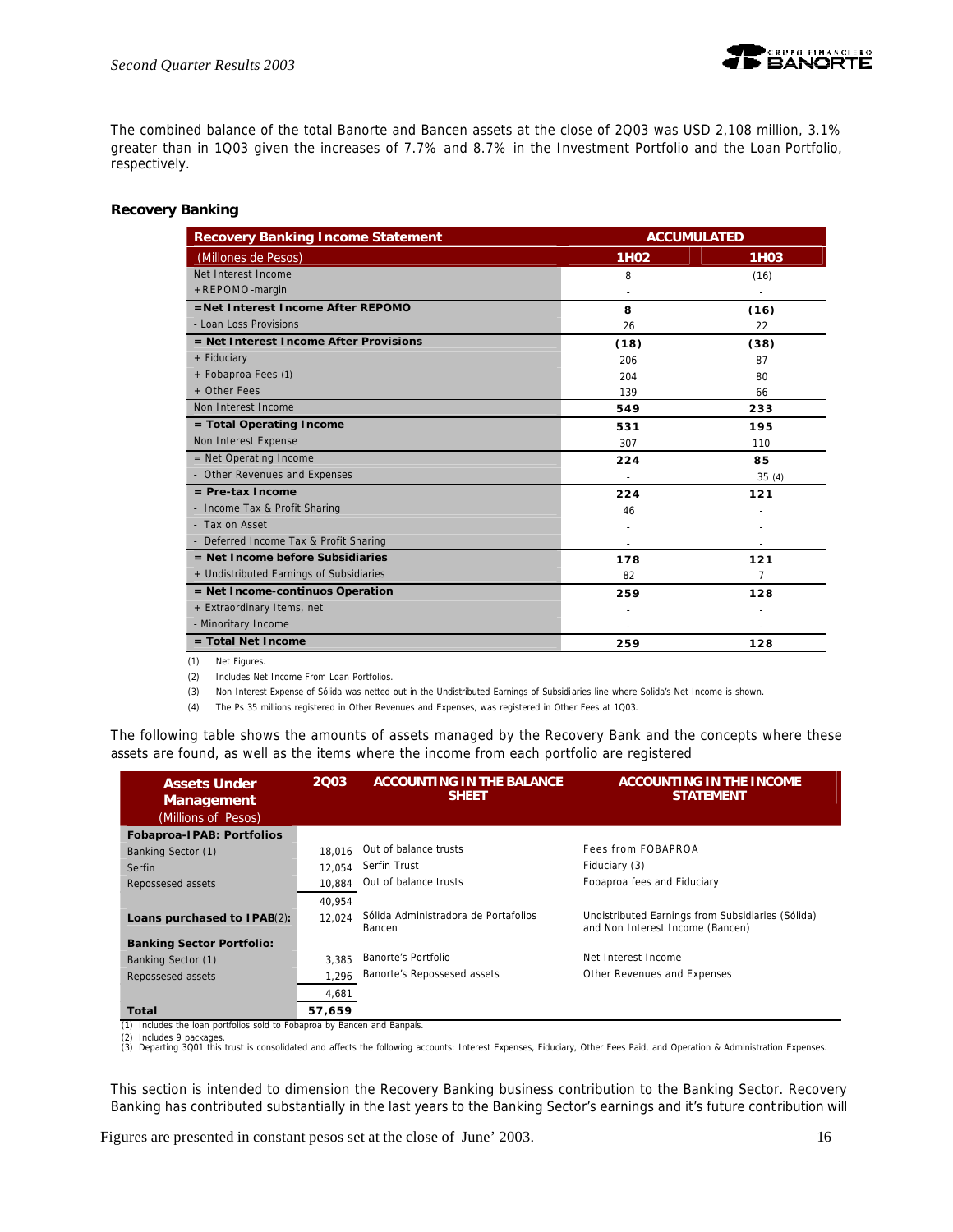The combined balance of the total Banorte and Bancen assets at the close of 2Q03 was USD 2,108 million, 3.1% greater than in 1Q03 given the increases of 7.7% and 8.7% in the Investment Portfolio and the Loan Portfolio, respectively.

**Recovery Banking**

| Recovery Banking Income Statement | ACCUMULATED | |
|---|---|---|
| (Millones de Pesos) | 1H02 | 1H03 |
| Net Interest Income | 8 | (16) |
| +REPOMO-margin | - | - |
| **=Net Interest Income After REPOMO** | **8** | **(16)** |
| - Loan Loss Provisions | 26 | 22 |
| **= Net Interest Income After Provisions** | **(18)** | **(38)** |
| + Fiduciary | 206 | 87 |
| + Fobaproa Fees (1) | 204 | 80 |
| + Other Fees | 139 | 66 |
| Non Interest Income | **549** | **233** |
| **= Total Operating Income** | **531** | **195** |
| Non Interest Expense | 307 | 110 |
| = Net Operating Income | **224** | **85** |
| - Other Revenues and Expenses | - | 35 (4) |
| **= Pre-tax Income** | **224** | **121** |
| - Income Tax & Profit Sharing | 46 | - |
| - Tax on Asset | - | - |
| - Deferred Income Tax & Profit Sharing | - | - |
| **= Net Income before Subsidiaries** | **178** | **121** |
| + Undistributed Earnings of Subsidiaries | 82 | 7 |
| **= Net Income-continuos Operation** | **259** | **128** |
| + Extraordinary Items, net | - | - |
| - Minoritary Income | - | - |
| **= Total Net Income** | **259** | **128** |

(1) Net Figures.

(2) Includes Net Income From Loan Portfolios.

(3) Non Interest Expense of Sólida was netted out in the Undistributed Earnings of Subsidiaries line where Solida's Net Income is shown.

(4) The Ps 35 millions registered in Other Revenues and Expenses, was registered in Other Fees at 1Q03.

The following table shows the amounts of assets managed by the Recovery Bank and the concepts where these assets are found, as well as the items where the income from each portfolio are registered

| Assets Under Management (Millions of Pesos) | 2Q03 | ACCOUNTING IN THE BALANCE SHEET | ACCOUNTING IN THE INCOME STATEMENT |
|---|---|---|---|
| **Fobaproa-IPAB: Portfolios** | | | |
| Banking Sector (1) | 18,016 | Out of balance trusts | Fees from FOBAPROA |
| Serfin | 12,054 | Serfin Trust | Fiduciary (3) |
| Repossesed assets | 10,884 | Out of balance trusts | Fobaproa fees and Fiduciary |
| | 40,954 | | |
| **Loans purchased to IPAB**(2): | 12,024 | Sólida Administradora de Portafolios Bancen | Undistributed Earnings from Subsidiaries (Sólida) and Non Interest Income (Bancen) |
| **Banking Sector Portfolio:** | | | |
| Banking Sector (1) | 3,385 | Banorte's Portfolio | Net Interest Income |
| Repossesed assets | 1,296 | Banorte's Repossesed assets | Other Revenues and Expenses |
| | 4,681 | | |
| **Total** | **57,659** | | |

(1) Includes the loan portfolios sold to Fobaproa by Bancen and Banpaís.
(2) Includes 9 packages.
(3) Departing 3Q01 this trust is consolidated and affects the following accounts: Interest Expenses, Fiduciary, Other Fees Paid, and Operation & Administration Expenses.

This section is intended to dimension the Recovery Banking business contribution to the Banking Sector. Recovery Banking has contributed substantially in the last years to the Banking Sector's earnings and it's future contribution will

Figures are presented in constant pesos set at the close of June' 2003.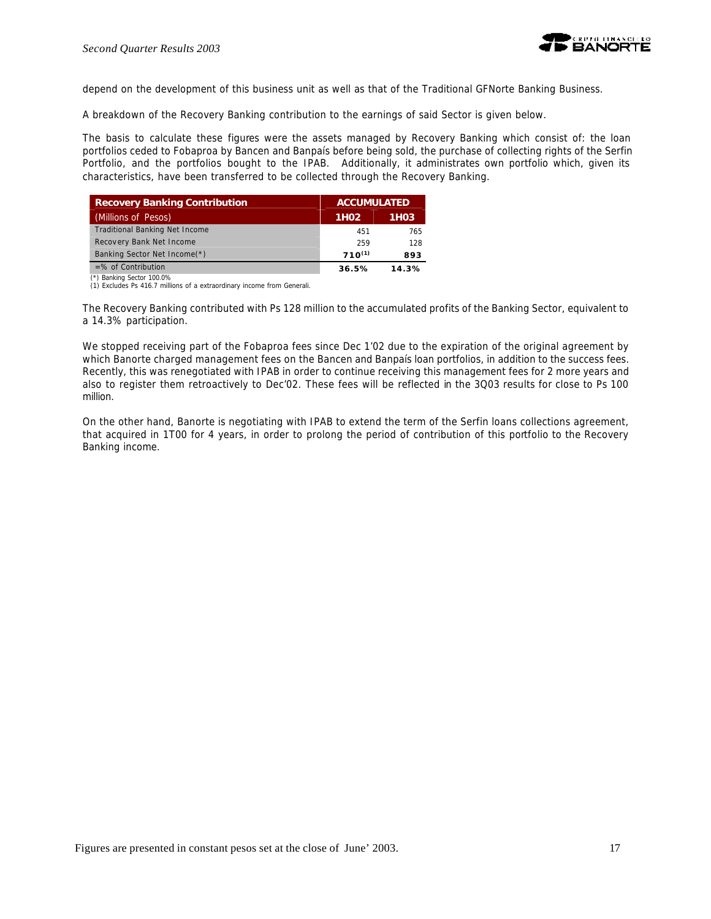depend on the development of this business unit as well as that of the Traditional GFNorte Banking Business.

A breakdown of the Recovery Banking contribution to the earnings of said Sector is given below.

The basis to calculate these figures were the assets managed by Recovery Banking which consist of: the loan portfolios ceded to Fobaproa by Bancen and Banpaís before being sold, the purchase of collecting rights of the Serfin Portfolio, and the portfolios bought to the IPAB. Additionally, it administrates own portfolio which, given its characteristics, have been transferred to be collected through the Recovery Banking.

| **Recovery Banking Contribution** | **ACCUMULATED** | |
|---|---|---|
| (Millions of Pesos) | **1H02** | **1H03** |
| Traditional Banking Net Income | 451 | 765 |
| Recovery Bank Net Income | 259 | 128 |
| Banking Sector Net Income(*) | **710(1)** | **893** |
| =% of Contribution | **36.5%** | **14.3%** |

(*) Banking Sector 100.0%
(1) Excludes Ps 416.7 millions of a extraordinary income from Generali.

The Recovery Banking contributed with Ps 128 million to the accumulated profits of the Banking Sector, equivalent to a 14.3% participation.

We stopped receiving part of the Fobaproa fees since Dec 1'02 due to the expiration of the original agreement by which Banorte charged management fees on the Bancen and Banpaís loan portfolios, in addition to the success fees. Recently, this was renegotiated with IPAB in order to continue receiving this management fees for 2 more years and also to register them retroactively to Dec'02. These fees will be reflected in the 3Q03 results for close to Ps 100 million.

On the other hand, Banorte is negotiating with IPAB to extend the term of the Serfin loans collections agreement, that acquired in 1T00 for 4 years, in order to prolong the period of contribution of this portfolio to the Recovery Banking income.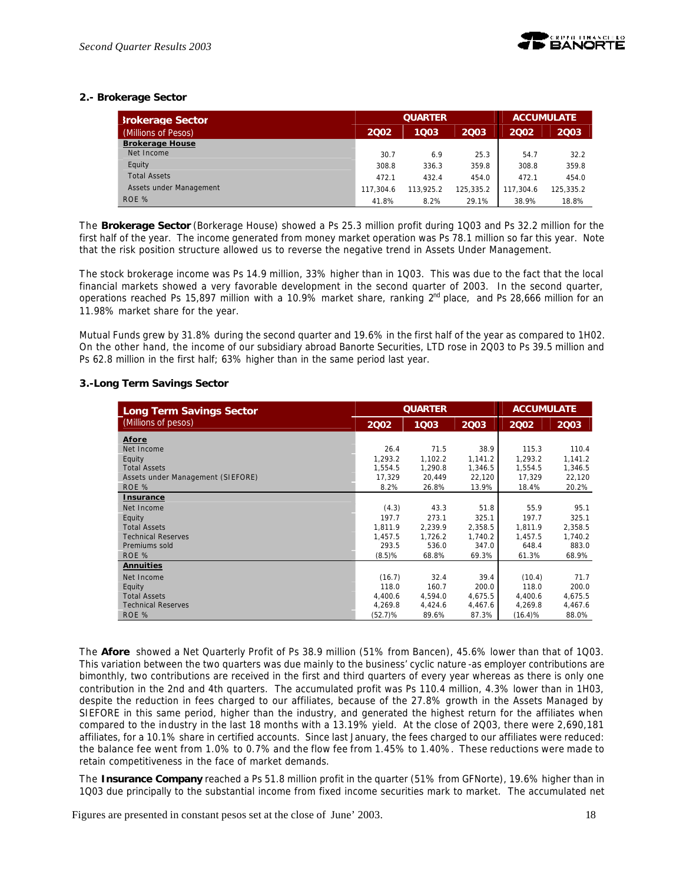## 2.- Brokerage Sector

| Brokerage Sector (Millions of Pesos) | QUARTER 2Q02 | 1Q03 | 2Q03 | ACCUMULATE 2Q02 | 2Q03 |
|---|---|---|---|---|---|
| **Brokerage House** | | | | | |
| Net Income | 30.7 | 6.9 | 25.3 | 54.7 | 32.2 |
| Equity | 308.8 | 336.3 | 359.8 | 308.8 | 359.8 |
| Total Assets | 472.1 | 432.4 | 454.0 | 472.1 | 454.0 |
| Assets under Management | 117,304.6 | 113,925.2 | 125,335.2 | 117,304.6 | 125,335.2 |
| ROE % | 41.8% | 8.2% | 29.1% | 38.9% | 18.8% |

The **Brokerage Sector** (Borkerage House) showed a Ps 25.3 million profit during 1Q03 and Ps 32.2 million for the first half of the year. The income generated from money market operation was Ps 78.1 million so far this year. Note that the risk position structure allowed us to reverse the negative trend in Assets Under Management.

The stock brokerage income was Ps 14.9 million, 33% higher than in 1Q03. This was due to the fact that the local financial markets showed a very favorable development in the second quarter of 2003. In the second quarter, operations reached Ps 15,897 million with a 10.9% market share, ranking 2nd place, and Ps 28,666 million for an 11.98% market share for the year.

Mutual Funds grew by 31.8% during the second quarter and 19.6% in the first half of the year as compared to 1H02. On the other hand, the income of our subsidiary abroad Banorte Securities, LTD rose in 2Q03 to Ps 39.5 million and Ps 62.8 million in the first half; 63% higher than in the same period last year.

## 3.-Long Term Savings Sector

| Long Term Savings Sector (Millions of pesos) | QUARTER 2Q02 | 1Q03 | 2Q03 | ACCUMULATE 2Q02 | 2Q03 |
|---|---|---|---|---|---|
| **Afore** | | | | | |
| Net Income | 26.4 | 71.5 | 38.9 | 115.3 | 110.4 |
| Equity | 1,293.2 | 1,102.2 | 1,141.2 | 1,293.2 | 1,141.2 |
| Total Assets | 1,554.5 | 1,290.8 | 1,346.5 | 1,554.5 | 1,346.5 |
| Assets under Management (SIEFORE) | 17,329 | 20,449 | 22,120 | 17,329 | 22,120 |
| ROE % | 8.2% | 26.8% | 13.9% | 18.4% | 20.2% |
| **Insurance** | | | | | |
| Net Income | (4.3) | 43.3 | 51.8 | 55.9 | 95.1 |
| Equity | 197.7 | 273.1 | 325.1 | 197.7 | 325.1 |
| Total Assets | 1,811.9 | 2,239.9 | 2,358.5 | 1,811.9 | 2,358.5 |
| Technical Reserves | 1,457.5 | 1,726.2 | 1,740.2 | 1,457.5 | 1,740.2 |
| Premiums sold | 293.5 | 536.0 | 347.0 | 648.4 | 883.0 |
| ROE % | (8.5)% | 68.8% | 69.3% | 61.3% | 68.9% |
| **Annuities** | | | | | |
| Net Income | (16.7) | 32.4 | 39.4 | (10.4) | 71.7 |
| Equity | 118.0 | 160.7 | 200.0 | 118.0 | 200.0 |
| Total Assets | 4,400.6 | 4,594.0 | 4,675.5 | 4,400.6 | 4,675.5 |
| Technical Reserves | 4,269.8 | 4,424.6 | 4,467.6 | 4,269.8 | 4,467.6 |
| ROE % | (52.7)% | 89.6% | 87.3% | (16.4)% | 88.0% |

The **Afore** showed a Net Quarterly Profit of Ps 38.9 million (51% from Bancen), 45.6% lower than that of 1Q03. This variation between the two quarters was due mainly to the business' cyclic nature -as employer contributions are bimonthly, two contributions are received in the first and third quarters of every year whereas as there is only one contribution in the 2nd and 4th quarters. The accumulated profit was Ps 110.4 million, 4.3% lower than in 1H03, despite the reduction in fees charged to our affiliates, because of the 27.8% growth in the Assets Managed by SIEFORE in this same period, higher than the industry, and generated the highest return for the affiliates when compared to the industry in the last 18 months with a 13.19% yield. At the close of 2Q03, there were 2,690,181 affiliates, for a 10.1% share in certified accounts. Since last January, the fees charged to our affiliates were reduced: the balance fee went from 1.0% to 0.7% and the flow fee from 1.45% to 1.40%. These reductions were made to retain competitiveness in the face of market demands.

The **Insurance Company** reached a Ps 51.8 million profit in the quarter (51% from GFNorte), 19.6% higher than in 1Q03 due principally to the substantial income from fixed income securities mark to market. The accumulated net

Figures are presented in constant pesos set at the close of June' 2003.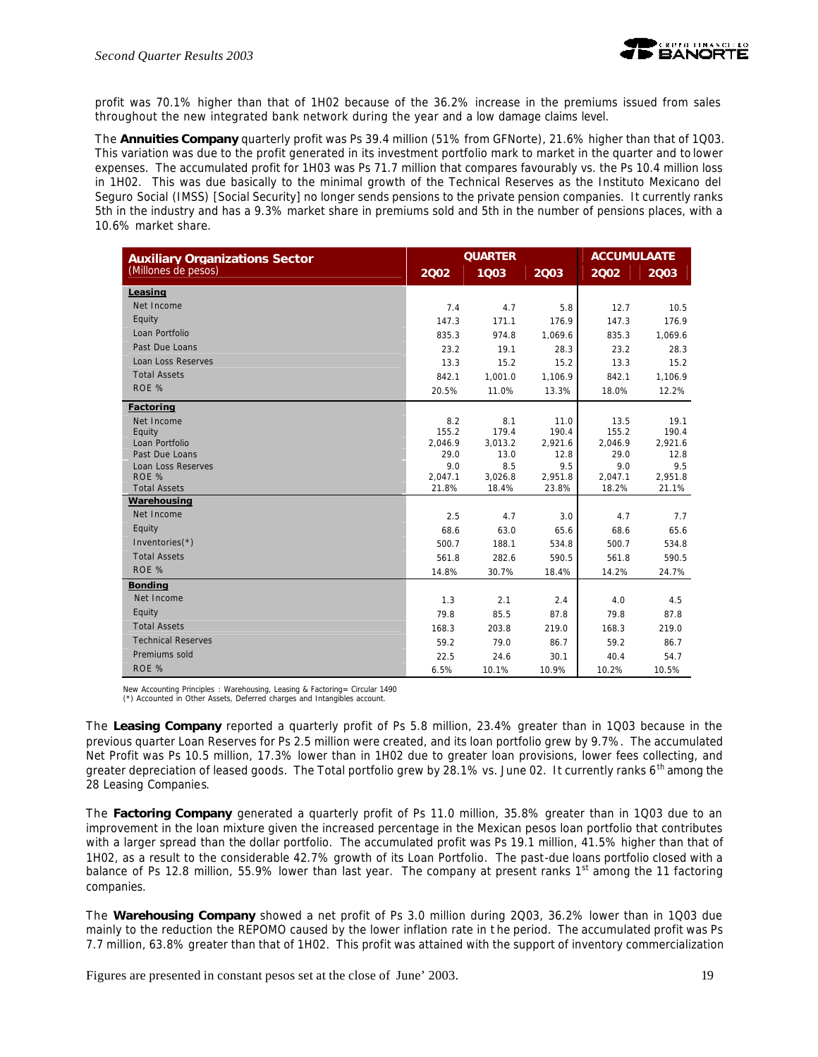profit was 70.1% higher than that of 1H02 because of the 36.2% increase in the premiums issued from sales throughout the new integrated bank network during the year and a low damage claims level.

The **Annuities Company** quarterly profit was Ps 39.4 million (51% from GFNorte), 21.6% higher than that of 1Q03. This variation was due to the profit generated in its investment portfolio mark to market in the quarter and to lower expenses. The accumulated profit for 1H03 was Ps 71.7 million that compares favourably vs. the Ps 10.4 million loss in 1H02. This was due basically to the minimal growth of the Technical Reserves as the Instituto Mexicano del Seguro Social (IMSS) [Social Security] no longer sends pensions to the private pension companies. It currently ranks 5th in the industry and has a 9.3% market share in premiums sold and 5th in the number of pensions places, with a 10.6% market share.

| **Auxiliary Organizations Sector** (Millones de pesos) | QUARTER | | | ACCUMULAATE | |
|---|---|---|---|---|---|
| | 2Q02 | 1Q03 | 2Q03 | 2Q02 | 2Q03 |
| **Leasing** | | | | | |
| Net Income | 7.4 | 4.7 | 5.8 | 12.7 | 10.5 |
| Equity | 147.3 | 171.1 | 176.9 | 147.3 | 176.9 |
| Loan Portfolio | 835.3 | 974.8 | 1,069.6 | 835.3 | 1,069.6 |
| Past Due Loans | 23.2 | 19.1 | 28.3 | 23.2 | 28.3 |
| Loan Loss Reserves | 13.3 | 15.2 | 15.2 | 13.3 | 15.2 |
| Total Assets | 842.1 | 1,001.0 | 1,106.9 | 842.1 | 1,106.9 |
| ROE % | 20.5% | 11.0% | 13.3% | 18.0% | 12.2% |
| **Factoring** | | | | | |
| Net Income | 8.2 | 8.1 | 11.0 | 13.5 | 19.1 |
| Equity | 155.2 | 179.4 | 190.4 | 155.2 | 190.4 |
| Loan Portfolio | 2,046.9 | 3,013.2 | 2,921.6 | 2,046.9 | 2,921.6 |
| Past Due Loans | 29.0 | 13.0 | 12.8 | 29.0 | 12.8 |
| Loan Loss Reserves | 9.0 | 8.5 | 9.5 | 9.0 | 9.5 |
| ROE % | 2,047.1 | 3,026.8 | 2,951.8 | 2,047.1 | 2,951.8 |
| Total Assets | 21.8% | 18.4% | 23.8% | 18.2% | 21.1% |
| **Warehousing** | | | | | |
| Net Income | 2.5 | 4.7 | 3.0 | 4.7 | 7.7 |
| Equity | 68.6 | 63.0 | 65.6 | 68.6 | 65.6 |
| Inventories(*) | 500.7 | 188.1 | 534.8 | 500.7 | 534.8 |
| Total Assets | 561.8 | 282.6 | 590.5 | 561.8 | 590.5 |
| ROE % | 14.8% | 30.7% | 18.4% | 14.2% | 24.7% |
| **Bonding** | | | | | |
| Net Income | 1.3 | 2.1 | 2.4 | 4.0 | 4.5 |
| Equity | 79.8 | 85.5 | 87.8 | 79.8 | 87.8 |
| Total Assets | 168.3 | 203.8 | 219.0 | 168.3 | 219.0 |
| Technical Reserves | 59.2 | 79.0 | 86.7 | 59.2 | 86.7 |
| Premiums sold | 22.5 | 24.6 | 30.1 | 40.4 | 54.7 |
| ROE % | 6.5% | 10.1% | 10.9% | 10.2% | 10.5% |

New Accounting Principles : Warehousing, Leasing & Factoring= Circular 1490
(*) Accounted in Other Assets, Deferred charges and Intangibles account.

The **Leasing Company** reported a quarterly profit of Ps 5.8 million, 23.4% greater than in 1Q03 because in the previous quarter Loan Reserves for Ps 2.5 million were created, and its loan portfolio grew by 9.7%. The accumulated Net Profit was Ps 10.5 million, 17.3% lower than in 1H02 due to greater loan provisions, lower fees collecting, and greater depreciation of leased goods. The Total portfolio grew by 28.1% vs. June 02. It currently ranks 6th among the 28 Leasing Companies.

The **Factoring Company** generated a quarterly profit of Ps 11.0 million, 35.8% greater than in 1Q03 due to an improvement in the loan mixture given the increased percentage in the Mexican pesos loan portfolio that contributes with a larger spread than the dollar portfolio. The accumulated profit was Ps 19.1 million, 41.5% higher than that of 1H02, as a result to the considerable 42.7% growth of its Loan Portfolio. The past-due loans portfolio closed with a balance of Ps 12.8 million, 55.9% lower than last year. The company at present ranks 1st among the 11 factoring companies.

The **Warehousing Company** showed a net profit of Ps 3.0 million during 2Q03, 36.2% lower than in 1Q03 due mainly to the reduction the REPOMO caused by the lower inflation rate in the period. The accumulated profit was Ps 7.7 million, 63.8% greater than that of 1H02. This profit was attained with the support of inventory commercialization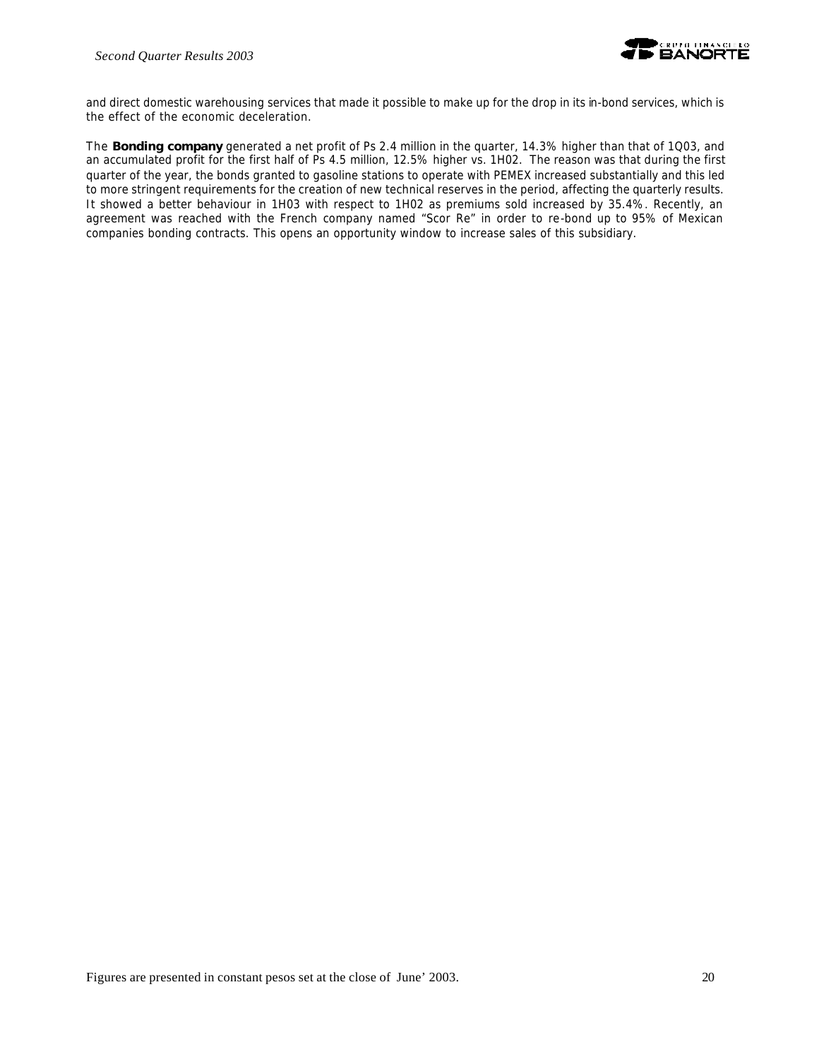and direct domestic warehousing services that made it possible to make up for the drop in its in-bond services, which is the effect of the economic deceleration.

The **Bonding company** generated a net profit of Ps 2.4 million in the quarter, 14.3% higher than that of 1Q03, and an accumulated profit for the first half of Ps 4.5 million, 12.5% higher vs. 1H02. The reason was that during the first quarter of the year, the bonds granted to gasoline stations to operate with PEMEX increased substantially and this led to more stringent requirements for the creation of new technical reserves in the period, affecting the quarterly results. It showed a better behaviour in 1H03 with respect to 1H02 as premiums sold increased by 35.4%. Recently, an agreement was reached with the French company named "Scor Re" in order to re-bond up to 95% of Mexican companies bonding contracts. This opens an opportunity window to increase sales of this subsidiary.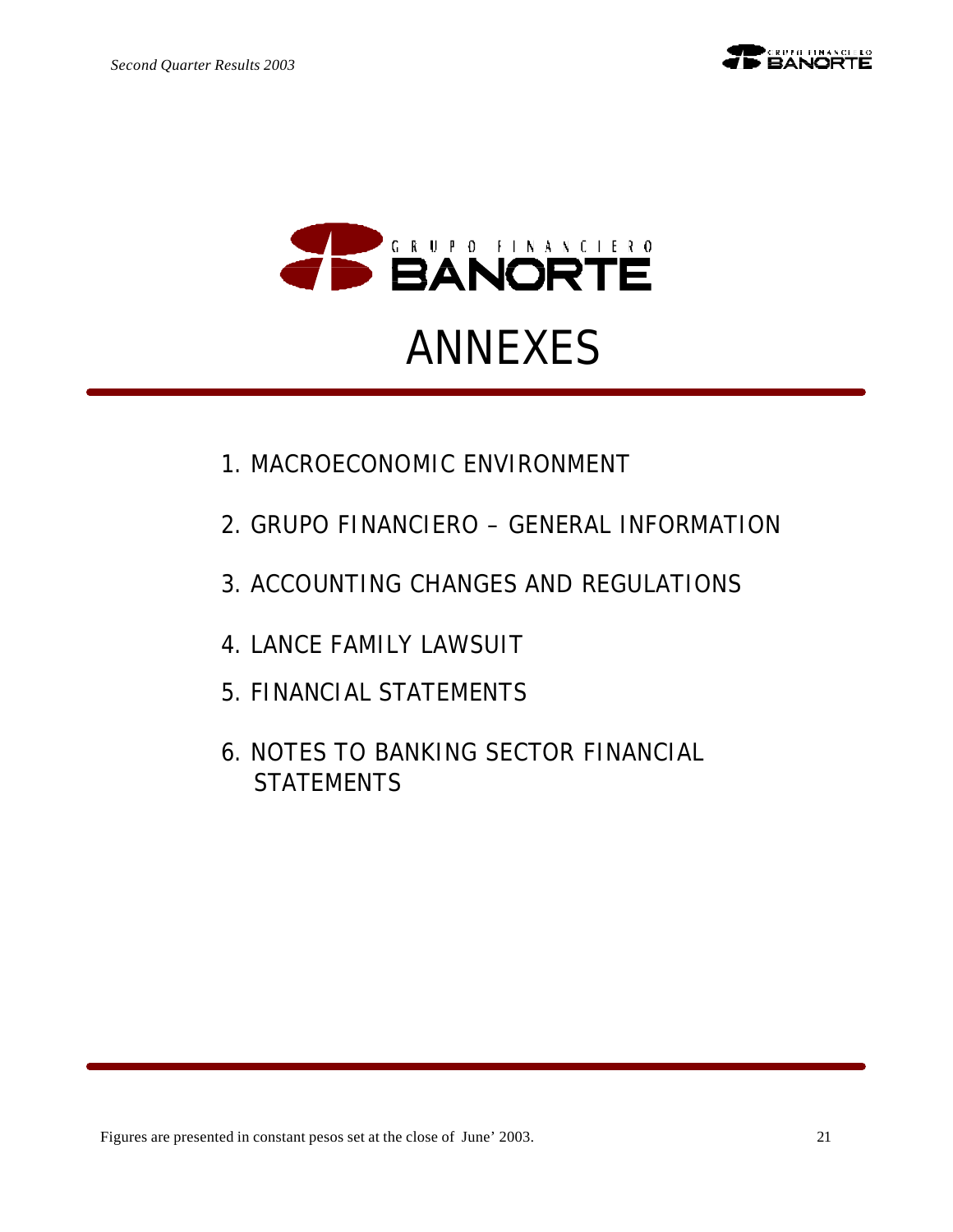# GRUPO FINANCIERO BANORTE

# ANNEXES

1. MACROECONOMIC ENVIRONMENT
2. GRUPO FINANCIERO – GENERAL INFORMATION
3. ACCOUNTING CHANGES AND REGULATIONS
4. LANCE FAMILY LAWSUIT
5. FINANCIAL STATEMENTS
6. NOTES TO BANKING SECTOR FINANCIAL STATEMENTS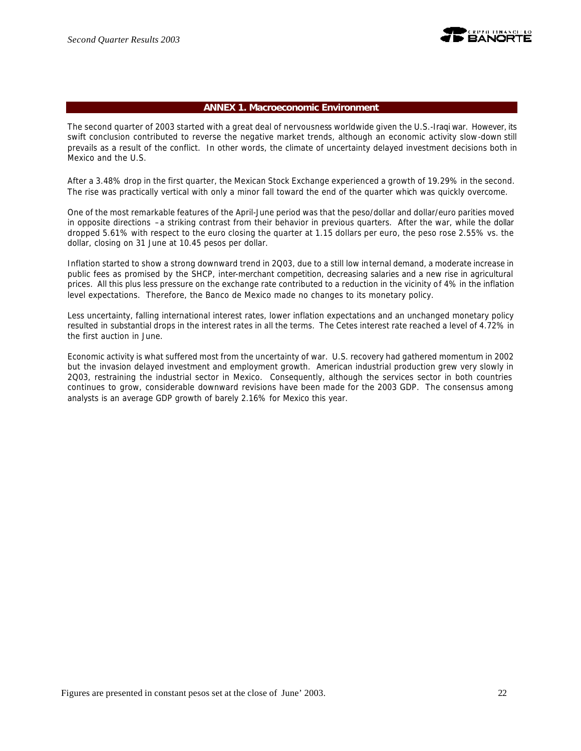## ANNEX 1. Macroeconomic Environment

The second quarter of 2003 started with a great deal of nervousness worldwide given the U.S.-Iraqi war. However, its swift conclusion contributed to reverse the negative market trends, although an economic activity slow-down still prevails as a result of the conflict. In other words, the climate of uncertainty delayed investment decisions both in Mexico and the U.S.

After a 3.48% drop in the first quarter, the Mexican Stock Exchange experienced a growth of 19.29% in the second. The rise was practically vertical with only a minor fall toward the end of the quarter which was quickly overcome.

One of the most remarkable features of the April-June period was that the peso/dollar and dollar/euro parities moved in opposite directions –a striking contrast from their behavior in previous quarters. After the war, while the dollar dropped 5.61% with respect to the euro closing the quarter at 1.15 dollars per euro, the peso rose 2.55% vs. the dollar, closing on 31 June at 10.45 pesos per dollar.

Inflation started to show a strong downward trend in 2Q03, due to a still low internal demand, a moderate increase in public fees as promised by the SHCP, inter-merchant competition, decreasing salaries and a new rise in agricultural prices. All this plus less pressure on the exchange rate contributed to a reduction in the vicinity of 4% in the inflation level expectations. Therefore, the Banco de Mexico made no changes to its monetary policy.

Less uncertainty, falling international interest rates, lower inflation expectations and an unchanged monetary policy resulted in substantial drops in the interest rates in all the terms. The Cetes interest rate reached a level of 4.72% in the first auction in June.

Economic activity is what suffered most from the uncertainty of war. U.S. recovery had gathered momentum in 2002 but the invasion delayed investment and employment growth. American industrial production grew very slowly in 2Q03, restraining the industrial sector in Mexico. Consequently, although the services sector in both countries continues to grow, considerable downward revisions have been made for the 2003 GDP. The consensus among analysts is an average GDP growth of barely 2.16% for Mexico this year.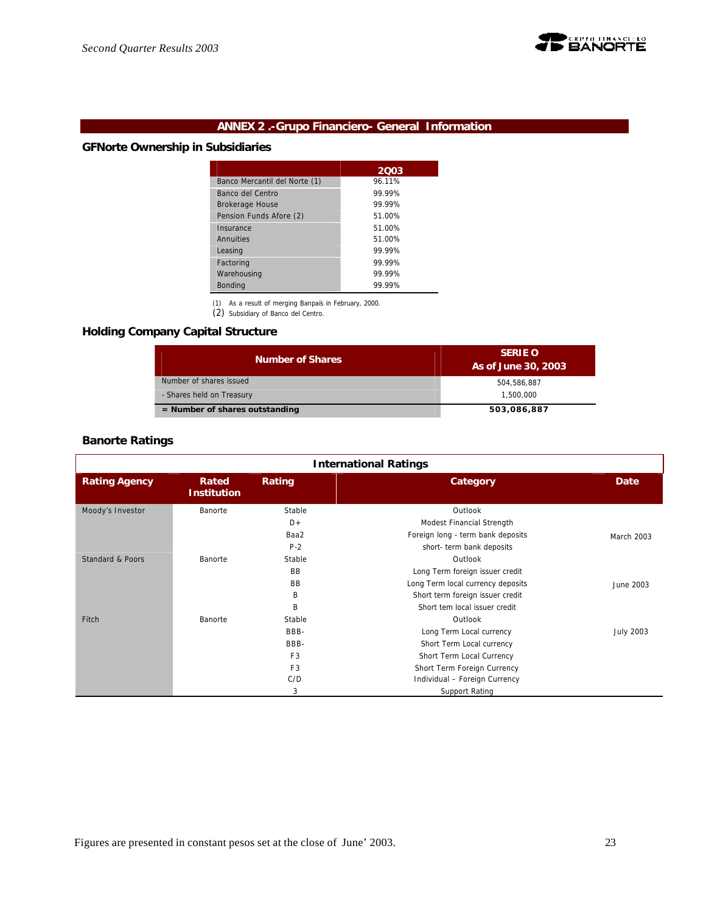## ANNEX 2 .- Grupo Financiero- General Information

### GFNorte Ownership in Subsidiaries

| | 2Q03 |
|---|---|
| Banco Mercantil del Norte (1) | 96.11% |
| Banco del Centro | 99.99% |
| Brokerage House | 99.99% |
| Pension Funds Afore (2) | 51.00% |
| Insurance | 51.00% |
| Annuities | 51.00% |
| Leasing | 99.99% |
| Factoring | 99.99% |
| Warehousing | 99.99% |
| Bonding | 99.99% |

(1) As a result of merging Banpaís in February, 2000.
(2) Subsidiary of Banco del Centro.

### Holding Company Capital Structure

| Number of Shares | SERIE O As of June 30, 2003 |
|---|---|
| Number of shares issued | 504,586,887 |
| - Shares held on Treasury | 1,500,000 |
| **= Number of shares outstanding** | **503,086,887** |

### Banorte Ratings

| International Ratings | | | | |
|---|---|---|---|---|
| **Rating Agency** | **Rated Institution** | **Rating** | **Category** | **Date** |
| Moody's Investor | Banorte | Stable | Outlook | March 2003 |
| | | D+ | Modest Financial Strength | |
| | | Baa2 | Foreign long - term bank deposits | |
| | | P-2 | short- term bank deposits | |
| Standard & Poors | Banorte | Stable | Outlook | June 2003 |
| | | BB | Long Term foreign issuer credit | |
| | | BB | Long Term local currency deposits | |
| | | B | Short term foreign issuer credit | |
| | | B | Short tem local issuer credit | |
| Fitch | Banorte | Stable | Outlook | July 2003 |
| | | BBB- | Long Term Local currency | |
| | | BBB- | Short Term Local currency | |
| | | F3 | Short Term Local Currency | |
| | | F3 | Short Term Foreign Currency | |
| | | C/D | Individual – Foreign Currency | |
| | | 3 | Support Rating | |

Figures are presented in constant pesos set at the close of June' 2003.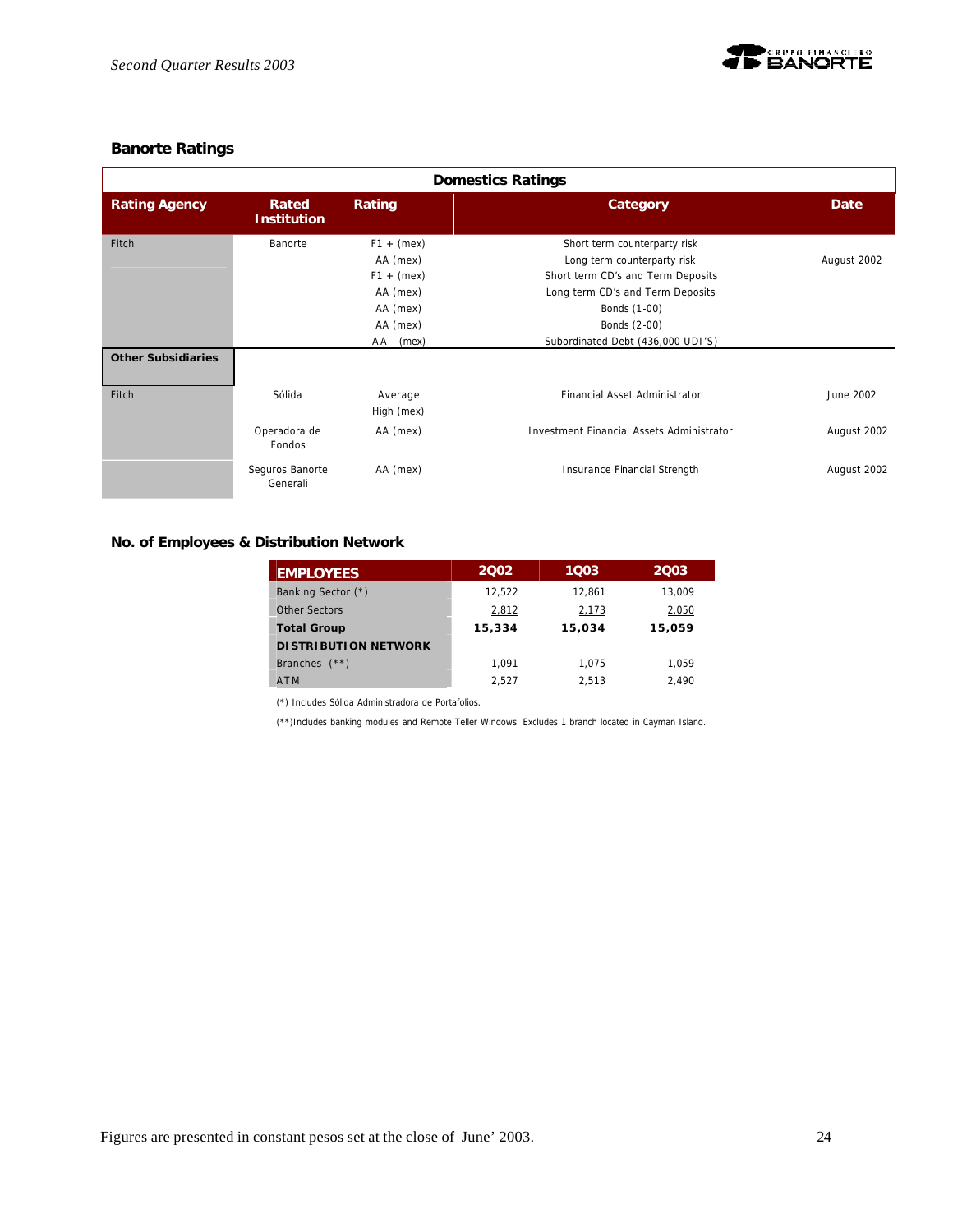## Banorte Ratings

| Domestics Ratings | | | | |
|---|---|---|---|---|
| **Rating Agency** | **Rated Institution** | **Rating** | **Category** | **Date** |
| Fitch | Banorte | F1 + (mex) | Short term counterparty risk | August 2002 |
| | | AA (mex) | Long term counterparty risk | |
| | | F1 + (mex) | Short term CD's and Term Deposits | |
| | | AA (mex) | Long term CD's and Term Deposits | |
| | | AA (mex) | Bonds (1-00) | |
| | | AA (mex) | Bonds (2-00) | |
| | | AA - (mex) | Subordinated Debt (436,000 UDI'S) | |
| **Other Subsidiaries** | | | | |
| Fitch | Sólida | Average High (mex) | Financial Asset Administrator | June 2002 |
| | Operadora de Fondos | AA (mex) | Investment Financial Assets Administrator | August 2002 |
| | Seguros Banorte Generali | AA (mex) | Insurance Financial Strength | August 2002 |

## No. of Employees & Distribution Network

| EMPLOYEES | 2Q02 | 1Q03 | 2Q03 |
|---|---|---|---|
| Banking Sector (*) | 12,522 | 12,861 | 13,009 |
| Other Sectors | 2,812 | 2,173 | 2,050 |
| **Total Group** | **15,334** | **15,034** | **15,059** |
| **DISTRIBUTION NETWORK** | | | |
| Branches (**) | 1,091 | 1,075 | 1,059 |
| ATM | 2,527 | 2,513 | 2,490 |

(*) Includes Sólida Administradora de Portafolios.

(**)Includes banking modules and Remote Teller Windows. Excludes 1 branch located in Cayman Island.

Figures are presented in constant pesos set at the close of June' 2003.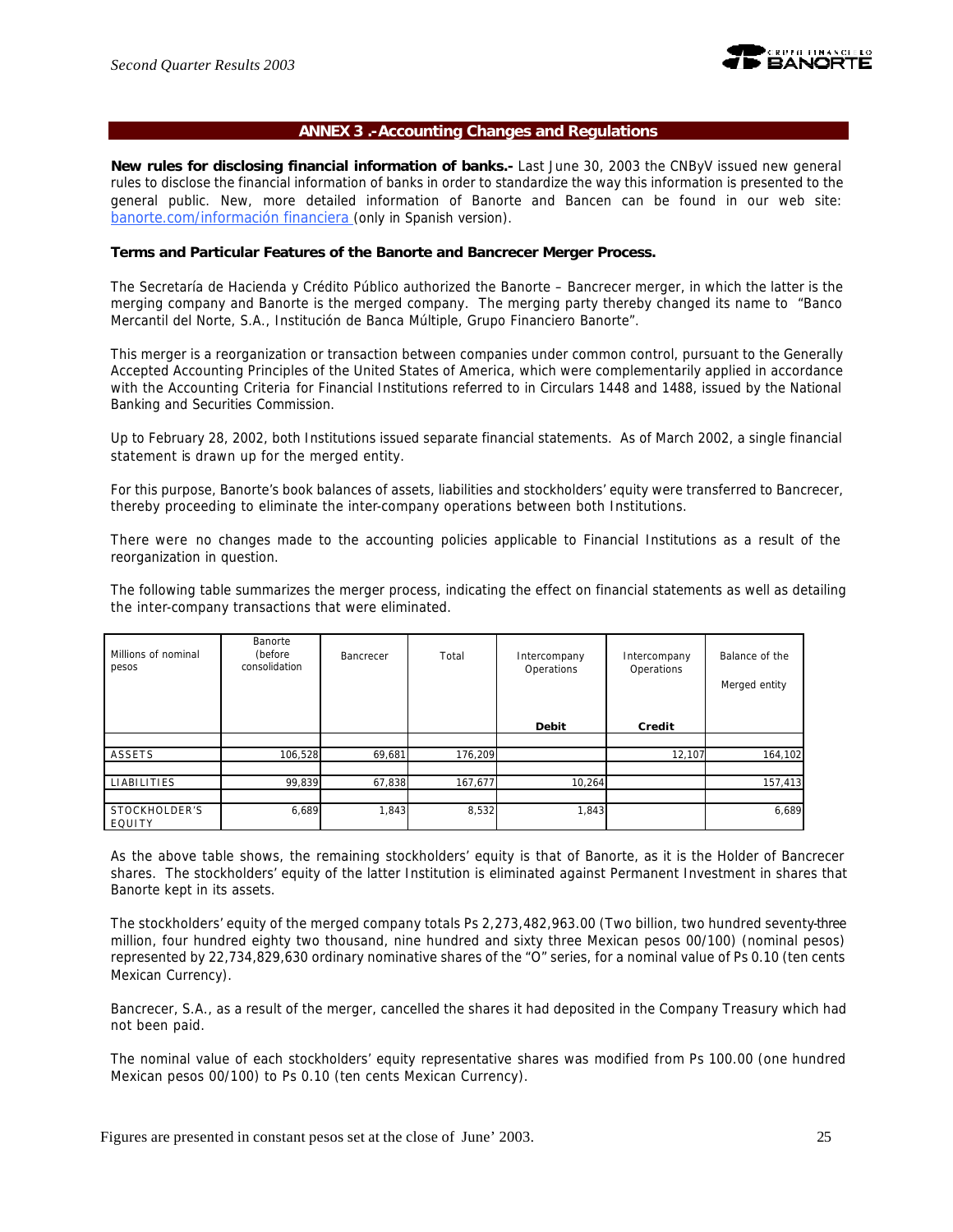## ANNEX 3 .- Accounting Changes and Regulations

**New rules for disclosing financial information of banks.-** Last June 30, 2003 the CNByV issued new general rules to disclose the financial information of banks in order to standardize the way this information is presented to the general public. New, more detailed information of Banorte and Bancen can be found in our web site: banorte.com/información financiera (only in Spanish version).

**Terms and Particular Features of the Banorte and Bancrecer Merger Process.**

The Secretaría de Hacienda y Crédito Público authorized the Banorte – Bancrecer merger, in which the latter is the merging company and Banorte is the merged company. The merging party thereby changed its name to "Banco Mercantil del Norte, S.A., Institución de Banca Múltiple, Grupo Financiero Banorte".

This merger is a reorganization or transaction between companies under common control, pursuant to the Generally Accepted Accounting Principles of the United States of America, which were complementarily applied in accordance with the Accounting Criteria for Financial Institutions referred to in Circulars 1448 and 1488, issued by the National Banking and Securities Commission.

Up to February 28, 2002, both Institutions issued separate financial statements. As of March 2002, a single financial statement is drawn up for the merged entity.

For this purpose, Banorte's book balances of assets, liabilities and stockholders' equity were transferred to Bancrecer, thereby proceeding to eliminate the inter-company operations between both Institutions.

There were no changes made to the accounting policies applicable to Financial Institutions as a result of the reorganization in question.

The following table summarizes the merger process, indicating the effect on financial statements as well as detailing the inter-company transactions that were eliminated.

| Millions of nominal pesos | Banorte (before consolidation | Bancrecer | Total | Intercompany Operations | Intercompany Operations | Balance of the Merged entity |
|---|---|---|---|---|---|---|
| | | | | **Debit** | **Credit** | |
| ASSETS | 106,528 | 69,681 | 176,209 | | 12,107 | 164,102 |
| LIABILITIES | 99,839 | 67,838 | 167,677 | 10,264 | | 157,413 |
| STOCKHOLDER'S EQUITY | 6,689 | 1,843 | 8,532 | 1,843 | | 6,689 |

As the above table shows, the remaining stockholders' equity is that of Banorte, as it is the Holder of Bancrecer shares. The stockholders' equity of the latter Institution is eliminated against Permanent Investment in shares that Banorte kept in its assets.

The stockholders' equity of the merged company totals Ps 2,273,482,963.00 (Two billion, two hundred seventy-three million, four hundred eighty two thousand, nine hundred and sixty three Mexican pesos 00/100) (nominal pesos) represented by 22,734,829,630 ordinary nominative shares of the "O" series, for a nominal value of Ps 0.10 (ten cents Mexican Currency).

Bancrecer, S.A., as a result of the merger, cancelled the shares it had deposited in the Company Treasury which had not been paid.

The nominal value of each stockholders' equity representative shares was modified from Ps 100.00 (one hundred Mexican pesos 00/100) to Ps 0.10 (ten cents Mexican Currency).

Figures are presented in constant pesos set at the close of June' 2003.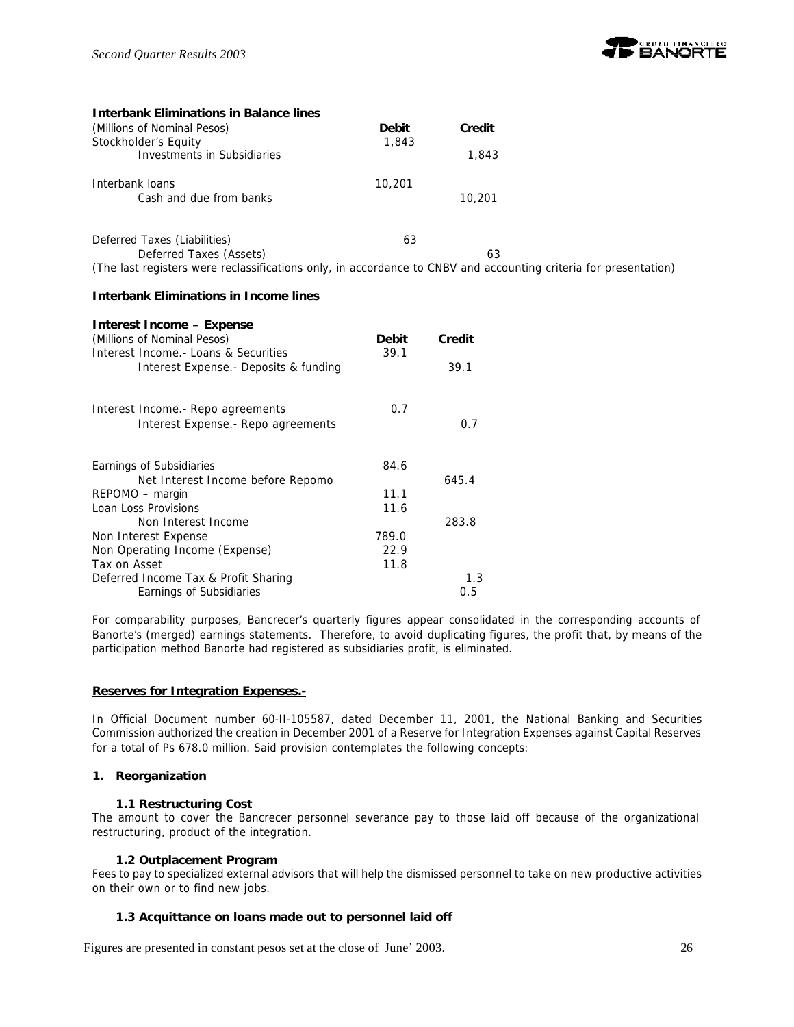**Interbank Eliminations in Balance lines**

| (Millions of Nominal Pesos) | Debit | Credit |
|---|---|---|
| Stockholder's Equity | 1,843 | |
| Investments in Subsidiaries | | 1,843 |
| Interbank loans | 10,201 | |
| Cash and due from banks | | 10,201 |
| Deferred Taxes (Liabilities) | 63 | |
| Deferred Taxes (Assets) | | 63 |

(The last registers were reclassifications only, in accordance to CNBV and accounting criteria for presentation)

**Interbank Eliminations in Income lines**

**Interest Income – Expense**

| (Millions of Nominal Pesos) | Debit | Credit |
|---|---|---|
| Interest Income.- Loans & Securities | 39.1 | |
| Interest Expense.- Deposits & funding | | 39.1 |
| Interest Income.- Repo agreements | 0.7 | |
| Interest Expense.- Repo agreements | | 0.7 |
| Earnings of Subsidiaries | 84.6 | |
| Net Interest Income before Repomo | | 645.4 |
| REPOMO – margin | 11.1 | |
| Loan Loss Provisions | 11.6 | |
| Non Interest Income | | 283.8 |
| Non Interest Expense | 789.0 | |
| Non Operating Income (Expense) | 22.9 | |
| Tax on Asset | 11.8 | |
| Deferred Income Tax & Profit Sharing | | 1.3 |
| Earnings of Subsidiaries | | 0.5 |

For comparability purposes, Bancrecer's quarterly figures appear consolidated in the corresponding accounts of Banorte's (merged) earnings statements. Therefore, to avoid duplicating figures, the profit that, by means of the participation method Banorte had registered as subsidiaries profit, is eliminated.

**Reserves for Integration Expenses.-**

In Official Document number 60-II-105587, dated December 11, 2001, the National Banking and Securities Commission authorized the creation in December 2001 of a Reserve for Integration Expenses against Capital Reserves for a total of Ps 678.0 million. Said provision contemplates the following concepts:

**1. Reorganization**

**1.1 Restructuring Cost**

The amount to cover the Bancrecer personnel severance pay to those laid off because of the organizational restructuring, product of the integration.

**1.2 Outplacement Program**

Fees to pay to specialized external advisors that will help the dismissed personnel to take on new productive activities on their own or to find new jobs.

**1.3 Acquittance on loans made out to personnel laid off**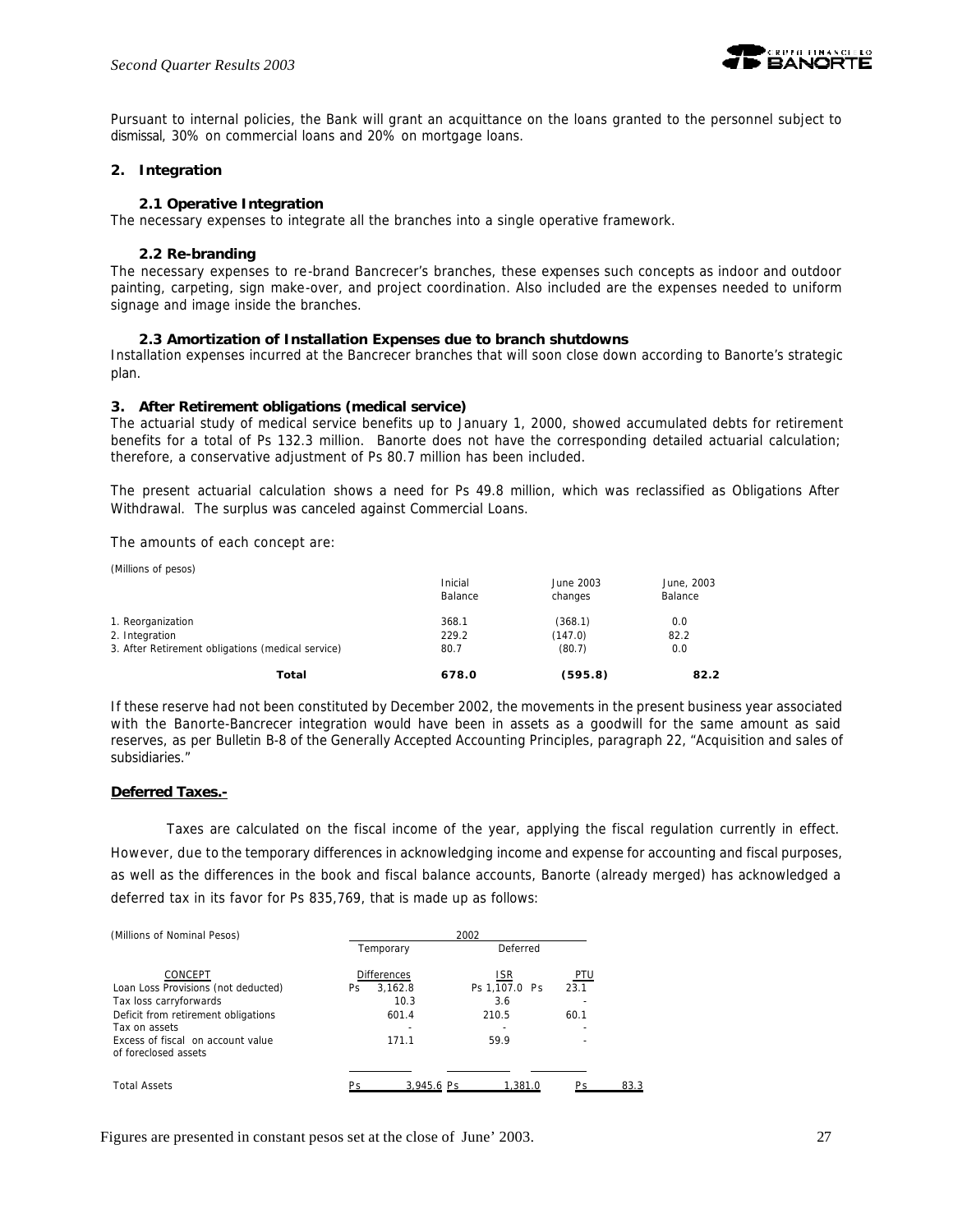Pursuant to internal policies, the Bank will grant an acquittance on the loans granted to the personnel subject to dismissal, 30% on commercial loans and 20% on mortgage loans.

**2. Integration**

**2.1 Operative Integration**

The necessary expenses to integrate all the branches into a single operative framework.

**2.2 Re-branding**

The necessary expenses to re-brand Bancrecer's branches, these expenses such concepts as indoor and outdoor painting, carpeting, sign make-over, and project coordination. Also included are the expenses needed to uniform signage and image inside the branches.

**2.3 Amortization of Installation Expenses due to branch shutdowns**

Installation expenses incurred at the Bancrecer branches that will soon close down according to Banorte's strategic plan.

**3. After Retirement obligations (medical service)**

The actuarial study of medical service benefits up to January 1, 2000, showed accumulated debts for retirement benefits for a total of Ps 132.3 million. Banorte does not have the corresponding detailed actuarial calculation; therefore, a conservative adjustment of Ps 80.7 million has been included.

The present actuarial calculation shows a need for Ps 49.8 million, which was reclassified as Obligations After Withdrawal. The surplus was canceled against Commercial Loans.

The amounts of each concept are:

(Millions of pesos)

| | Inicial Balance | June 2003 changes | June, 2003 Balance |
|---|---|---|---|
| 1. Reorganization | 368.1 | (368.1) | 0.0 |
| 2. Integration | 229.2 | (147.0) | 82.2 |
| 3. After Retirement obligations (medical service) | 80.7 | (80.7) | 0.0 |
| **Total** | **678.0** | **(595.8)** | **82.2** |

If these reserve had not been constituted by December 2002, the movements in the present business year associated with the Banorte-Bancrecer integration would have been in assets as a goodwill for the same amount as said reserves, as per Bulletin B-8 of the Generally Accepted Accounting Principles, paragraph 22, "Acquisition and sales of subsidiaries."

**Deferred Taxes.-**

Taxes are calculated on the fiscal income of the year, applying the fiscal regulation currently in effect. However, due to the temporary differences in acknowledging income and expense for accounting and fiscal purposes, as well as the differences in the book and fiscal balance accounts, Banorte (already merged) has acknowledged a deferred tax in its favor for Ps 835,769, that is made up as follows:

| (Millions of Nominal Pesos) | 2002 | | |
|---|---|---|---|
| | Temporary | Deferred | |
| CONCEPT | Differences | ISR | PTU |
| Loan Loss Provisions (not deducted) | Ps 3,162.8 | Ps 1,107.0 | Ps 23.1 |
| Tax loss carryforwards | 10.3 | 3.6 | - |
| Deficit from retirement obligations | 601.4 | 210.5 | 60.1 |
| Tax on assets | - | - | - |
| Excess of fiscal on account value of foreclosed assets | 171.1 | 59.9 | - |
| Total Assets | Ps 3,945.6 | Ps 1,381.0 | Ps 83.3 |

Figures are presented in constant pesos set at the close of June' 2003.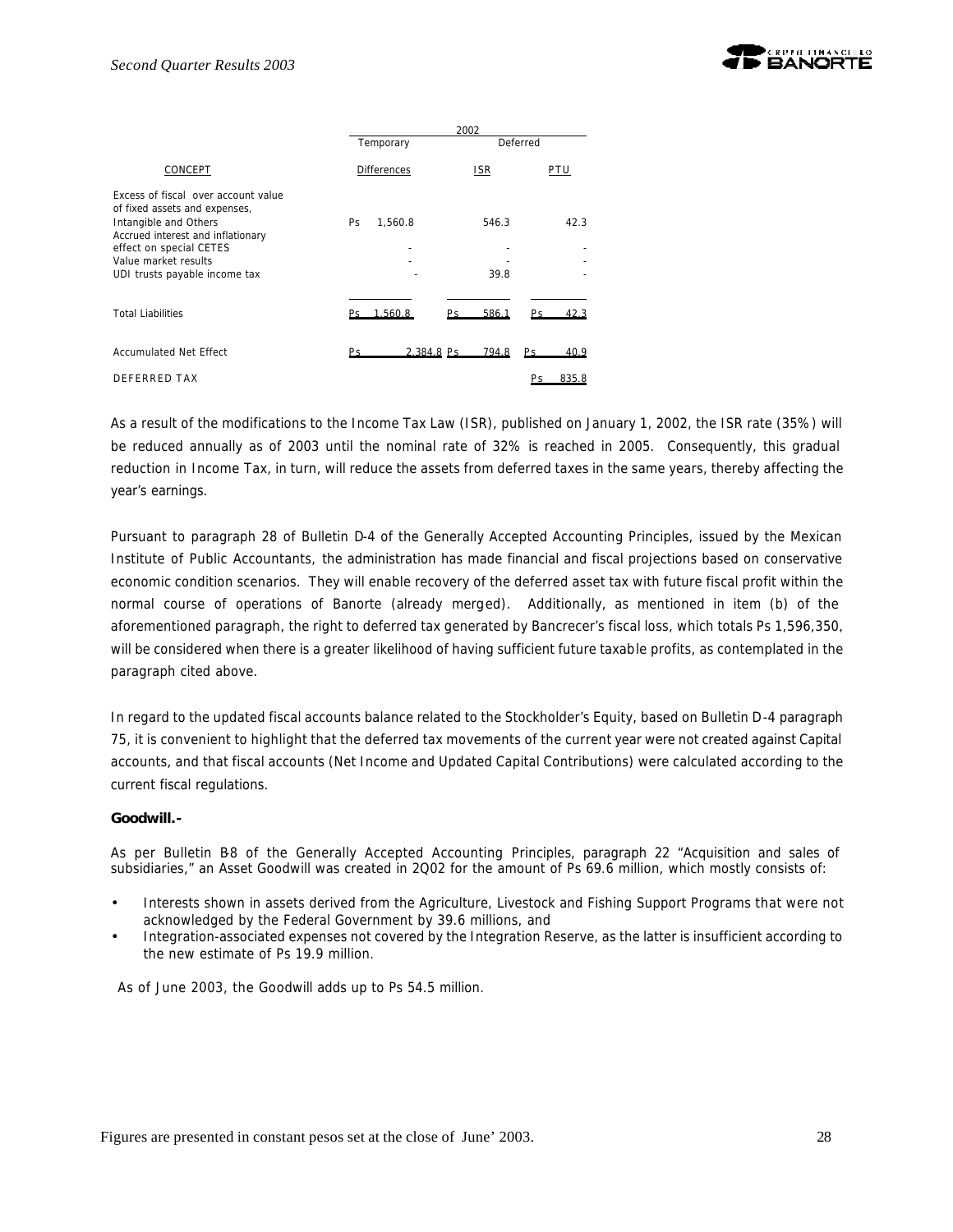| CONCEPT | 2002 | | |
|---|---|---|---|
| | Temporary | Deferred | |
| | Differences | ISR | PTU |
| Excess of fiscal over account value of fixed assets and expenses, Intangible and Others | Ps 1,560.8 | 546.3 | 42.3 |
| Accrued interest and inflationary effect on special CETES | - | - | - |
| Value market results | - | - | - |
| UDI trusts payable income tax | - | 39.8 | - |
| Total Liabilities | Ps 1,560.8 | Ps 586.1 | Ps 42.3 |
| Accumulated Net Effect | Ps 2,384.8 | Ps 794.8 | Ps 40.9 |
| DEFERRED TAX | | | Ps 835.8 |

As a result of the modifications to the Income Tax Law (ISR), published on January 1, 2002, the ISR rate (35%) will be reduced annually as of 2003 until the nominal rate of 32% is reached in 2005. Consequently, this gradual reduction in Income Tax, in turn, will reduce the assets from deferred taxes in the same years, thereby affecting the year's earnings.

Pursuant to paragraph 28 of Bulletin D-4 of the Generally Accepted Accounting Principles, issued by the Mexican Institute of Public Accountants, the administration has made financial and fiscal projections based on conservative economic condition scenarios. They will enable recovery of the deferred asset tax with future fiscal profit within the normal course of operations of Banorte (already merged). Additionally, as mentioned in item (b) of the aforementioned paragraph, the right to deferred tax generated by Bancrecer's fiscal loss, which totals Ps 1,596,350, will be considered when there is a greater likelihood of having sufficient future taxable profits, as contemplated in the paragraph cited above.

In regard to the updated fiscal accounts balance related to the Stockholder's Equity, based on Bulletin D-4 paragraph 75, it is convenient to highlight that the deferred tax movements of the current year were not created against Capital accounts, and that fiscal accounts (Net Income and Updated Capital Contributions) were calculated according to the current fiscal regulations.

**Goodwill.-**

As per Bulletin B-8 of the Generally Accepted Accounting Principles, paragraph 22 "Acquisition and sales of subsidiaries," an Asset Goodwill was created in 2Q02 for the amount of Ps 69.6 million, which mostly consists of:

- Interests shown in assets derived from the Agriculture, Livestock and Fishing Support Programs that were not acknowledged by the Federal Government by 39.6 millions, and
- Integration-associated expenses not covered by the Integration Reserve, as the latter is insufficient according to the new estimate of Ps 19.9 million.

As of June 2003, the Goodwill adds up to Ps 54.5 million.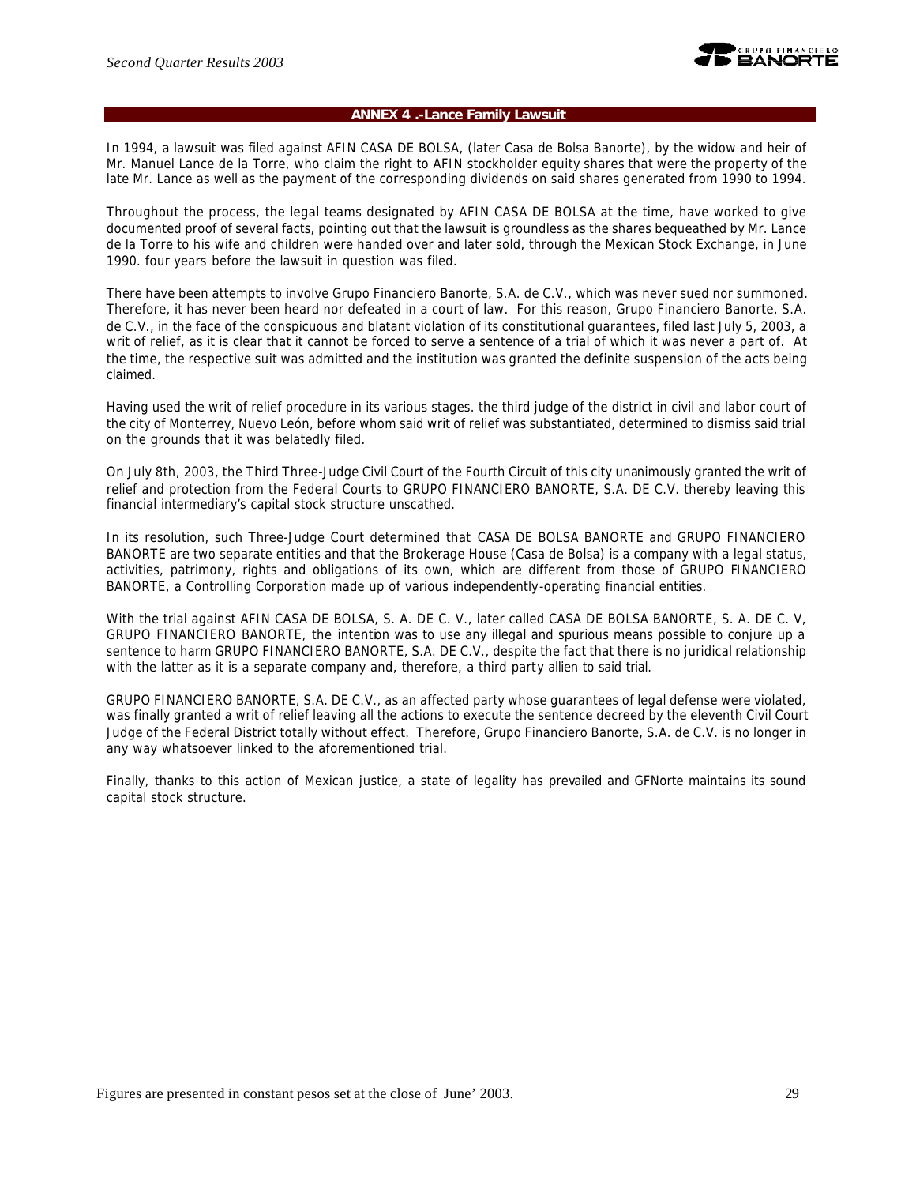## ANNEX 4 .-Lance Family Lawsuit

In 1994, a lawsuit was filed against AFIN CASA DE BOLSA, (later Casa de Bolsa Banorte), by the widow and heir of Mr. Manuel Lance de la Torre, who claim the right to AFIN stockholder equity shares that were the property of the late Mr. Lance as well as the payment of the corresponding dividends on said shares generated from 1990 to 1994.

Throughout the process, the legal teams designated by AFIN CASA DE BOLSA at the time, have worked to give documented proof of several facts, pointing out that the lawsuit is groundless as the shares bequeathed by Mr. Lance de la Torre to his wife and children were handed over and later sold, through the Mexican Stock Exchange, in June 1990. four years before the lawsuit in question was filed.

There have been attempts to involve Grupo Financiero Banorte, S.A. de C.V., which was never sued nor summoned. Therefore, it has never been heard nor defeated in a court of law. For this reason, Grupo Financiero Banorte, S.A. de C.V., in the face of the conspicuous and blatant violation of its constitutional guarantees, filed last July 5, 2003, a writ of relief, as it is clear that it cannot be forced to serve a sentence of a trial of which it was never a part of. At the time, the respective suit was admitted and the institution was granted the definite suspension of the acts being claimed.

Having used the writ of relief procedure in its various stages. the third judge of the district in civil and labor court of the city of Monterrey, Nuevo León, before whom said writ of relief was substantiated, determined to dismiss said trial on the grounds that it was belatedly filed.

On July 8th, 2003, the Third Three-Judge Civil Court of the Fourth Circuit of this city unanimously granted the writ of relief and protection from the Federal Courts to GRUPO FINANCIERO BANORTE, S.A. DE C.V. thereby leaving this financial intermediary's capital stock structure unscathed.

In its resolution, such Three-Judge Court determined that CASA DE BOLSA BANORTE and GRUPO FINANCIERO BANORTE are two separate entities and that the Brokerage House (Casa de Bolsa) is a company with a legal status, activities, patrimony, rights and obligations of its own, which are different from those of GRUPO FINANCIERO BANORTE, a Controlling Corporation made up of various independently-operating financial entities.

With the trial against AFIN CASA DE BOLSA, S. A. DE C. V., later called CASA DE BOLSA BANORTE, S. A. DE C. V, GRUPO FINANCIERO BANORTE, the intention was to use any illegal and spurious means possible to conjure up a sentence to harm GRUPO FINANCIERO BANORTE, S.A. DE C.V., despite the fact that there is no juridical relationship with the latter as it is a separate company and, therefore, a third party allien to said trial.

GRUPO FINANCIERO BANORTE, S.A. DE C.V., as an affected party whose guarantees of legal defense were violated, was finally granted a writ of relief leaving all the actions to execute the sentence decreed by the eleventh Civil Court Judge of the Federal District totally without effect. Therefore, Grupo Financiero Banorte, S.A. de C.V. is no longer in any way whatsoever linked to the aforementioned trial.

Finally, thanks to this action of Mexican justice, a state of legality has prevailed and GFNorte maintains its sound capital stock structure.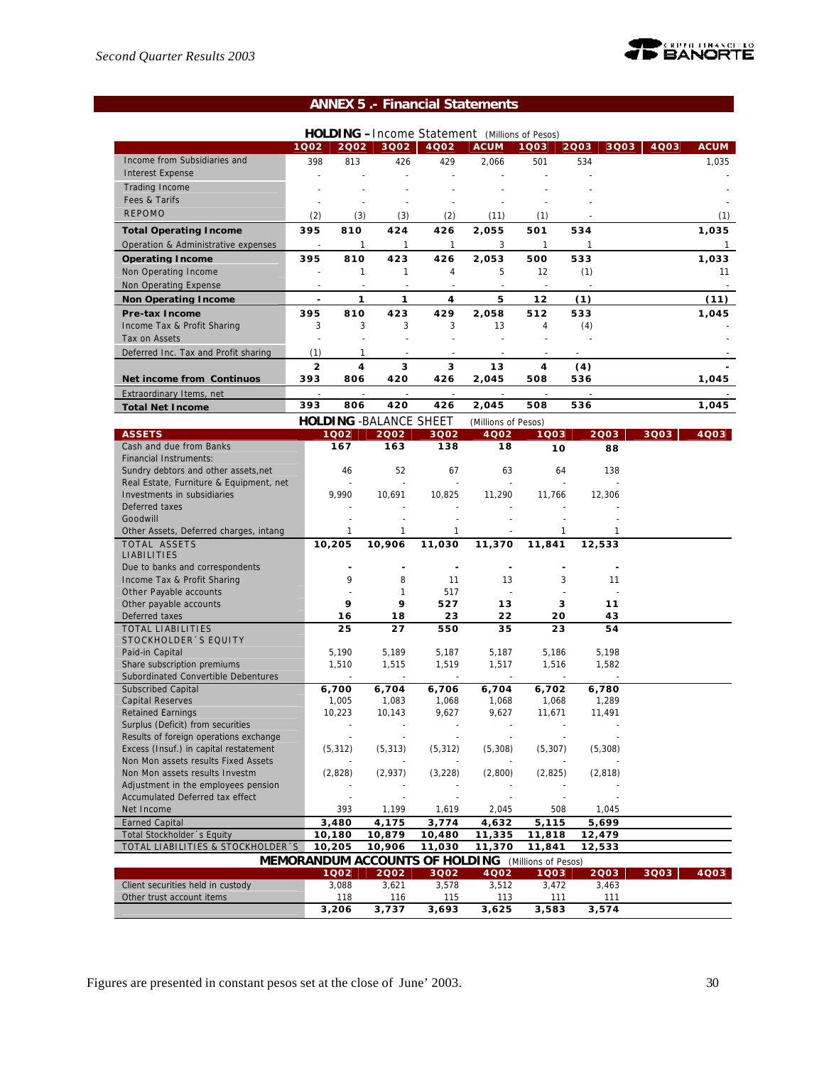## ANNEX 5 .- Financial Statements

### HOLDING – Income Statement (Millions of Pesos)

| | 1Q02 | 2Q02 | 3Q02 | 4Q02 | ACUM | 1Q03 | 2Q03 | 3Q03 | 4Q03 | ACUM |
|---|---|---|---|---|---|---|---|---|---|---|
| Income from Subsidiaries and | 398 | 813 | 426 | 429 | 2,066 | 501 | 534 | | | 1,035 |
| Interest Expense | - | - | - | - | - | - | - | | | - |
| Trading Income | - | - | - | - | - | - | - | | | - |
| Fees & Tarifs | - | - | - | - | - | - | - | | | - |
| REPOMO | (2) | (3) | (3) | (2) | (11) | (1) | - | | | (1) |
| **Total Operating Income** | **395** | **810** | **424** | **426** | **2,055** | **501** | **534** | | | **1,035** |
| Operation & Administrative expenses | - | 1 | 1 | 1 | 3 | 1 | 1 | | | 1 |
| **Operating Income** | **395** | **810** | **423** | **426** | **2,053** | **500** | **533** | | | **1,033** |
| Non Operating Income | - | 1 | 1 | 4 | 5 | 12 | (1) | | | 11 |
| Non Operating Expense | - | - | - | - | - | - | - | | | - |
| **Non Operating Income** | **-** | **1** | **1** | **4** | **5** | **12** | **(1)** | | | **(11)** |
| **Pre-tax Income** | **395** | **810** | **423** | **429** | **2,058** | **512** | **533** | | | **1,045** |
| Income Tax & Profit Sharing | 3 | 3 | 3 | 3 | 13 | 4 | (4) | | | - |
| Tax on Assets | - | - | - | - | - | - | - | | | - |
| Deferred Inc. Tax and Profit sharing | (1) | 1 | - | - | - | - | - | | | - |
| | **2** | **4** | **3** | **3** | **13** | **4** | **(4)** | | | **-** |
| **Net income from Continuos** | **393** | **806** | **420** | **426** | **2,045** | **508** | **536** | | | **1,045** |
| Extraordinary Items, net | - | - | - | - | - | - | - | | | - |
| **Total Net Income** | **393** | **806** | **420** | **426** | **2,045** | **508** | **536** | | | **1,045** |

### HOLDING -BALANCE SHEET (Millions of Pesos)

| ASSETS | 1Q02 | 2Q02 | 3Q02 | 4Q02 | 1Q03 | 2Q03 | 3Q03 | 4Q03 |
|---|---|---|---|---|---|---|---|---|
| Cash and due from Banks | **167** | **163** | **138** | **18** | **10** | **88** | | |
| Financial Instruments: | | | | | | | | |
| Sundry debtors and other assets,net | 46 | 52 | 67 | 63 | 64 | 138 | | |
| Real Estate, Furniture & Equipment, net | - | - | - | - | - | - | | |
| Investments in subsidiaries | 9,990 | 10,691 | 10,825 | 11,290 | 11,766 | 12,306 | | |
| Deferred taxes | - | - | - | - | - | - | | |
| Goodwill | - | - | - | - | - | - | | |
| Other Assets, Deferred charges, intang | 1 | 1 | 1 | - | 1 | 1 | | |
| TOTAL ASSETS | **10,205** | **10,906** | **11,030** | **11,370** | **11,841** | **12,533** | | |
| LIABILITIES | | | | | | | | |
| Due to banks and correspondents | **-** | **-** | **-** | **-** | **-** | **-** | | |
| Income Tax & Profit Sharing | 9 | 8 | 11 | 13 | 3 | 11 | | |
| Other Payable accounts | - | 1 | 517 | - | - | - | | |
| Other payable accounts | **9** | **9** | **527** | **13** | **3** | **11** | | |
| Deferred taxes | **16** | **18** | **23** | **22** | **20** | **43** | | |
| TOTAL LIABILITIES | **25** | **27** | **550** | **35** | **23** | **54** | | |
| STOCKHOLDER´S EQUITY | | | | | | | | |
| Paid-in Capital | 5,190 | 5,189 | 5,187 | 5,187 | 5,186 | 5,198 | | |
| Share subscription premiums | 1,510 | 1,515 | 1,519 | 1,517 | 1,516 | 1,582 | | |
| Subordinated Convertible Debentures | - | - | - | - | - | - | | |
| Subscribed Capital | **6,700** | **6,704** | **6,706** | **6,704** | **6,702** | **6,780** | | |
| Capital Reserves | 1,005 | 1,083 | 1,068 | 1,068 | 1,068 | 1,289 | | |
| Retained Earnings | 10,223 | 10,143 | 9,627 | 9,627 | 11,671 | 11,491 | | |
| Surplus (Deficit) from securities | - | - | - | - | - | - | | |
| Results of foreign operations exchange | - | - | - | - | - | - | | |
| Excess (Insuf.) in capital restatement | (5,312) | (5,313) | (5,312) | (5,308) | (5,307) | (5,308) | | |
| Non Mon assets results Fixed Assets | - | - | - | - | - | - | | |
| Non Mon assets results Investm | (2,828) | (2,937) | (3,228) | (2,800) | (2,825) | (2,818) | | |
| Adjustment in the employees pension | - | - | - | - | - | - | | |
| Accumulated Deferred tax effect | - | - | - | - | - | - | | |
| Net Income | 393 | 1,199 | 1,619 | 2,045 | 508 | 1,045 | | |
| Earned Capital | **3,480** | **4,175** | **3,774** | **4,632** | **5,115** | **5,699** | | |
| Total Stockholder´s Equity | **10,180** | **10,879** | **10,480** | **11,335** | **11,818** | **12,479** | | |
| TOTAL LIABILITIES & STOCKHOLDER´S | **10,205** | **10,906** | **11,030** | **11,370** | **11,841** | **12,533** | | |

### MEMORANDUM ACCOUNTS OF HOLDING (Millions of Pesos)

| | 1Q02 | 2Q02 | 3Q02 | 4Q02 | 1Q03 | 2Q03 | 3Q03 | 4Q03 |
|---|---|---|---|---|---|---|---|---|
| Client securities held in custody | 3,088 | 3,621 | 3,578 | 3,512 | 3,472 | 3,463 | | |
| Other trust account items | 118 | 116 | 115 | 113 | 111 | 111 | | |
| | **3,206** | **3,737** | **3,693** | **3,625** | **3,583** | **3,574** | | |

Figures are presented in constant pesos set at the close of June' 2003.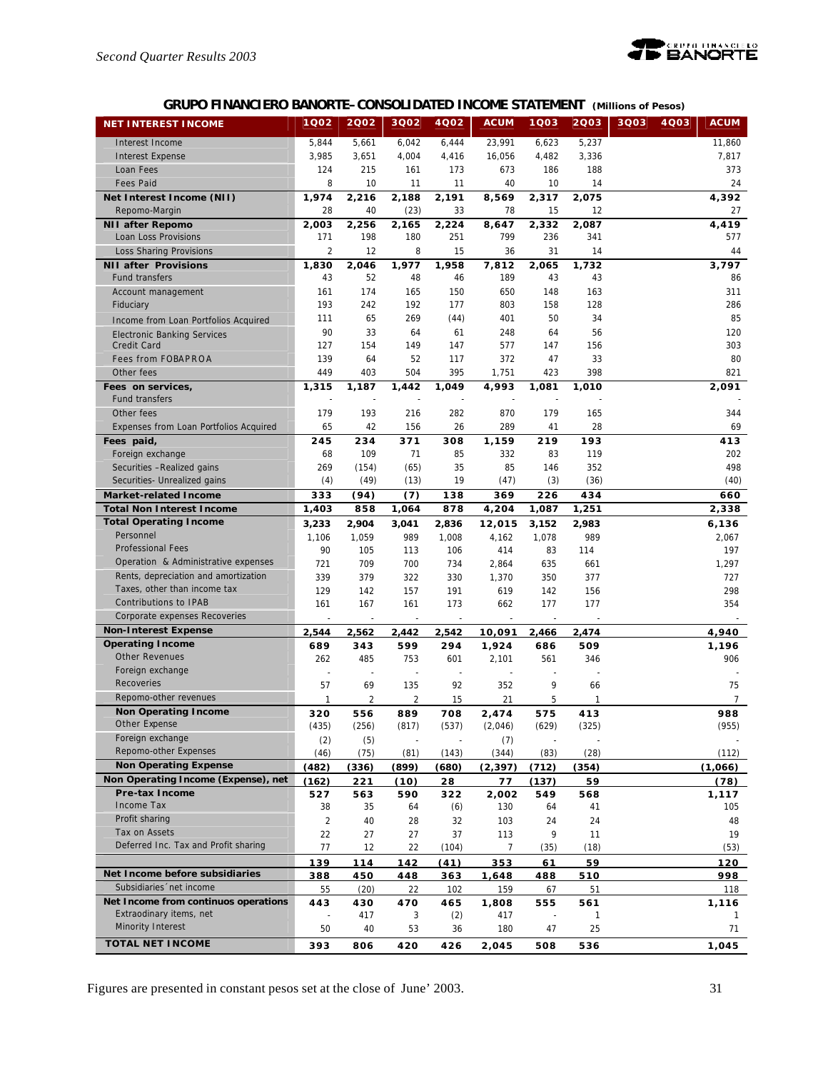## GRUPO FINANCIERO BANORTE- CONSOLIDATED INCOME STATEMENT (Millions of Pesos)

| NET INTEREST INCOME | 1Q02 | 2Q02 | 3Q02 | 4Q02 | ACUM | 1Q03 | 2Q03 | 3Q03 | 4Q03 | ACUM |
|---|---|---|---|---|---|---|---|---|---|---|
| Interest Income | 5,844 | 5,661 | 6,042 | 6,444 | 23,991 | 6,623 | 5,237 | | | 11,860 |
| Interest Expense | 3,985 | 3,651 | 4,004 | 4,416 | 16,056 | 4,482 | 3,336 | | | 7,817 |
| Loan Fees | 124 | 215 | 161 | 173 | 673 | 186 | 188 | | | 373 |
| Fees Paid | 8 | 10 | 11 | 11 | 40 | 10 | 14 | | | 24 |
| **Net Interest Income (NII)** | **1,974** | **2,216** | **2,188** | **2,191** | **8,569** | **2,317** | **2,075** | | | **4,392** |
| Repomo-Margin | 28 | 40 | (23) | 33 | 78 | 15 | 12 | | | 27 |
| **NII after Repomo** | **2,003** | **2,256** | **2,165** | **2,224** | **8,647** | **2,332** | **2,087** | | | **4,419** |
| Loan Loss Provisions | 171 | 198 | 180 | 251 | 799 | 236 | 341 | | | 577 |
| Loss Sharing Provisions | 2 | 12 | 8 | 15 | 36 | 31 | 14 | | | 44 |
| **NII after Provisions** | **1,830** | **2,046** | **1,977** | **1,958** | **7,812** | **2,065** | **1,732** | | | **3,797** |
| Fund transfers | 43 | 52 | 48 | 46 | 189 | 43 | 43 | | | 86 |
| Account management | 161 | 174 | 165 | 150 | 650 | 148 | 163 | | | 311 |
| Fiduciary | 193 | 242 | 192 | 177 | 803 | 158 | 128 | | | 286 |
| Income from Loan Portfolios Acquired | 111 | 65 | 269 | (44) | 401 | 50 | 34 | | | 85 |
| Electronic Banking Services | 90 | 33 | 64 | 61 | 248 | 64 | 56 | | | 120 |
| Credit Card | 127 | 154 | 149 | 147 | 577 | 147 | 156 | | | 303 |
| Fees from FOBAPROA | 139 | 64 | 52 | 117 | 372 | 47 | 33 | | | 80 |
| Other fees | 449 | 403 | 504 | 395 | 1,751 | 423 | 398 | | | 821 |
| **Fees on services,** | **1,315** | **1,187** | **1,442** | **1,049** | **4,993** | **1,081** | **1,010** | | | **2,091** |
| Fund transfers | - | - | - | - | - | - | - | | | - |
| Other fees | 179 | 193 | 216 | 282 | 870 | 179 | 165 | | | 344 |
| Expenses from Loan Portfolios Acquired | 65 | 42 | 156 | 26 | 289 | 41 | 28 | | | 69 |
| **Fees paid,** | **245** | **234** | **371** | **308** | **1,159** | **219** | **193** | | | **413** |
| Foreign exchange | 68 | 109 | 71 | 85 | 332 | 83 | 119 | | | 202 |
| Securities -Realized gains | 269 | (154) | (65) | 35 | 85 | 146 | 352 | | | 498 |
| Securities- Unrealized gains | (4) | (49) | (13) | 19 | (47) | (3) | (36) | | | (40) |
| **Market-related Income** | **333** | **(94)** | **(7)** | **138** | **369** | **226** | **434** | | | **660** |
| **Total Non Interest Income** | **1,403** | **858** | **1,064** | **878** | **4,204** | **1,087** | **1,251** | | | **2,338** |
| **Total Operating Income** | **3,233** | **2,904** | **3,041** | **2,836** | **12,015** | **3,152** | **2,983** | | | **6,136** |
| Personnel | 1,106 | 1,059 | 989 | 1,008 | 4,162 | 1,078 | 989 | | | 2,067 |
| Professional Fees | 90 | 105 | 113 | 106 | 414 | 83 | 114 | | | 197 |
| Operation & Administrative expenses | 721 | 709 | 700 | 734 | 2,864 | 635 | 661 | | | 1,297 |
| Rents, depreciation and amortization | 339 | 379 | 322 | 330 | 1,370 | 350 | 377 | | | 727 |
| Taxes, other than income tax | 129 | 142 | 157 | 191 | 619 | 142 | 156 | | | 298 |
| Contributions to IPAB | 161 | 167 | 161 | 173 | 662 | 177 | 177 | | | 354 |
| Corporate expenses Recoveries | - | - | - | - | - | - | - | | | - |
| **Non-Interest Expense** | **2,544** | **2,562** | **2,442** | **2,542** | **10,091** | **2,466** | **2,474** | | | **4,940** |
| **Operating Income** | **689** | **343** | **599** | **294** | **1,924** | **686** | **509** | | | **1,196** |
| Other Revenues | 262 | 485 | 753 | 601 | 2,101 | 561 | 346 | | | 906 |
| Foreign exchange | - | - | - | - | - | - | - | | | - |
| Recoveries | 57 | 69 | 135 | 92 | 352 | 9 | 66 | | | 75 |
| Repomo-other revenues | 1 | 2 | 2 | 15 | 21 | 5 | 1 | | | 7 |
| **Non Operating Income** | **320** | **556** | **889** | **708** | **2,474** | **575** | **413** | | | **988** |
| Other Expense | (435) | (256) | (817) | (537) | (2,046) | (629) | (325) | | | (955) |
| Foreign exchange | (2) | (5) | - | - | (7) | - | - | | | - |
| Repomo-other Expenses | (46) | (75) | (81) | (143) | (344) | (83) | (28) | | | (112) |
| **Non Operating Expense** | **(482)** | **(336)** | **(899)** | **(680)** | **(2,397)** | **(712)** | **(354)** | | | **(1,066)** |
| **Non Operating Income (Expense), net** | **(162)** | **221** | **(10)** | **28** | **77** | **(137)** | **59** | | | **(78)** |
| **Pre-tax Income** | **527** | **563** | **590** | **322** | **2,002** | **549** | **568** | | | **1,117** |
| Income Tax | 38 | 35 | 64 | (6) | 130 | 64 | 41 | | | 105 |
| Profit sharing | 2 | 40 | 28 | 32 | 103 | 24 | 24 | | | 48 |
| Tax on Assets | 22 | 27 | 27 | 37 | 113 | 9 | 11 | | | 19 |
| Deferred Inc. Tax and Profit sharing | 77 | 12 | 22 | (104) | 7 | (35) | (18) | | | (53) |
| | **139** | **114** | **142** | **(41)** | **353** | **61** | **59** | | | **120** |
| **Net Income before subsidiaries** | **388** | **450** | **448** | **363** | **1,648** | **488** | **510** | | | **998** |
| Subsidiaries´net income | 55 | (20) | 22 | 102 | 159 | 67 | 51 | | | 118 |
| **Net Income from continuos operations** | **443** | **430** | **470** | **465** | **1,808** | **555** | **561** | | | **1,116** |
| Extraodinary items, net | - | 417 | 3 | (2) | 417 | - | 1 | | | 1 |
| Minority Interest | 50 | 40 | 53 | 36 | 180 | 47 | 25 | | | 71 |
| **TOTAL NET INCOME** | **393** | **806** | **420** | **426** | **2,045** | **508** | **536** | | | **1,045** |

Figures are presented in constant pesos set at the close of June' 2003.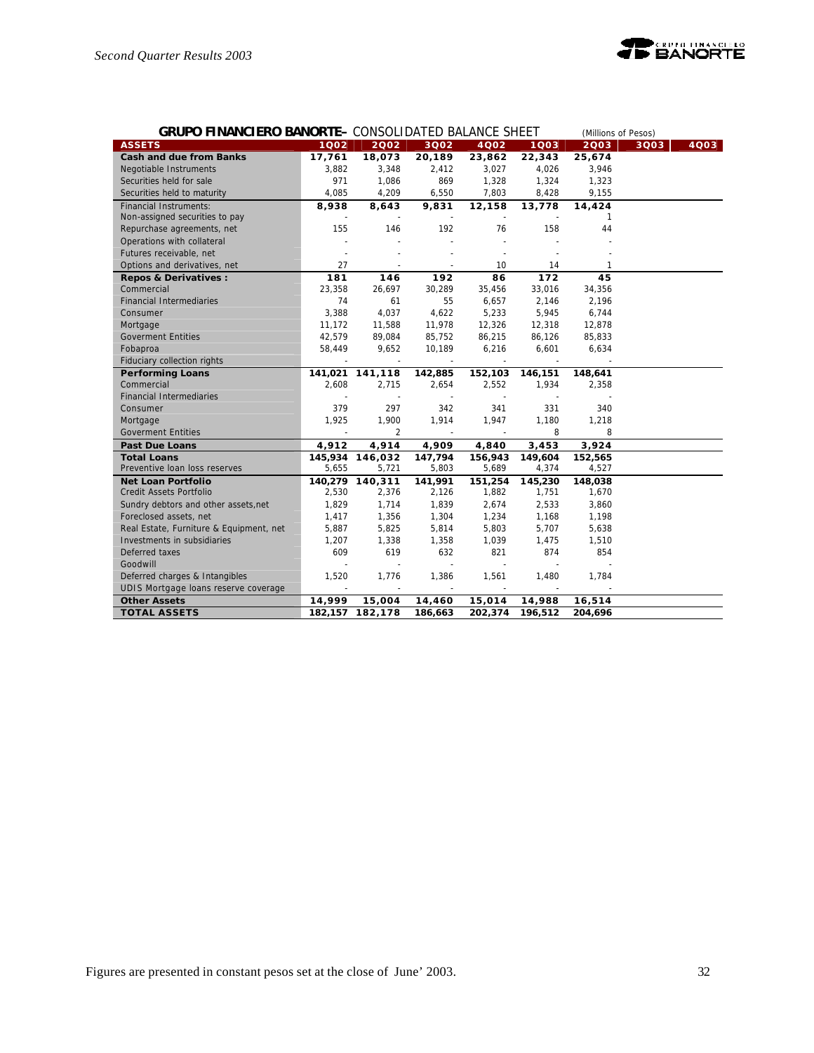**GRUPO FINANCIERO BANORTE**– CONSOLIDATED BALANCE SHEET (Millions of Pesos)

| ASSETS | 1Q02 | 2Q02 | 3Q02 | 4Q02 | 1Q03 | 2Q03 | 3Q03 | 4Q03 |
|---|---|---|---|---|---|---|---|---|
| **Cash and due from Banks** | **17,761** | **18,073** | **20,189** | **23,862** | **22,343** | **25,674** | | |
| Negotiable Instruments | 3,882 | 3,348 | 2,412 | 3,027 | 4,026 | 3,946 | | |
| Securities held for sale | 971 | 1,086 | 869 | 1,328 | 1,324 | 1,323 | | |
| Securities held to maturity | 4,085 | 4,209 | 6,550 | 7,803 | 8,428 | 9,155 | | |
| **Financial Instruments:** | **8,938** | **8,643** | **9,831** | **12,158** | **13,778** | **14,424** | | |
| Non-assigned securities to pay | - | - | - | - | - | 1 | | |
| Repurchase agreements, net | 155 | 146 | 192 | 76 | 158 | 44 | | |
| Operations with collateral | - | - | - | - | - | - | | |
| Futures receivable, net | - | - | - | - | - | - | | |
| Options and derivatives, net | 27 | - | - | 10 | 14 | 1 | | |
| **Repos & Derivatives :** | **181** | **146** | **192** | **86** | **172** | **45** | | |
| Commercial | 23,358 | 26,697 | 30,289 | 35,456 | 33,016 | 34,356 | | |
| Financial Intermediaries | 74 | 61 | 55 | 6,657 | 2,146 | 2,196 | | |
| Consumer | 3,388 | 4,037 | 4,622 | 5,233 | 5,945 | 6,744 | | |
| Mortgage | 11,172 | 11,588 | 11,978 | 12,326 | 12,318 | 12,878 | | |
| Goverment Entities | 42,579 | 89,084 | 85,752 | 86,215 | 86,126 | 85,833 | | |
| Fobaproa | 58,449 | 9,652 | 10,189 | 6,216 | 6,601 | 6,634 | | |
| Fiduciary collection rights | - | - | - | - | - | - | | |
| **Performing Loans** | **141,021** | **141,118** | **142,885** | **152,103** | **146,151** | **148,641** | | |
| Commercial | 2,608 | 2,715 | 2,654 | 2,552 | 1,934 | 2,358 | | |
| Financial Intermediaries | - | - | - | - | - | - | | |
| Consumer | 379 | 297 | 342 | 341 | 331 | 340 | | |
| Mortgage | 1,925 | 1,900 | 1,914 | 1,947 | 1,180 | 1,218 | | |
| Goverment Entities | - | 2 | - | - | 8 | 8 | | |
| **Past Due Loans** | **4,912** | **4,914** | **4,909** | **4,840** | **3,453** | **3,924** | | |
| **Total Loans** | **145,934** | **146,032** | **147,794** | **156,943** | **149,604** | **152,565** | | |
| Preventive loan loss reserves | 5,655 | 5,721 | 5,803 | 5,689 | 4,374 | 4,527 | | |
| **Net Loan Portfolio** | **140,279** | **140,311** | **141,991** | **151,254** | **145,230** | **148,038** | | |
| Credit Assets Portfolio | 2,530 | 2,376 | 2,126 | 1,882 | 1,751 | 1,670 | | |
| Sundry debtors and other assets,net | 1,829 | 1,714 | 1,839 | 2,674 | 2,533 | 3,860 | | |
| Foreclosed assets, net | 1,417 | 1,356 | 1,304 | 1,234 | 1,168 | 1,198 | | |
| Real Estate, Furniture & Equipment, net | 5,887 | 5,825 | 5,814 | 5,803 | 5,707 | 5,638 | | |
| Investments in subsidiaries | 1,207 | 1,338 | 1,358 | 1,039 | 1,475 | 1,510 | | |
| Deferred taxes | 609 | 619 | 632 | 821 | 874 | 854 | | |
| Goodwill | - | - | - | - | - | - | | |
| Deferred charges & Intangibles | 1,520 | 1,776 | 1,386 | 1,561 | 1,480 | 1,784 | | |
| UDIS Mortgage loans reserve coverage | - | - | - | - | - | - | | |
| **Other Assets** | **14,999** | **15,004** | **14,460** | **15,014** | **14,988** | **16,514** | | |
| **TOTAL ASSETS** | **182,157** | **182,178** | **186,663** | **202,374** | **196,512** | **204,696** | | |

Figures are presented in constant pesos set at the close of June' 2003.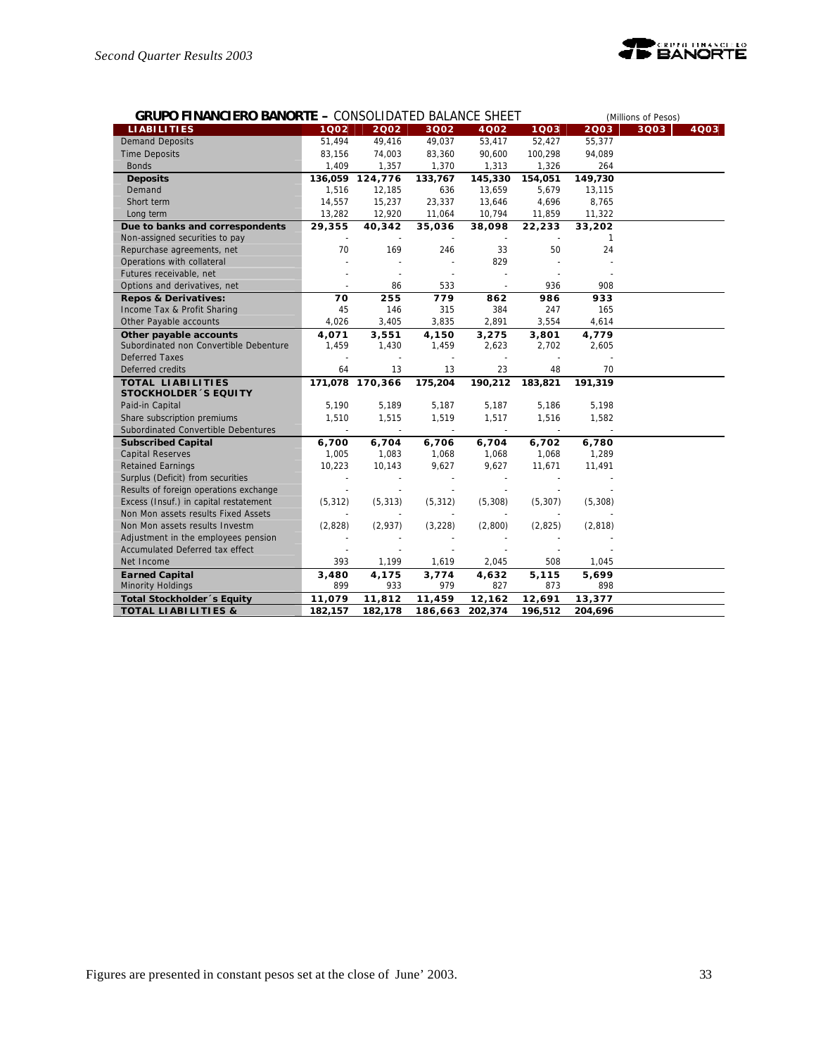**GRUPO FINANCIERO BANORTE –** CONSOLIDATED BALANCE SHEET (Millions of Pesos)

| LIABILITIES | 1Q02 | 2Q02 | 3Q02 | 4Q02 | 1Q03 | 2Q03 | 3Q03 | 4Q03 |
|---|---|---|---|---|---|---|---|---|
| Demand Deposits | 51,494 | 49,416 | 49,037 | 53,417 | 52,427 | 55,377 | | |
| Time Deposits | 83,156 | 74,003 | 83,360 | 90,600 | 100,298 | 94,089 | | |
| Bonds | 1,409 | 1,357 | 1,370 | 1,313 | 1,326 | 264 | | |
| **Deposits** | **136,059** | **124,776** | **133,767** | **145,330** | **154,051** | **149,730** | | |
| Demand | 1,516 | 12,185 | 636 | 13,659 | 5,679 | 13,115 | | |
| Short term | 14,557 | 15,237 | 23,337 | 13,646 | 4,696 | 8,765 | | |
| Long term | 13,282 | 12,920 | 11,064 | 10,794 | 11,859 | 11,322 | | |
| **Due to banks and correspondents** | **29,355** | **40,342** | **35,036** | **38,098** | **22,233** | **33,202** | | |
| Non-assigned securities to pay | - | - | - | - | - | 1 | | |
| Repurchase agreements, net | 70 | 169 | 246 | 33 | 50 | 24 | | |
| Operations with collateral | - | - | - | 829 | - | - | | |
| Futures receivable, net | - | - | - | - | - | - | | |
| Options and derivatives, net | - | 86 | 533 | - | 936 | 908 | | |
| **Repos & Derivatives:** | **70** | **255** | **779** | **862** | **986** | **933** | | |
| Income Tax & Profit Sharing | 45 | 146 | 315 | 384 | 247 | 165 | | |
| Other Payable accounts | 4,026 | 3,405 | 3,835 | 2,891 | 3,554 | 4,614 | | |
| **Other payable accounts** | **4,071** | **3,551** | **4,150** | **3,275** | **3,801** | **4,779** | | |
| Subordinated non Convertible Debenture | 1,459 | 1,430 | 1,459 | 2,623 | 2,702 | 2,605 | | |
| Deferred Taxes | - | - | - | - | - | - | | |
| Deferred credits | 64 | 13 | 13 | 23 | 48 | 70 | | |
| **TOTAL LIABILITIES** | **171,078** | **170,366** | **175,204** | **190,212** | **183,821** | **191,319** | | |
| **STOCKHOLDER´S EQUITY** | | | | | | | | |
| Paid-in Capital | 5,190 | 5,189 | 5,187 | 5,187 | 5,186 | 5,198 | | |
| Share subscription premiums | 1,510 | 1,515 | 1,519 | 1,517 | 1,516 | 1,582 | | |
| Subordinated Convertible Debentures | - | - | - | - | - | - | | |
| **Subscribed Capital** | **6,700** | **6,704** | **6,706** | **6,704** | **6,702** | **6,780** | | |
| Capital Reserves | 1,005 | 1,083 | 1,068 | 1,068 | 1,068 | 1,289 | | |
| Retained Earnings | 10,223 | 10,143 | 9,627 | 9,627 | 11,671 | 11,491 | | |
| Surplus (Deficit) from securities | - | - | - | - | - | - | | |
| Results of foreign operations exchange | - | - | - | - | - | - | | |
| Excess (Insuf.) in capital restatement | (5,312) | (5,313) | (5,312) | (5,308) | (5,307) | (5,308) | | |
| Non Mon assets results Fixed Assets | - | - | - | - | - | - | | |
| Non Mon assets results Investm | (2,828) | (2,937) | (3,228) | (2,800) | (2,825) | (2,818) | | |
| Adjustment in the employees pension | - | - | - | - | - | - | | |
| Accumulated Deferred tax effect | - | - | - | - | - | - | | |
| Net Income | 393 | 1,199 | 1,619 | 2,045 | 508 | 1,045 | | |
| **Earned Capital** | **3,480** | **4,175** | **3,774** | **4,632** | **5,115** | **5,699** | | |
| Minority Holdings | 899 | 933 | 979 | 827 | 873 | 898 | | |
| **Total Stockholder´s Equity** | **11,079** | **11,812** | **11,459** | **12,162** | **12,691** | **13,377** | | |
| **TOTAL LIABILITIES &** | **182,157** | **182,178** | **186,663** | **202,374** | **196,512** | **204,696** | | |

Figures are presented in constant pesos set at the close of June' 2003.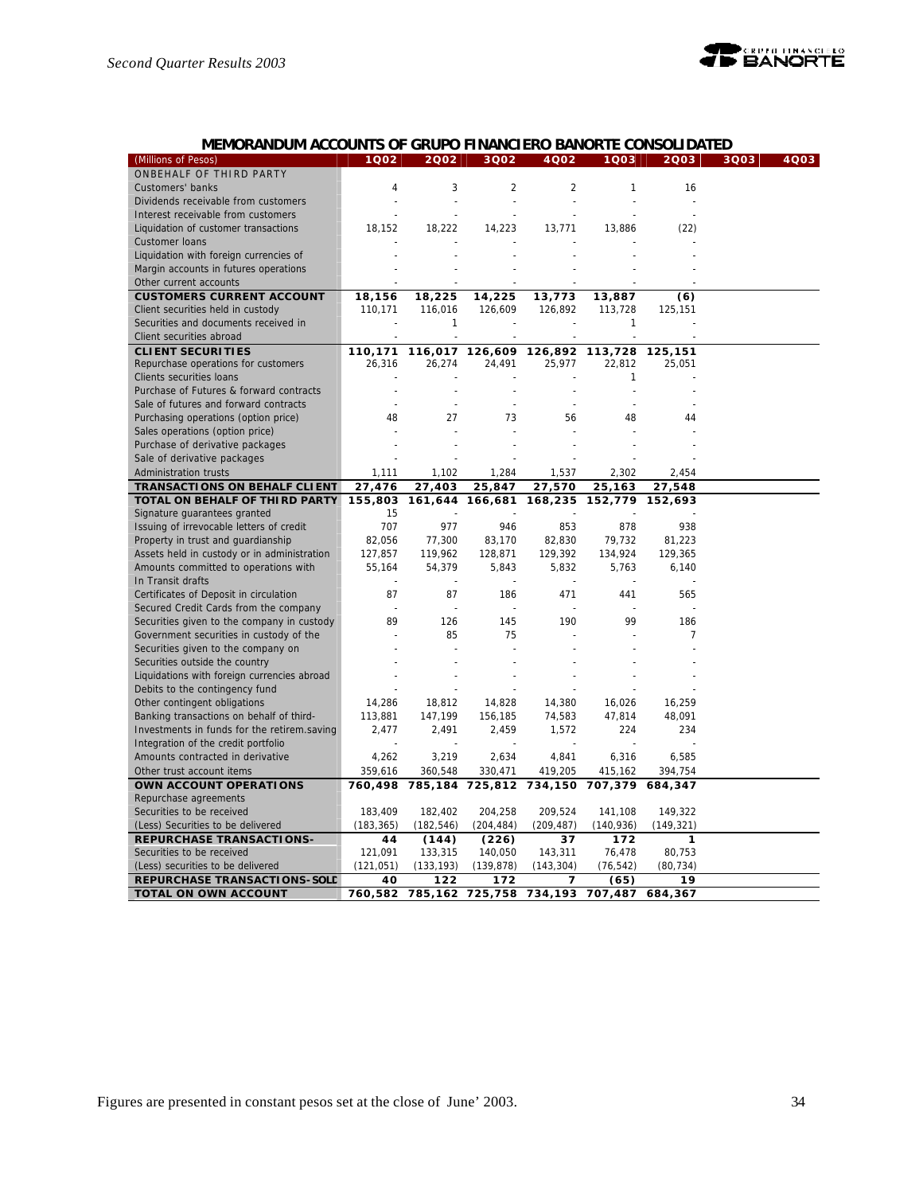## MEMORANDUM ACCOUNTS OF GRUPO FINANCIERO BANORTE CONSOLIDATED

| (Millions of Pesos) | 1Q02 | 2Q02 | 3Q02 | 4Q02 | 1Q03 | 2Q03 | 3Q03 | 4Q03 |
|---|---|---|---|---|---|---|---|---|
| ONBEHALF OF THIRD PARTY | | | | | | | | |
| Customers' banks | 4 | 3 | 2 | 2 | 1 | 16 | | |
| Dividends receivable from customers | - | - | - | - | - | - | | |
| Interest receivable from customers | - | - | - | - | - | - | | |
| Liquidation of customer transactions | 18,152 | 18,222 | 14,223 | 13,771 | 13,886 | (22) | | |
| Customer loans | - | - | - | - | - | - | | |
| Liquidation with foreign currencies of | - | - | - | - | - | - | | |
| Margin accounts in futures operations | - | - | - | - | - | - | | |
| Other current accounts | - | - | - | - | - | - | | |
| **CUSTOMERS CURRENT ACCOUNT** | **18,156** | **18,225** | **14,225** | **13,773** | **13,887** | **(6)** | | |
| Client securities held in custody | 110,171 | 116,016 | 126,609 | 126,892 | 113,728 | 125,151 | | |
| Securities and documents received in | - | 1 | - | - | 1 | - | | |
| Client securities abroad | - | - | - | - | - | - | | |
| **CLIENT SECURITIES** | **110,171** | **116,017** | **126,609** | **126,892** | **113,728** | **125,151** | | |
| Repurchase operations for customers | 26,316 | 26,274 | 24,491 | 25,977 | 22,812 | 25,051 | | |
| Clients securities loans | - | - | - | - | 1 | - | | |
| Purchase of Futures & forward contracts | - | - | - | - | - | - | | |
| Sale of futures and forward contracts | - | - | - | - | - | - | | |
| Purchasing operations (option price) | 48 | 27 | 73 | 56 | 48 | 44 | | |
| Sales operations (option price) | - | - | - | - | - | - | | |
| Purchase of derivative packages | - | - | - | - | - | - | | |
| Sale of derivative packages | - | - | - | - | - | - | | |
| Administration trusts | 1,111 | 1,102 | 1,284 | 1,537 | 2,302 | 2,454 | | |
| **TRANSACTIONS ON BEHALF CLIENT** | **27,476** | **27,403** | **25,847** | **27,570** | **25,163** | **27,548** | | |
| **TOTAL ON BEHALF OF THIRD PARTY** | **155,803** | **161,644** | **166,681** | **168,235** | **152,779** | **152,693** | | |
| Signature guarantees granted | 15 | - | - | - | - | - | | |
| Issuing of irrevocable letters of credit | 707 | 977 | 946 | 853 | 878 | 938 | | |
| Property in trust and guardianship | 82,056 | 77,300 | 83,170 | 82,830 | 79,732 | 81,223 | | |
| Assets held in custody or in administration | 127,857 | 119,962 | 128,871 | 129,392 | 134,924 | 129,365 | | |
| Amounts committed to operations with | 55,164 | 54,379 | 5,843 | 5,832 | 5,763 | 6,140 | | |
| In Transit drafts | - | - | - | - | - | - | | |
| Certificates of Deposit in circulation | 87 | 87 | 186 | 471 | 441 | 565 | | |
| Secured Credit Cards from the company | - | - | - | - | - | - | | |
| Securities given to the company in custody | 89 | 126 | 145 | 190 | 99 | 186 | | |
| Government securities in custody of the | - | 85 | 75 | - | - | 7 | | |
| Securities given to the company on | - | - | - | - | - | - | | |
| Securities outside the country | - | - | - | - | - | - | | |
| Liquidations with foreign currencies abroad | - | - | - | - | - | - | | |
| Debits to the contingency fund | - | - | - | - | - | - | | |
| Other contingent obligations | 14,286 | 18,812 | 14,828 | 14,380 | 16,026 | 16,259 | | |
| Banking transactions on behalf of third- | 113,881 | 147,199 | 156,185 | 74,583 | 47,814 | 48,091 | | |
| Investments in funds for the retirem.saving | 2,477 | 2,491 | 2,459 | 1,572 | 224 | 234 | | |
| Integration of the credit portfolio | - | - | - | - | - | - | | |
| Amounts contracted in derivative | 4,262 | 3,219 | 2,634 | 4,841 | 6,316 | 6,585 | | |
| Other trust account items | 359,616 | 360,548 | 330,471 | 419,205 | 415,162 | 394,754 | | |
| **OWN ACCOUNT OPERATIONS** | **760,498** | **785,184** | **725,812** | **734,150** | **707,379** | **684,347** | | |
| Repurchase agreements | | | | | | | | |
| Securities to be received | 183,409 | 182,402 | 204,258 | 209,524 | 141,108 | 149,322 | | |
| (Less) Securities to be delivered | (183,365) | (182,546) | (204,484) | (209,487) | (140,936) | (149,321) | | |
| **REPURCHASE TRANSACTIONS-** | **44** | **(144)** | **(226)** | **37** | **172** | **1** | | |
| Securities to be received | 121,091 | 133,315 | 140,050 | 143,311 | 76,478 | 80,753 | | |
| (Less) securities to be delivered | (121,051) | (133,193) | (139,878) | (143,304) | (76,542) | (80,734) | | |
| **REPURCHASE TRANSACTIONS-SOLD** | **40** | **122** | **172** | **7** | **(65)** | **19** | | |
| **TOTAL ON OWN ACCOUNT** | **760,582** | **785,162** | **725,758** | **734,193** | **707,487** | **684,367** | | |

Figures are presented in constant pesos set at the close of June' 2003.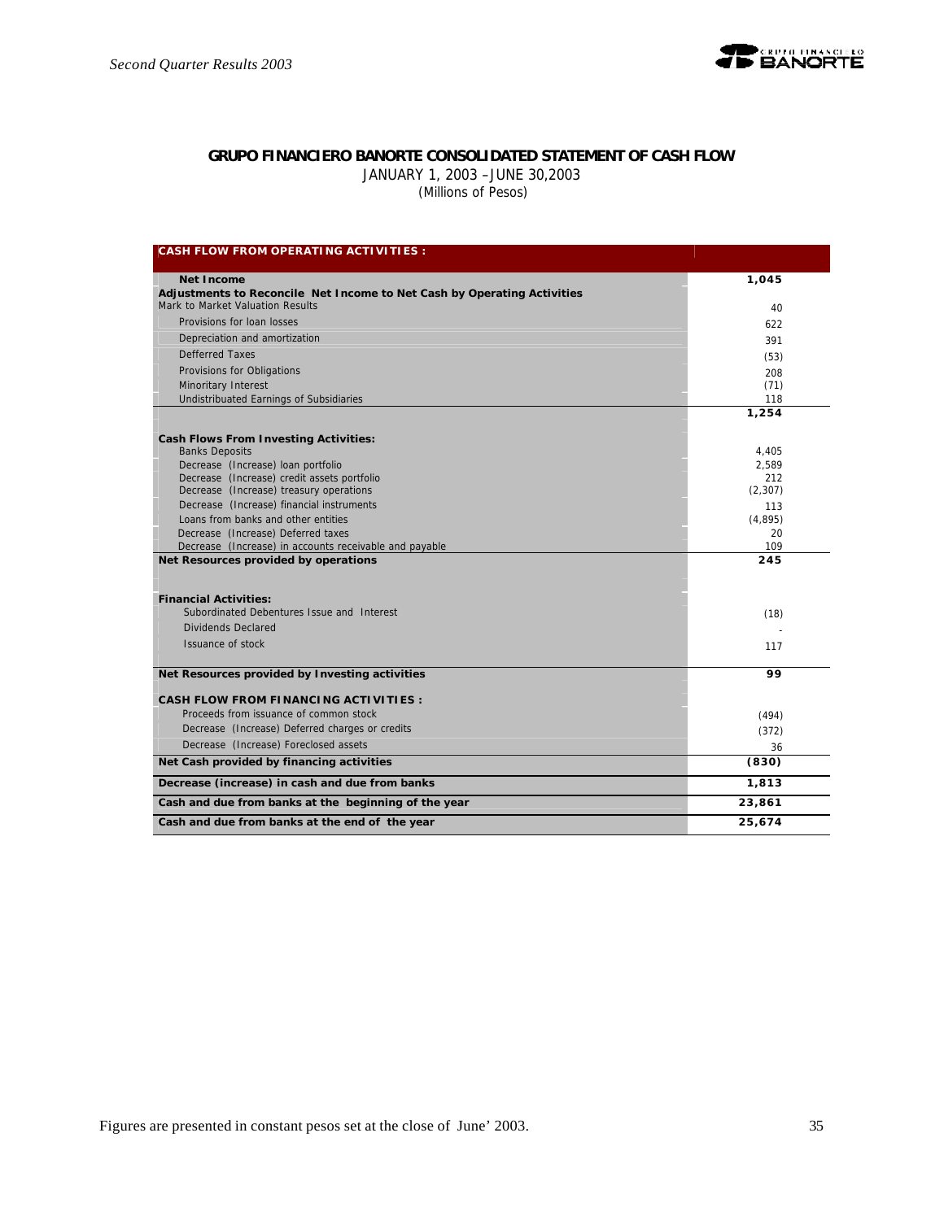## GRUPO FINANCIERO BANORTE CONSOLIDATED STATEMENT OF CASH FLOW

JANUARY 1, 2003 –JUNE 30,2003

(Millions of Pesos)

| CASH FLOW FROM OPERATING ACTIVITIES : | |
|---|---|
| **Net Income** | **1,045** |
| **Adjustments to Reconcile Net Income to Net Cash by Operating Activities** | |
| Mark to Market Valuation Results | 40 |
| Provisions for loan losses | 622 |
| Depreciation and amortization | 391 |
| Defferred Taxes | (53) |
| Provisions for Obligations | 208 |
| Minoritary Interest | (71) |
| Undistributed Earnings of Subsidiaries | 118 |
| | **1,254** |
| **Cash Flows From Investing Activities:** | |
| Banks Deposits | 4,405 |
| Decrease (Increase) loan portfolio | 2,589 |
| Decrease (Increase) credit assets portfolio | 212 |
| Decrease (Increase) treasury operations | (2,307) |
| Decrease (Increase) financial instruments | 113 |
| Loans from banks and other entities | (4,895) |
| Decrease (Increase) Deferred taxes | 20 |
| Decrease (Increase) in accounts receivable and payable | 109 |
| **Net Resources provided by operations** | **245** |
| **Financial Activities:** | |
| Subordinated Debentures Issue and Interest | (18) |
| Dividends Declared | - |
| Issuance of stock | 117 |
| **Net Resources provided by Investing activities** | **99** |
| **CASH FLOW FROM FINANCING ACTIVITIES :** | |
| Proceeds from issuance of common stock | (494) |
| Decrease (Increase) Deferred charges or credits | (372) |
| Decrease (Increase) Foreclosed assets | 36 |
| **Net Cash provided by financing activities** | **(830)** |
| **Decrease (increase) in cash and due from banks** | **1,813** |
| **Cash and due from banks at the beginning of the year** | **23,861** |
| **Cash and due from banks at the end of the year** | **25,674** |

Figures are presented in constant pesos set at the close of June' 2003.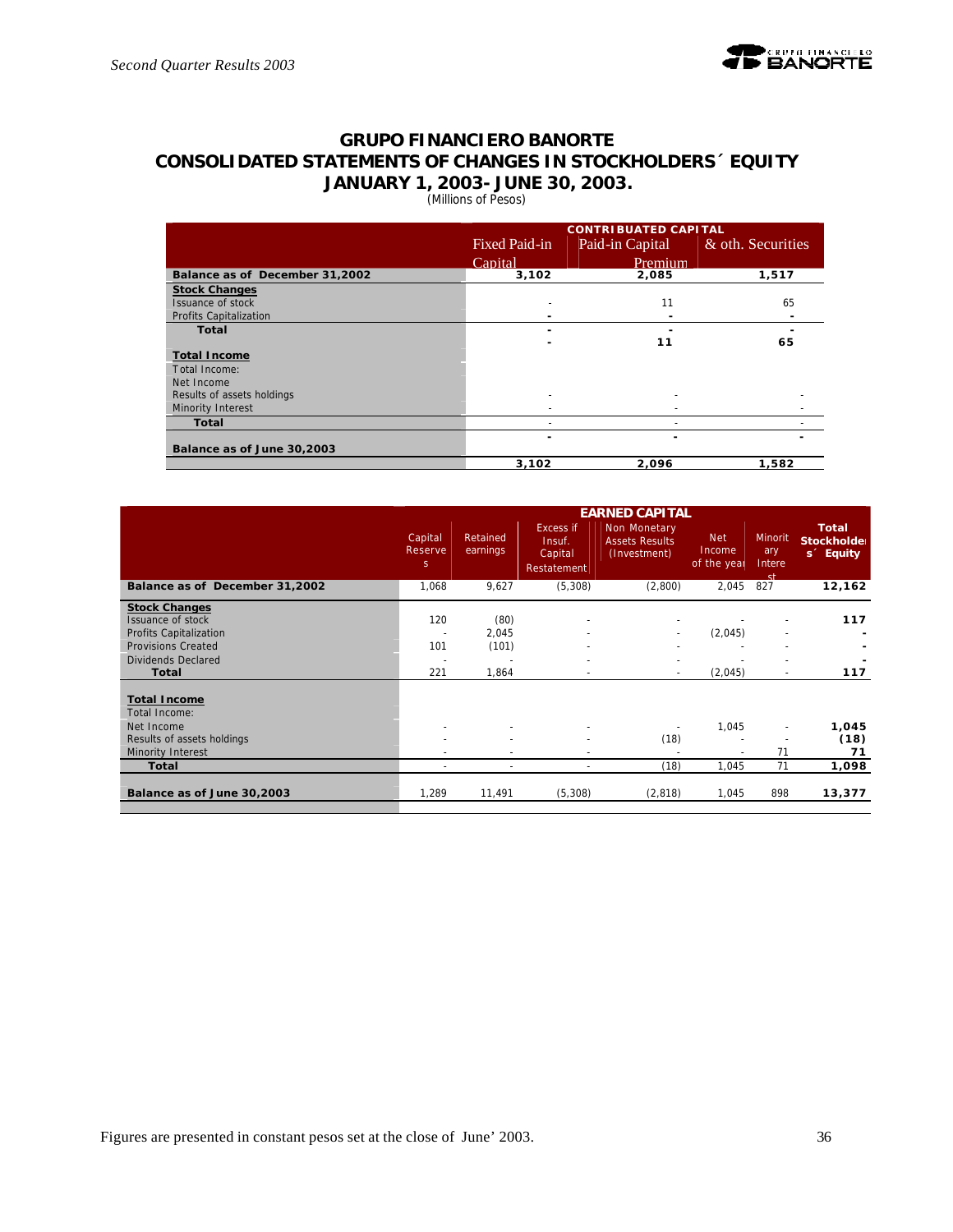# GRUPO FINANCIERO BANORTE

## CONSOLIDATED STATEMENTS OF CHANGES IN STOCKHOLDERS´ EQUITY

## JANUARY 1, 2003- JUNE 30, 2003.

(Millions of Pesos)

| | CONTRIBUATED CAPITAL | | |
|---|---|---|---|
| | Fixed Paid-in Capital | Paid-in Capital Premium | & oth. Securities |
| **Balance as of December 31,2002** | **3,102** | **2,085** | **1,517** |
| **Stock Changes** | | | |
| Issuance of stock | - | 11 | 65 |
| Profits Capitalization | - | - | - |
| **Total** | - | **11** | **65** |
| **Total Income** | | | |
| Total Income: | | | |
| Net Income | | | |
| Results of assets holdings | - | - | - |
| Minority Interest | - | - | - |
| **Total** | - | - | - |
| **Balance as of June 30,2003** | **3,102** | **2,096** | **1,582** |

| | EARNED CAPITAL | | | | | | |
|---|---|---|---|---|---|---|---|
| | Capital Reserves | Retained earnings | Excess if Insuf. Capital Restatement | Non Monetary Assets Results (Investment) | Net Income of the year | Minoritary Interest | Total Stockholders´ Equity |
| **Balance as of December 31,2002** | 1,068 | 9,627 | (5,308) | (2,800) | 2,045 | 827 | **12,162** |
| **Stock Changes** | | | | | | | |
| Issuance of stock | 120 | (80) | - | - | - | - | **117** |
| Profits Capitalization | - | 2,045 | - | - | (2,045) | - | **-** |
| Provisions Created | 101 | (101) | - | - | - | - | **-** |
| Dividends Declared | - | - | - | - | - | - | **-** |
| **Total** | 221 | 1,864 | - | - | (2,045) | - | **117** |
| **Total Income** | | | | | | | |
| Total Income: | | | | | | | |
| Net Income | - | - | - | - | 1,045 | - | **1,045** |
| Results of assets holdings | - | - | - | (18) | - | - | **(18)** |
| Minority Interest | - | - | - | - | - | 71 | **71** |
| **Total** | - | - | - | (18) | 1,045 | 71 | **1,098** |
| **Balance as of June 30,2003** | 1,289 | 11,491 | (5,308) | (2,818) | 1,045 | 898 | **13,377** |

Figures are presented in constant pesos set at the close of June' 2003.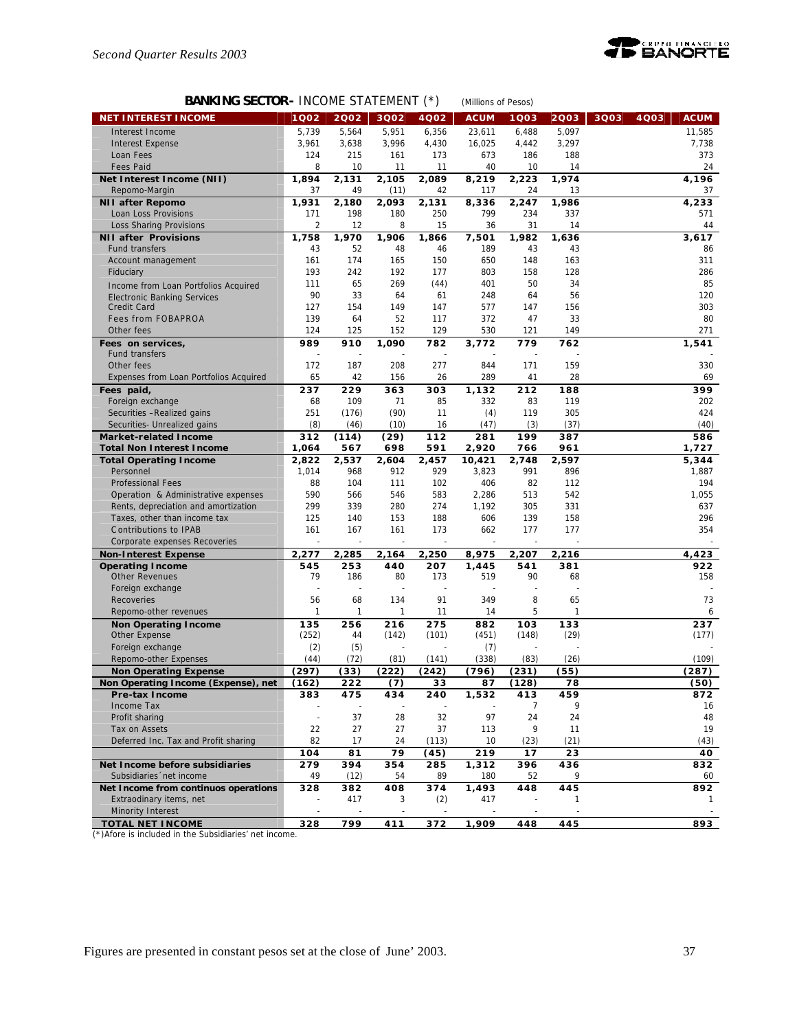**BANKING SECTOR-** INCOME STATEMENT (*) (Millions of Pesos)

| NET INTEREST INCOME | 1Q02 | 2Q02 | 3Q02 | 4Q02 | ACUM | 1Q03 | 2Q03 | 3Q03 | 4Q03 | ACUM |
|---|---|---|---|---|---|---|---|---|---|---|
| Interest Income | 5,739 | 5,564 | 5,951 | 6,356 | 23,611 | 6,488 | 5,097 | | | 11,585 |
| Interest Expense | 3,961 | 3,638 | 3,996 | 4,430 | 16,025 | 4,442 | 3,297 | | | 7,738 |
| Loan Fees | 124 | 215 | 161 | 173 | 673 | 186 | 188 | | | 373 |
| Fees Paid | 8 | 10 | 11 | 11 | 40 | 10 | 14 | | | 24 |
| **Net Interest Income (NII)** | **1,894** | **2,131** | **2,105** | **2,089** | **8,219** | **2,223** | **1,974** | | | **4,196** |
| Repomo-Margin | 37 | 49 | (11) | 42 | 117 | 24 | 13 | | | 37 |
| **NII after Repomo** | **1,931** | **2,180** | **2,093** | **2,131** | **8,336** | **2,247** | **1,986** | | | **4,233** |
| Loan Loss Provisions | 171 | 198 | 180 | 250 | 799 | 234 | 337 | | | 571 |
| Loss Sharing Provisions | 2 | 12 | 8 | 15 | 36 | 31 | 14 | | | 44 |
| **NII after Provisions** | **1,758** | **1,970** | **1,906** | **1,866** | **7,501** | **1,982** | **1,636** | | | **3,617** |
| Fund transfers | 43 | 52 | 48 | 46 | 189 | 43 | 43 | | | 86 |
| Account management | 161 | 174 | 165 | 150 | 650 | 148 | 163 | | | 311 |
| Fiduciary | 193 | 242 | 192 | 177 | 803 | 158 | 128 | | | 286 |
| Income from Loan Portfolios Acquired | 111 | 65 | 269 | (44) | 401 | 50 | 34 | | | 85 |
| Electronic Banking Services | 90 | 33 | 64 | 61 | 248 | 64 | 56 | | | 120 |
| Credit Card | 127 | 154 | 149 | 147 | 577 | 147 | 156 | | | 303 |
| Fees from FOBAPROA | 139 | 64 | 52 | 117 | 372 | 47 | 33 | | | 80 |
| Other fees | 124 | 125 | 152 | 129 | 530 | 121 | 149 | | | 271 |
| **Fees on services,** | **989** | **910** | **1,090** | **782** | **3,772** | **779** | **762** | | | **1,541** |
| Fund transfers | - | - | - | - | - | - | - | | | - |
| Other fees | 172 | 187 | 208 | 277 | 844 | 171 | 159 | | | 330 |
| Expenses from Loan Portfolios Acquired | 65 | 42 | 156 | 26 | 289 | 41 | 28 | | | 69 |
| **Fees paid,** | **237** | **229** | **363** | **303** | **1,132** | **212** | **188** | | | **399** |
| Foreign exchange | 68 | 109 | 71 | 85 | 332 | 83 | 119 | | | 202 |
| Securities –Realized gains | 251 | (176) | (90) | 11 | (4) | 119 | 305 | | | 424 |
| Securities- Unrealized gains | (8) | (46) | (10) | 16 | (47) | (3) | (37) | | | (40) |
| **Market-related Income** | **312** | **(114)** | **(29)** | **112** | **281** | **199** | **387** | | | **586** |
| **Total Non Interest Income** | **1,064** | **567** | **698** | **591** | **2,920** | **766** | **961** | | | **1,727** |
| **Total Operating Income** | **2,822** | **2,537** | **2,604** | **2,457** | **10,421** | **2,748** | **2,597** | | | **5,344** |
| Personnel | 1,014 | 968 | 912 | 929 | 3,823 | 991 | 896 | | | 1,887 |
| Professional Fees | 88 | 104 | 111 | 102 | 406 | 82 | 112 | | | 194 |
| Operation & Administrative expenses | 590 | 566 | 546 | 583 | 2,286 | 513 | 542 | | | 1,055 |
| Rents, depreciation and amortization | 299 | 339 | 280 | 274 | 1,192 | 305 | 331 | | | 637 |
| Taxes, other than income tax | 125 | 140 | 153 | 188 | 606 | 139 | 158 | | | 296 |
| Contributions to IPAB | 161 | 167 | 161 | 173 | 662 | 177 | 177 | | | 354 |
| Corporate expenses Recoveries | - | - | - | - | - | - | - | | | - |
| **Non-Interest Expense** | **2,277** | **2,285** | **2,164** | **2,250** | **8,975** | **2,207** | **2,216** | | | **4,423** |
| **Operating Income** | **545** | **253** | **440** | **207** | **1,445** | **541** | **381** | | | **922** |
| Other Revenues | 79 | 186 | 80 | 173 | 519 | 90 | 68 | | | 158 |
| Foreign exchange | - | - | - | - | - | - | - | | | - |
| Recoveries | 56 | 68 | 134 | 91 | 349 | 8 | 65 | | | 73 |
| Repomo-other revenues | 1 | 1 | 1 | 11 | 14 | 5 | 1 | | | 6 |
| **Non Operating Income** | **135** | **256** | **216** | **275** | **882** | **103** | **133** | | | **237** |
| Other Expense | (252) | 44 | (142) | (101) | (451) | (148) | (29) | | | (177) |
| Foreign exchange | (2) | (5) | - | - | (7) | - | - | | | - |
| Repomo-other Expenses | (44) | (72) | (81) | (141) | (338) | (83) | (26) | | | (109) |
| **Non Operating Expense** | **(297)** | **(33)** | **(222)** | **(242)** | **(796)** | **(231)** | **(55)** | | | **(287)** |
| **Non Operating Income (Expense), net** | **(162)** | **222** | **(7)** | **33** | **87** | **(128)** | **78** | | | **(50)** |
| **Pre-tax Income** | **383** | **475** | **434** | **240** | **1,532** | **413** | **459** | | | **872** |
| Income Tax | - | - | - | - | - | 7 | 9 | | | 16 |
| Profit sharing | - | 37 | 28 | 32 | 97 | 24 | 24 | | | 48 |
| Tax on Assets | 22 | 27 | 27 | 37 | 113 | 9 | 11 | | | 19 |
| Deferred Inc. Tax and Profit sharing | 82 | 17 | 24 | (113) | 10 | (23) | (21) | | | (43) |
| | **104** | **81** | **79** | **(45)** | **219** | **17** | **23** | | | **40** |
| **Net Income before subsidiaries** | **279** | **394** | **354** | **285** | **1,312** | **396** | **436** | | | **832** |
| Subsidiaries´net income | 49 | (12) | 54 | 89 | 180 | 52 | 9 | | | 60 |
| **Net Income from continuos operations** | **328** | **382** | **408** | **374** | **1,493** | **448** | **445** | | | **892** |
| Extraodinary items, net | - | 417 | 3 | (2) | 417 | - | 1 | | | 1 |
| Minority Interest | - | - | - | - | - | - | - | | | - |
| **TOTAL NET INCOME** | **328** | **799** | **411** | **372** | **1,909** | **448** | **445** | | | **893** |

(*)Afore is included in the Subsidiaries' net income.

Figures are presented in constant pesos set at the close of June' 2003.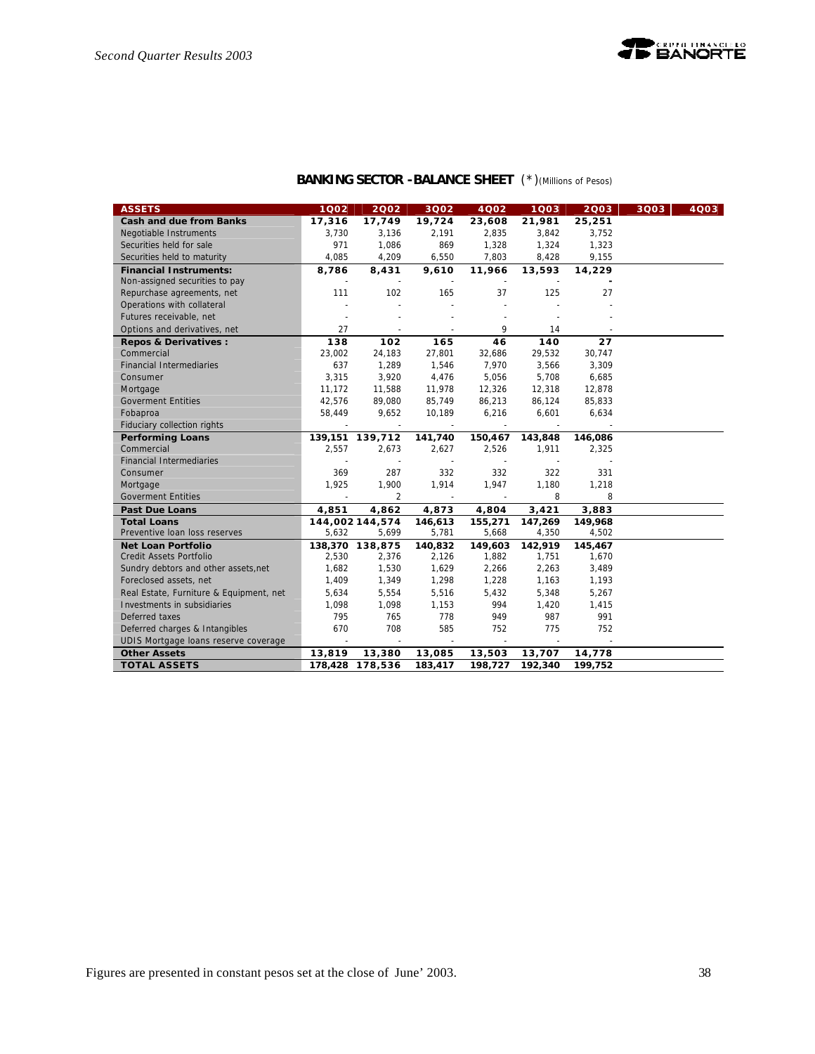## BANKING SECTOR - BALANCE SHEET (*)(Millions of Pesos)

| ASSETS | 1Q02 | 2Q02 | 3Q02 | 4Q02 | 1Q03 | 2Q03 | 3Q03 | 4Q03 |
|---|---|---|---|---|---|---|---|---|
| **Cash and due from Banks** | **17,316** | **17,749** | **19,724** | **23,608** | **21,981** | **25,251** | | |
| Negotiable Instruments | 3,730 | 3,136 | 2,191 | 2,835 | 3,842 | 3,752 | | |
| Securities held for sale | 971 | 1,086 | 869 | 1,328 | 1,324 | 1,323 | | |
| Securities held to maturity | 4,085 | 4,209 | 6,550 | 7,803 | 8,428 | 9,155 | | |
| **Financial Instruments:** | **8,786** | **8,431** | **9,610** | **11,966** | **13,593** | **14,229** | | |
| Non-assigned securities to pay | - | - | - | - | - | - | | |
| Repurchase agreements, net | 111 | 102 | 165 | 37 | 125 | 27 | | |
| Operations with collateral | - | - | - | - | - | - | | |
| Futures receivable, net | - | - | - | - | - | - | | |
| Options and derivatives, net | 27 | - | - | 9 | 14 | - | | |
| **Repos & Derivatives :** | **138** | **102** | **165** | **46** | **140** | **27** | | |
| Commercial | 23,002 | 24,183 | 27,801 | 32,686 | 29,532 | 30,747 | | |
| Financial Intermediaries | 637 | 1,289 | 1,546 | 7,970 | 3,566 | 3,309 | | |
| Consumer | 3,315 | 3,920 | 4,476 | 5,056 | 5,708 | 6,685 | | |
| Mortgage | 11,172 | 11,588 | 11,978 | 12,326 | 12,318 | 12,878 | | |
| Goverment Entities | 42,576 | 89,080 | 85,749 | 86,213 | 86,124 | 85,833 | | |
| Fobaproa | 58,449 | 9,652 | 10,189 | 6,216 | 6,601 | 6,634 | | |
| Fiduciary collection rights | - | - | - | - | - | - | | |
| **Performing Loans** | **139,151** | **139,712** | **141,740** | **150,467** | **143,848** | **146,086** | | |
| Commercial | 2,557 | 2,673 | 2,627 | 2,526 | 1,911 | 2,325 | | |
| Financial Intermediaries | - | - | - | - | - | - | | |
| Consumer | 369 | 287 | 332 | 332 | 322 | 331 | | |
| Mortgage | 1,925 | 1,900 | 1,914 | 1,947 | 1,180 | 1,218 | | |
| Goverment Entities | - | 2 | - | - | 8 | 8 | | |
| **Past Due Loans** | **4,851** | **4,862** | **4,873** | **4,804** | **3,421** | **3,883** | | |
| **Total Loans** | **144,002** | **144,574** | **146,613** | **155,271** | **147,269** | **149,968** | | |
| Preventive loan loss reserves | 5,632 | 5,699 | 5,781 | 5,668 | 4,350 | 4,502 | | |
| **Net Loan Portfolio** | **138,370** | **138,875** | **140,832** | **149,603** | **142,919** | **145,467** | | |
| Credit Assets Portfolio | 2,530 | 2,376 | 2,126 | 1,882 | 1,751 | 1,670 | | |
| Sundry debtors and other assets,net | 1,682 | 1,530 | 1,629 | 2,266 | 2,263 | 3,489 | | |
| Foreclosed assets, net | 1,409 | 1,349 | 1,298 | 1,228 | 1,163 | 1,193 | | |
| Real Estate, Furniture & Equipment, net | 5,634 | 5,554 | 5,516 | 5,432 | 5,348 | 5,267 | | |
| Investments in subsidiaries | 1,098 | 1,098 | 1,153 | 994 | 1,420 | 1,415 | | |
| Deferred taxes | 795 | 765 | 778 | 949 | 987 | 991 | | |
| Deferred charges & Intangibles | 670 | 708 | 585 | 752 | 775 | 752 | | |
| UDIS Mortgage loans reserve coverage | - | - | - | - | - | - | | |
| **Other Assets** | **13,819** | **13,380** | **13,085** | **13,503** | **13,707** | **14,778** | | |
| **TOTAL ASSETS** | **178,428** | **178,536** | **183,417** | **198,727** | **192,340** | **199,752** | | |

Figures are presented in constant pesos set at the close of June' 2003.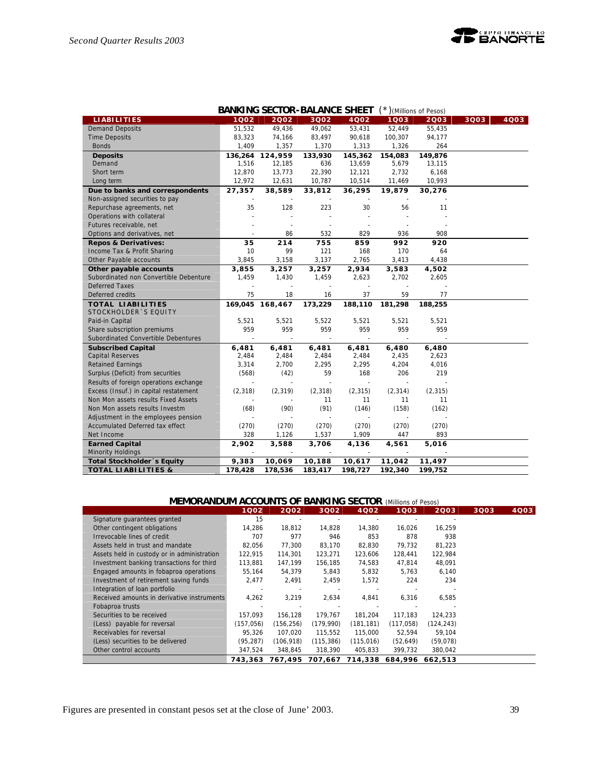## BANKING SECTOR-BALANCE SHEET (*)(Millions of Pesos)

| LIABILITIES | 1Q02 | 2Q02 | 3Q02 | 4Q02 | 1Q03 | 2Q03 | 3Q03 | 4Q03 |
|---|---|---|---|---|---|---|---|---|
| Demand Deposits | 51,532 | 49,436 | 49,062 | 53,431 | 52,449 | 55,435 | | |
| Time Deposits | 83,323 | 74,166 | 83,497 | 90,618 | 100,307 | 94,177 | | |
| Bonds | 1,409 | 1,357 | 1,370 | 1,313 | 1,326 | 264 | | |
| **Deposits** | **136,264** | **124,959** | **133,930** | **145,362** | **154,083** | **149,876** | | |
| Demand | 1,516 | 12,185 | 636 | 13,659 | 5,679 | 13,115 | | |
| Short term | 12,870 | 13,773 | 22,390 | 12,121 | 2,732 | 6,168 | | |
| Long term | 12,972 | 12,631 | 10,787 | 10,514 | 11,469 | 10,993 | | |
| **Due to banks and correspondents** | **27,357** | **38,589** | **33,812** | **36,295** | **19,879** | **30,276** | | |
| Non-assigned securities to pay | - | - | - | - | - | - | | |
| Repurchase agreements, net | 35 | 128 | 223 | 30 | 56 | 11 | | |
| Operations with collateral | - | - | - | - | - | - | | |
| Futures receivable, net | - | - | - | - | - | - | | |
| Options and derivatives, net | - | 86 | 532 | 829 | 936 | 908 | | |
| **Repos & Derivatives:** | **35** | **214** | **755** | **859** | **992** | **920** | | |
| Income Tax & Profit Sharing | 10 | 99 | 121 | 168 | 170 | 64 | | |
| Other Payable accounts | 3,845 | 3,158 | 3,137 | 2,765 | 3,413 | 4,438 | | |
| **Other payable accounts** | **3,855** | **3,257** | **3,257** | **2,934** | **3,583** | **4,502** | | |
| Subordinated non Convertible Debenture | 1,459 | 1,430 | 1,459 | 2,623 | 2,702 | 2,605 | | |
| Deferred Taxes | - | - | - | - | - | - | | |
| Deferred credits | 75 | 18 | 16 | 37 | 59 | 77 | | |
| **TOTAL LIABILITIES** | **169,045** | **168,467** | **173,229** | **188,110** | **181,298** | **188,255** | | |
| STOCKHOLDER´S EQUITY | | | | | | | | |
| Paid-in Capital | 5,521 | 5,521 | 5,522 | 5,521 | 5,521 | 5,521 | | |
| Share subscription premiums | 959 | 959 | 959 | 959 | 959 | 959 | | |
| Subordinated Convertible Debentures | - | - | - | - | - | - | | |
| **Subscribed Capital** | **6,481** | **6,481** | **6,481** | **6,481** | **6,480** | **6,480** | | |
| Capital Reserves | 2,484 | 2,484 | 2,484 | 2,484 | 2,435 | 2,623 | | |
| Retained Earnings | 3,314 | 2,700 | 2,295 | 2,295 | 4,204 | 4,016 | | |
| Surplus (Deficit) from securities | (568) | (42) | 59 | 168 | 206 | 219 | | |
| Results of foreign operations exchange | - | - | - | - | - | - | | |
| Excess (Insuf.) in capital restatement | (2,318) | (2,319) | (2,318) | (2,315) | (2,314) | (2,315) | | |
| Non Mon assets results Fixed Assets | - | - | 11 | 11 | 11 | 11 | | |
| Non Mon assets results Investm | (68) | (90) | (91) | (146) | (158) | (162) | | |
| Adjustment in the employees pension | - | - | - | - | - | - | | |
| Accumulated Deferred tax effect | (270) | (270) | (270) | (270) | (270) | (270) | | |
| Net Income | 328 | 1,126 | 1,537 | 1,909 | 447 | 893 | | |
| **Earned Capital** | **2,902** | **3,588** | **3,706** | **4,136** | **4,561** | **5,016** | | |
| Minority Holdings | - | - | - | - | - | - | | |
| **Total Stockholder´s Equity** | **9,383** | **10,069** | **10,188** | **10,617** | **11,042** | **11,497** | | |
| **TOTAL LIABILITIES &** | **178,428** | **178,536** | **183,417** | **198,727** | **192,340** | **199,752** | | |

## MEMORANDUM ACCOUNTS OF BANKING SECTOR (Millions of Pesos)

| | 1Q02 | 2Q02 | 3Q02 | 4Q02 | 1Q03 | 2Q03 | 3Q03 | 4Q03 |
|---|---|---|---|---|---|---|---|---|
| Signature guarantees granted | 15 | - | - | - | - | - | | |
| Other contingent obligations | 14,286 | 18,812 | 14,828 | 14,380 | 16,026 | 16,259 | | |
| Irrevocable lines of credit | 707 | 977 | 946 | 853 | 878 | 938 | | |
| Assets held in trust and mandate | 82,056 | 77,300 | 83,170 | 82,830 | 79,732 | 81,223 | | |
| Assets held in custody or in administration | 122,915 | 114,301 | 123,271 | 123,606 | 128,441 | 122,984 | | |
| Investment banking transactions for third | 113,881 | 147,199 | 156,185 | 74,583 | 47,814 | 48,091 | | |
| Engaged amounts in fobaproa operations | 55,164 | 54,379 | 5,843 | 5,832 | 5,763 | 6,140 | | |
| Investment of retirement saving funds | 2,477 | 2,491 | 2,459 | 1,572 | 224 | 234 | | |
| Integration of loan portfolio | - | - | - | - | - | - | | |
| Received amounts in derivative instruments | 4,262 | 3,219 | 2,634 | 4,841 | 6,316 | 6,585 | | |
| Fobaproa trusts | - | - | - | - | - | - | | |
| Securities to be received | 157,093 | 156,128 | 179,767 | 181,204 | 117,183 | 124,233 | | |
| (Less) payable for reversal | (157,056) | (156,256) | (179,990) | (181,181) | (117,058) | (124,243) | | |
| Receivables for reversal | 95,326 | 107,020 | 115,552 | 115,000 | 52,594 | 59,104 | | |
| (Less) securities to be delivered | (95,287) | (106,918) | (115,386) | (115,016) | (52,649) | (59,078) | | |
| Other control accounts | 347,524 | 348,845 | 318,390 | 405,833 | 399,732 | 380,042 | | |
| | **743,363** | **767,495** | **707,667** | **714,338** | **684,996** | **662,513** | | |

Figures are presented in constant pesos set at the close of June' 2003.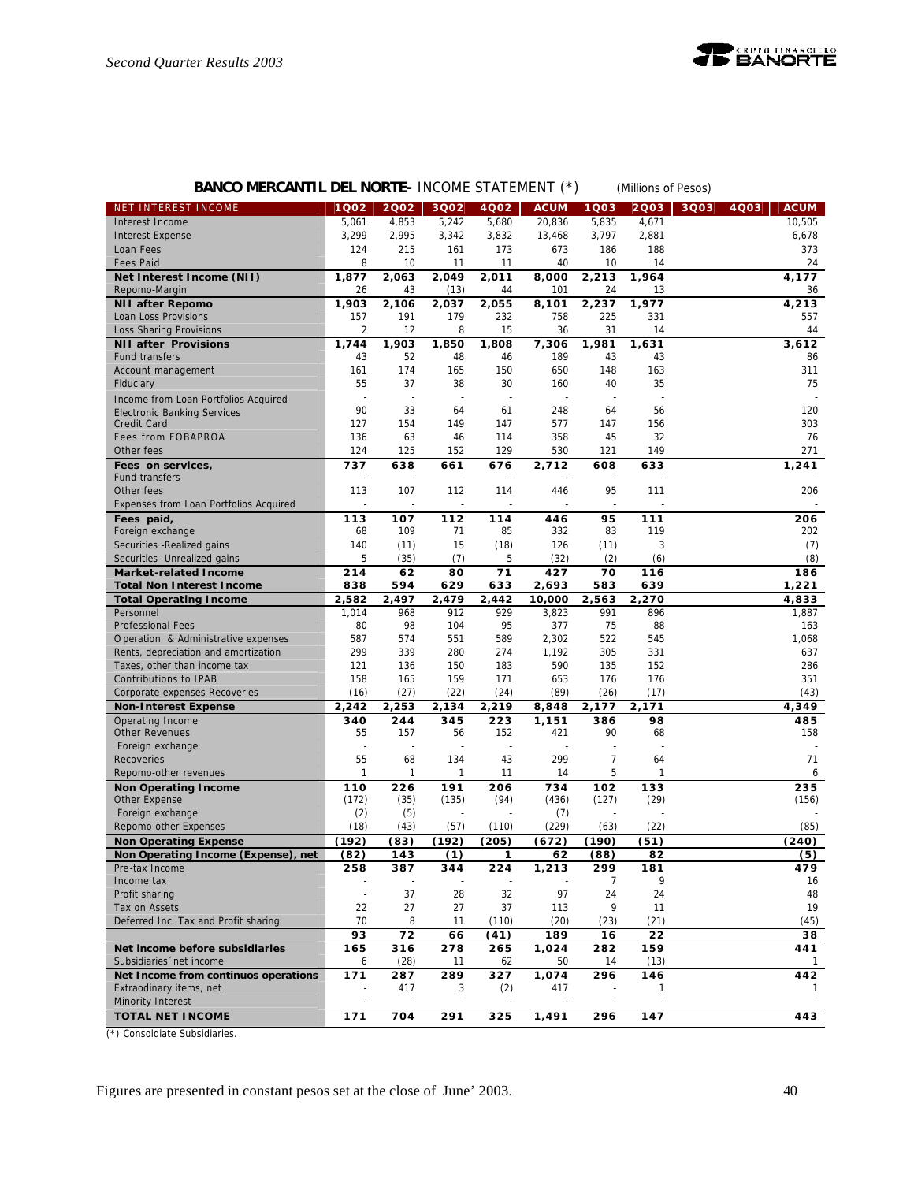**BANCO MERCANTIL DEL NORTE-** INCOME STATEMENT (*) (Millions of Pesos)

| NET INTEREST INCOME | 1Q02 | 2Q02 | 3Q02 | 4Q02 | ACUM | 1Q03 | 2Q03 | 3Q03 | 4Q03 | ACUM |
|---|---|---|---|---|---|---|---|---|---|---|
| Interest Income | 5,061 | 4,853 | 5,242 | 5,680 | 20,836 | 5,835 | 4,671 | | | 10,505 |
| Interest Expense | 3,299 | 2,995 | 3,342 | 3,832 | 13,468 | 3,797 | 2,881 | | | 6,678 |
| Loan Fees | 124 | 215 | 161 | 173 | 673 | 186 | 188 | | | 373 |
| Fees Paid | 8 | 10 | 11 | 11 | 40 | 10 | 14 | | | 24 |
| **Net Interest Income (NII)** | **1,877** | **2,063** | **2,049** | **2,011** | **8,000** | **2,213** | **1,964** | | | **4,177** |
| Repomo-Margin | 26 | 43 | (13) | 44 | 101 | 24 | 13 | | | 36 |
| **NII after Repomo** | **1,903** | **2,106** | **2,037** | **2,055** | **8,101** | **2,237** | **1,977** | | | **4,213** |
| Loan Loss Provisions | 157 | 191 | 179 | 232 | 758 | 225 | 331 | | | 557 |
| Loss Sharing Provisions | 2 | 12 | 8 | 15 | 36 | 31 | 14 | | | 44 |
| **NII after Provisions** | **1,744** | **1,903** | **1,850** | **1,808** | **7,306** | **1,981** | **1,631** | | | **3,612** |
| Fund transfers | 43 | 52 | 48 | 46 | 189 | 43 | 43 | | | 86 |
| Account management | 161 | 174 | 165 | 150 | 650 | 148 | 163 | | | 311 |
| Fiduciary | 55 | 37 | 38 | 30 | 160 | 40 | 35 | | | 75 |
| Income from Loan Portfolios Acquired | - | - | - | - | - | - | - | | | - |
| Electronic Banking Services | 90 | 33 | 64 | 61 | 248 | 64 | 56 | | | 120 |
| Credit Card | 127 | 154 | 149 | 147 | 577 | 147 | 156 | | | 303 |
| Fees from FOBAPROA | 136 | 63 | 46 | 114 | 358 | 45 | 32 | | | 76 |
| Other fees | 124 | 125 | 152 | 129 | 530 | 121 | 149 | | | 271 |
| **Fees on services,** | **737** | **638** | **661** | **676** | **2,712** | **608** | **633** | | | **1,241** |
| Fund transfers | - | - | - | - | - | - | - | | | - |
| Other fees | 113 | 107 | 112 | 114 | 446 | 95 | 111 | | | 206 |
| Expenses from Loan Portfolios Acquired | - | - | - | - | - | - | - | | | - |
| **Fees paid,** | **113** | **107** | **112** | **114** | **446** | **95** | **111** | | | **206** |
| Foreign exchange | 68 | 109 | 71 | 85 | 332 | 83 | 119 | | | 202 |
| Securities -Realized gains | 140 | (11) | 15 | (18) | 126 | (11) | 3 | | | (7) |
| Securities- Unrealized gains | 5 | (35) | (7) | 5 | (32) | (2) | (6) | | | (8) |
| **Market-related Income** | **214** | **62** | **80** | **71** | **427** | **70** | **116** | | | **186** |
| **Total Non Interest Income** | **838** | **594** | **629** | **633** | **2,693** | **583** | **639** | | | **1,221** |
| **Total Operating Income** | **2,582** | **2,497** | **2,479** | **2,442** | **10,000** | **2,563** | **2,270** | | | **4,833** |
| Personnel | 1,014 | 968 | 912 | 929 | 3,823 | 991 | 896 | | | 1,887 |
| Professional Fees | 80 | 98 | 104 | 95 | 377 | 75 | 88 | | | 163 |
| Operation & Administrative expenses | 587 | 574 | 551 | 589 | 2,302 | 522 | 545 | | | 1,068 |
| Rents, depreciation and amortization | 299 | 339 | 280 | 274 | 1,192 | 305 | 331 | | | 637 |
| Taxes, other than income tax | 121 | 136 | 150 | 183 | 590 | 135 | 152 | | | 286 |
| Contributions to IPAB | 158 | 165 | 159 | 171 | 653 | 176 | 176 | | | 351 |
| Corporate expenses Recoveries | (16) | (27) | (22) | (24) | (89) | (26) | (17) | | | (43) |
| **Non-Interest Expense** | **2,242** | **2,253** | **2,134** | **2,219** | **8,848** | **2,177** | **2,171** | | | **4,349** |
| Operating Income | 340 | 244 | 345 | 223 | 1,151 | 386 | 98 | | | 485 |
| Other Revenues | 55 | 157 | 56 | 152 | 421 | 90 | 68 | | | 158 |
| Foreign exchange | - | - | - | - | - | - | - | | | - |
| Recoveries | 55 | 68 | 134 | 43 | 299 | 7 | 64 | | | 71 |
| Repomo-other revenues | 1 | 1 | 1 | 11 | 14 | 5 | 1 | | | 6 |
| **Non Operating Income** | **110** | **226** | **191** | **206** | **734** | **102** | **133** | | | **235** |
| Other Expense | (172) | (35) | (135) | (94) | (436) | (127) | (29) | | | (156) |
| Foreign exchange | (2) | (5) | - | - | (7) | - | - | | | - |
| Repomo-other Expenses | (18) | (43) | (57) | (110) | (229) | (63) | (22) | | | (85) |
| **Non Operating Expense** | **(192)** | **(83)** | **(192)** | **(205)** | **(672)** | **(190)** | **(51)** | | | **(240)** |
| **Non Operating Income (Expense), net** | **(82)** | **143** | **(1)** | **1** | **62** | **(88)** | **82** | | | **(5)** |
| Pre-tax Income | 258 | 387 | 344 | 224 | 1,213 | 299 | 181 | | | 479 |
| Income tax | - | - | - | - | - | 7 | 9 | | | 16 |
| Profit sharing | - | 37 | 28 | 32 | 97 | 24 | 24 | | | 48 |
| Tax on Assets | 22 | 27 | 27 | 37 | 113 | 9 | 11 | | | 19 |
| Deferred Inc. Tax and Profit sharing | 70 | 8 | 11 | (110) | (20) | (23) | (21) | | | (45) |
| | **93** | **72** | **66** | **(41)** | **189** | **16** | **22** | | | **38** |
| **Net income before subsidiaries** | **165** | **316** | **278** | **265** | **1,024** | **282** | **159** | | | **441** |
| Subsidiaries´net income | 6 | (28) | 11 | 62 | 50 | 14 | (13) | | | 1 |
| **Net Income from continuos operations** | **171** | **287** | **289** | **327** | **1,074** | **296** | **146** | | | **442** |
| Extraordinary items, net | - | 417 | 3 | (2) | 417 | - | 1 | | | 1 |
| Minority Interest | - | - | - | - | - | - | - | | | - |
| **TOTAL NET INCOME** | **171** | **704** | **291** | **325** | **1,491** | **296** | **147** | | | **443** |

(*) Consoldiate Subsidiaries.

Figures are presented in constant pesos set at the close of June' 2003.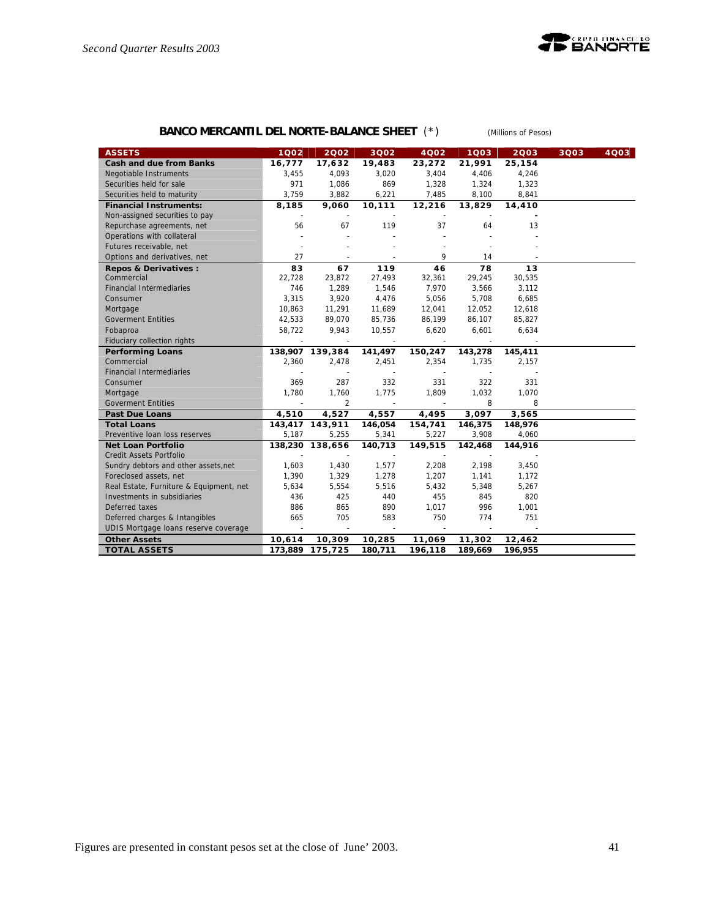## BANCO MERCANTIL DEL NORTE-BALANCE SHEET (*)

(Millions of Pesos)

| ASSETS | 1Q02 | 2Q02 | 3Q02 | 4Q02 | 1Q03 | 2Q03 | 3Q03 | 4Q03 |
|---|---|---|---|---|---|---|---|---|
| **Cash and due from Banks** | **16,777** | **17,632** | **19,483** | **23,272** | **21,991** | **25,154** | | |
| Negotiable Instruments | 3,455 | 4,093 | 3,020 | 3,404 | 4,406 | 4,246 | | |
| Securities held for sale | 971 | 1,086 | 869 | 1,328 | 1,324 | 1,323 | | |
| Securities held to maturity | 3,759 | 3,882 | 6,221 | 7,485 | 8,100 | 8,841 | | |
| **Financial Instruments:** | **8,185** | **9,060** | **10,111** | **12,216** | **13,829** | **14,410** | | |
| Non-assigned securities to pay | - | - | - | - | - | - | | |
| Repurchase agreements, net | 56 | 67 | 119 | 37 | 64 | 13 | | |
| Operations with collateral | - | - | - | - | - | - | | |
| Futures receivable, net | - | - | - | - | - | - | | |
| Options and derivatives, net | 27 | - | - | 9 | 14 | - | | |
| **Repos & Derivatives :** | **83** | **67** | **119** | **46** | **78** | **13** | | |
| Commercial | 22,728 | 23,872 | 27,493 | 32,361 | 29,245 | 30,535 | | |
| Financial Intermediaries | 746 | 1,289 | 1,546 | 7,970 | 3,566 | 3,112 | | |
| Consumer | 3,315 | 3,920 | 4,476 | 5,056 | 5,708 | 6,685 | | |
| Mortgage | 10,863 | 11,291 | 11,689 | 12,041 | 12,052 | 12,618 | | |
| Goverment Entities | 42,533 | 89,070 | 85,736 | 86,199 | 86,107 | 85,827 | | |
| Fobaproa | 58,722 | 9,943 | 10,557 | 6,620 | 6,601 | 6,634 | | |
| Fiduciary collection rights | - | - | - | - | - | - | | |
| **Performing Loans** | **138,907** | **139,384** | **141,497** | **150,247** | **143,278** | **145,411** | | |
| Commercial | 2,360 | 2,478 | 2,451 | 2,354 | 1,735 | 2,157 | | |
| Financial Intermediaries | - | - | - | - | - | - | | |
| Consumer | 369 | 287 | 332 | 331 | 322 | 331 | | |
| Mortgage | 1,780 | 1,760 | 1,775 | 1,809 | 1,032 | 1,070 | | |
| Goverment Entities | - | 2 | - | - | 8 | 8 | | |
| **Past Due Loans** | **4,510** | **4,527** | **4,557** | **4,495** | **3,097** | **3,565** | | |
| **Total Loans** | **143,417** | **143,911** | **146,054** | **154,741** | **146,375** | **148,976** | | |
| Preventive loan loss reserves | 5,187 | 5,255 | 5,341 | 5,227 | 3,908 | 4,060 | | |
| **Net Loan Portfolio** | **138,230** | **138,656** | **140,713** | **149,515** | **142,468** | **144,916** | | |
| Credit Assets Portfolio | - | - | - | - | - | - | | |
| Sundry debtors and other assets,net | 1,603 | 1,430 | 1,577 | 2,208 | 2,198 | 3,450 | | |
| Foreclosed assets, net | 1,390 | 1,329 | 1,278 | 1,207 | 1,141 | 1,172 | | |
| Real Estate, Furniture & Equipment, net | 5,634 | 5,554 | 5,516 | 5,432 | 5,348 | 5,267 | | |
| Investments in subsidiaries | 436 | 425 | 440 | 455 | 845 | 820 | | |
| Deferred taxes | 886 | 865 | 890 | 1,017 | 996 | 1,001 | | |
| Deferred charges & Intangibles | 665 | 705 | 583 | 750 | 774 | 751 | | |
| UDIS Mortgage loans reserve coverage | - | - | - | - | - | - | | |
| **Other Assets** | **10,614** | **10,309** | **10,285** | **11,069** | **11,302** | **12,462** | | |
| **TOTAL ASSETS** | **173,889** | **175,725** | **180,711** | **196,118** | **189,669** | **196,955** | | |

Figures are presented in constant pesos set at the close of June' 2003.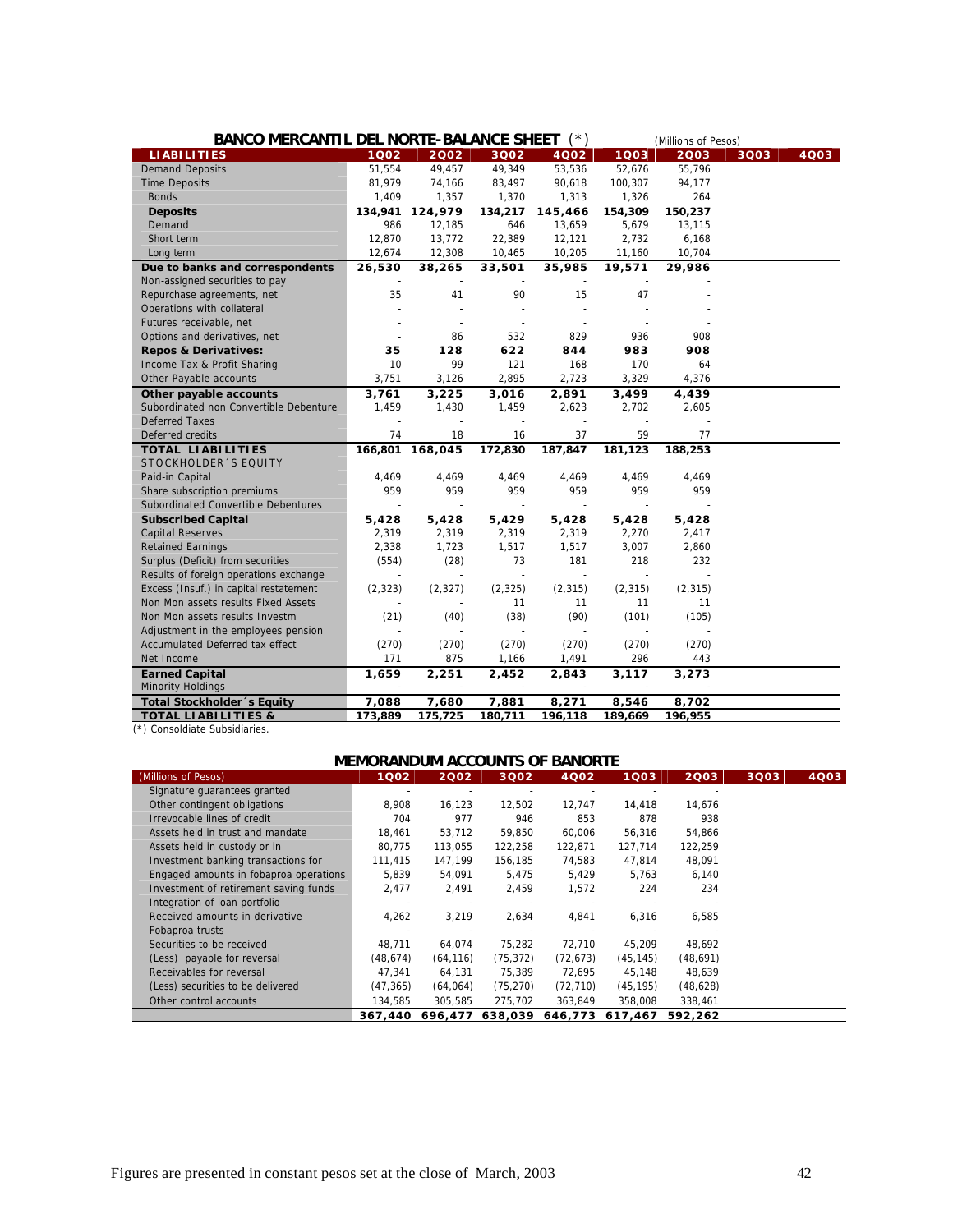## BANCO MERCANTIL DEL NORTE-BALANCE SHEET (*)

(Millions of Pesos)

| LIABILITIES | 1Q02 | 2Q02 | 3Q02 | 4Q02 | 1Q03 | 2Q03 | 3Q03 | 4Q03 |
|---|---|---|---|---|---|---|---|---|
| Demand Deposits | 51,554 | 49,457 | 49,349 | 53,536 | 52,676 | 55,796 | | |
| Time Deposits | 81,979 | 74,166 | 83,497 | 90,618 | 100,307 | 94,177 | | |
| Bonds | 1,409 | 1,357 | 1,370 | 1,313 | 1,326 | 264 | | |
| **Deposits** | **134,941** | **124,979** | **134,217** | **145,466** | **154,309** | **150,237** | | |
| Demand | 986 | 12,185 | 646 | 13,659 | 5,679 | 13,115 | | |
| Short term | 12,870 | 13,772 | 22,389 | 12,121 | 2,732 | 6,168 | | |
| Long term | 12,674 | 12,308 | 10,465 | 10,205 | 11,160 | 10,704 | | |
| **Due to banks and correspondents** | **26,530** | **38,265** | **33,501** | **35,985** | **19,571** | **29,986** | | |
| Non-assigned securities to pay | - | - | - | - | - | - | | |
| Repurchase agreements, net | 35 | 41 | 90 | 15 | 47 | - | | |
| Operations with collateral | - | - | - | - | - | - | | |
| Futures receivable, net | - | - | - | - | - | - | | |
| Options and derivatives, net | - | 86 | 532 | 829 | 936 | 908 | | |
| **Repos & Derivatives:** | **35** | **128** | **622** | **844** | **983** | **908** | | |
| Income Tax & Profit Sharing | 10 | 99 | 121 | 168 | 170 | 64 | | |
| Other Payable accounts | 3,751 | 3,126 | 2,895 | 2,723 | 3,329 | 4,376 | | |
| **Other payable accounts** | **3,761** | **3,225** | **3,016** | **2,891** | **3,499** | **4,439** | | |
| Subordinated non Convertible Debenture | 1,459 | 1,430 | 1,459 | 2,623 | 2,702 | 2,605 | | |
| Deferred Taxes | - | - | - | - | - | - | | |
| Deferred credits | 74 | 18 | 16 | 37 | 59 | 77 | | |
| **TOTAL LIABILITIES** | **166,801** | **168,045** | **172,830** | **187,847** | **181,123** | **188,253** | | |
| STOCKHOLDER´S EQUITY | | | | | | | | |
| Paid-in Capital | 4,469 | 4,469 | 4,469 | 4,469 | 4,469 | 4,469 | | |
| Share subscription premiums | 959 | 959 | 959 | 959 | 959 | 959 | | |
| Subordinated Convertible Debentures | - | - | - | - | - | - | | |
| **Subscribed Capital** | **5,428** | **5,428** | **5,429** | **5,428** | **5,428** | **5,428** | | |
| Capital Reserves | 2,319 | 2,319 | 2,319 | 2,319 | 2,270 | 2,417 | | |
| Retained Earnings | 2,338 | 1,723 | 1,517 | 1,517 | 3,007 | 2,860 | | |
| Surplus (Deficit) from securities | (554) | (28) | 73 | 181 | 218 | 232 | | |
| Results of foreign operations exchange | - | - | - | - | - | - | | |
| Excess (Insuf.) in capital restatement | (2,323) | (2,327) | (2,325) | (2,315) | (2,315) | (2,315) | | |
| Non Mon assets results Fixed Assets | - | - | 11 | 11 | 11 | 11 | | |
| Non Mon assets results Investm | (21) | (40) | (38) | (90) | (101) | (105) | | |
| Adjustment in the employees pension | - | - | - | - | - | - | | |
| Accumulated Deferred tax effect | (270) | (270) | (270) | (270) | (270) | (270) | | |
| Net Income | 171 | 875 | 1,166 | 1,491 | 296 | 443 | | |
| **Earned Capital** | **1,659** | **2,251** | **2,452** | **2,843** | **3,117** | **3,273** | | |
| Minority Holdings | - | - | - | - | - | - | | |
| **Total Stockholder´s Equity** | **7,088** | **7,680** | **7,881** | **8,271** | **8,546** | **8,702** | | |
| **TOTAL LIABILITIES &** | **173,889** | **175,725** | **180,711** | **196,118** | **189,669** | **196,955** | | |

(*) Consoldiate Subsidiaries.

## MEMORANDUM ACCOUNTS OF BANORTE

| (Millions of Pesos) | 1Q02 | 2Q02 | 3Q02 | 4Q02 | 1Q03 | 2Q03 | 3Q03 | 4Q03 |
|---|---|---|---|---|---|---|---|---|
| Signature guarantees granted | - | - | - | - | - | - | | |
| Other contingent obligations | 8,908 | 16,123 | 12,502 | 12,747 | 14,418 | 14,676 | | |
| Irrevocable lines of credit | 704 | 977 | 946 | 853 | 878 | 938 | | |
| Assets held in trust and mandate | 18,461 | 53,712 | 59,850 | 60,006 | 56,316 | 54,866 | | |
| Assets held in custody or in | 80,775 | 113,055 | 122,258 | 122,871 | 127,714 | 122,259 | | |
| Investment banking transactions for | 111,415 | 147,199 | 156,185 | 74,583 | 47,814 | 48,091 | | |
| Engaged amounts in fobaproa operations | 5,839 | 54,091 | 5,475 | 5,429 | 5,763 | 6,140 | | |
| Investment of retirement saving funds | 2,477 | 2,491 | 2,459 | 1,572 | 224 | 234 | | |
| Integration of loan portfolio | - | - | - | - | - | - | | |
| Received amounts in derivative | 4,262 | 3,219 | 2,634 | 4,841 | 6,316 | 6,585 | | |
| Fobaproa trusts | - | - | - | - | - | - | | |
| Securities to be received | 48,711 | 64,074 | 75,282 | 72,710 | 45,209 | 48,692 | | |
| (Less) payable for reversal | (48,674) | (64,116) | (75,372) | (72,673) | (45,145) | (48,691) | | |
| Receivables for reversal | 47,341 | 64,131 | 75,389 | 72,695 | 45,148 | 48,639 | | |
| (Less) securities to be delivered | (47,365) | (64,064) | (75,270) | (72,710) | (45,195) | (48,628) | | |
| Other control accounts | 134,585 | 305,585 | 275,702 | 363,849 | 358,008 | 338,461 | | |
| | **367,440** | **696,477** | **638,039** | **646,773** | **617,467** | **592,262** | | |

Figures are presented in constant pesos set at the close of March, 2003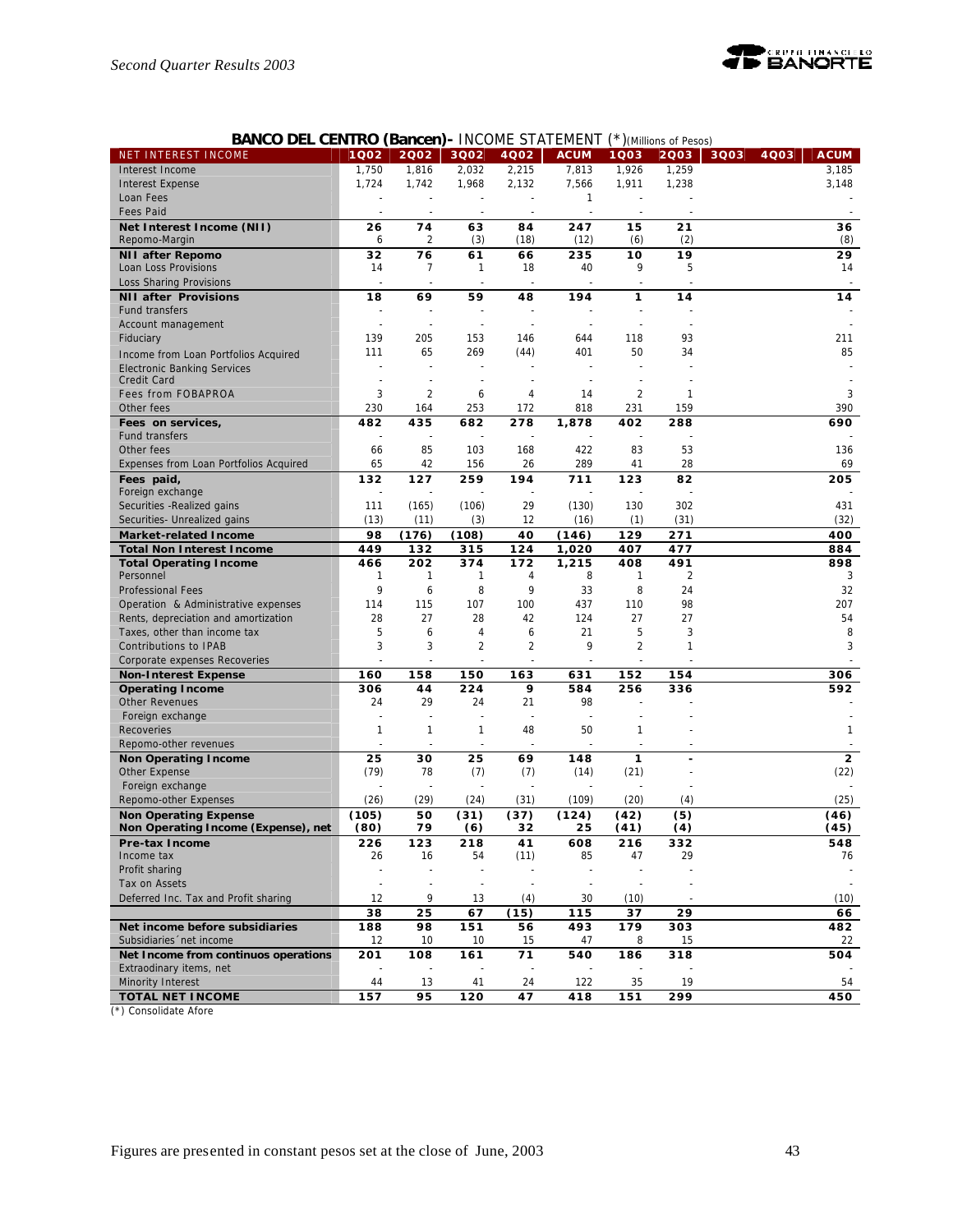## BANCO DEL CENTRO (Bancen)- INCOME STATEMENT (*)(Millions of Pesos)

| NET INTEREST INCOME | 1Q02 | 2Q02 | 3Q02 | 4Q02 | ACUM | 1Q03 | 2Q03 | 3Q03 | 4Q03 | ACUM |
|---|---|---|---|---|---|---|---|---|---|---|
| Interest Income | 1,750 | 1,816 | 2,032 | 2,215 | 7,813 | 1,926 | 1,259 | | | 3,185 |
| Interest Expense | 1,724 | 1,742 | 1,968 | 2,132 | 7,566 | 1,911 | 1,238 | | | 3,148 |
| Loan Fees | - | - | - | - | 1 | - | - | | | - |
| Fees Paid | - | - | - | - | - | - | - | | | - |
| **Net Interest Income (NII)** | **26** | **74** | **63** | **84** | **247** | **15** | **21** | | | **36** |
| Repomo-Margin | 6 | 2 | (3) | (18) | (12) | (6) | (2) | | | (8) |
| **NII after Repomo** | **32** | **76** | **61** | **66** | **235** | **10** | **19** | | | **29** |
| Loan Loss Provisions | 14 | 7 | 1 | 18 | 40 | 9 | 5 | | | 14 |
| Loss Sharing Provisions | - | - | - | - | - | - | - | | | - |
| **NII after Provisions** | **18** | **69** | **59** | **48** | **194** | **1** | **14** | | | **14** |
| Fund transfers | - | - | - | - | - | - | - | | | - |
| Account management | - | - | - | - | - | - | - | | | - |
| Fiduciary | 139 | 205 | 153 | 146 | 644 | 118 | 93 | | | 211 |
| Income from Loan Portfolios Acquired | 111 | 65 | 269 | (44) | 401 | 50 | 34 | | | 85 |
| Electronic Banking Services | - | - | - | - | - | - | - | | | - |
| Credit Card | - | - | - | - | - | - | - | | | - |
| Fees from FOBAPROA | 3 | 2 | 6 | 4 | 14 | 2 | 1 | | | 3 |
| Other fees | 230 | 164 | 253 | 172 | 818 | 231 | 159 | | | 390 |
| **Fees on services,** | **482** | **435** | **682** | **278** | **1,878** | **402** | **288** | | | **690** |
| Fund transfers | - | - | - | - | - | - | - | | | - |
| Other fees | 66 | 85 | 103 | 168 | 422 | 83 | 53 | | | 136 |
| Expenses from Loan Portfolios Acquired | 65 | 42 | 156 | 26 | 289 | 41 | 28 | | | 69 |
| **Fees paid,** | **132** | **127** | **259** | **194** | **711** | **123** | **82** | | | **205** |
| Foreign exchange | - | - | - | - | - | - | - | | | - |
| Securities -Realized gains | 111 | (165) | (106) | 29 | (130) | 130 | 302 | | | 431 |
| Securities- Unrealized gains | (13) | (11) | (3) | 12 | (16) | (1) | (31) | | | (32) |
| **Market-related Income** | **98** | **(176)** | **(108)** | **40** | **(146)** | **129** | **271** | | | **400** |
| **Total Non Interest Income** | **449** | **132** | **315** | **124** | **1,020** | **407** | **477** | | | **884** |
| **Total Operating Income** | **466** | **202** | **374** | **172** | **1,215** | **408** | **491** | | | **898** |
| Personnel | 1 | 1 | 1 | 4 | 8 | 1 | 2 | | | 3 |
| Professional Fees | 9 | 6 | 8 | 9 | 33 | 8 | 24 | | | 32 |
| Operation & Administrative expenses | 114 | 115 | 107 | 100 | 437 | 110 | 98 | | | 207 |
| Rents, depreciation and amortization | 28 | 27 | 28 | 42 | 124 | 27 | 27 | | | 54 |
| Taxes, other than income tax | 5 | 6 | 4 | 6 | 21 | 5 | 3 | | | 8 |
| Contributions to IPAB | 3 | 3 | 2 | 2 | 9 | 2 | 1 | | | 3 |
| Corporate expenses Recoveries | - | - | - | - | - | - | - | | | - |
| **Non-Interest Expense** | **160** | **158** | **150** | **163** | **631** | **152** | **154** | | | **306** |
| **Operating Income** | **306** | **44** | **224** | **9** | **584** | **256** | **336** | | | **592** |
| Other Revenues | 24 | 29 | 24 | 21 | 98 | - | - | | | - |
| Foreign exchange | - | - | - | - | - | - | - | | | - |
| Recoveries | 1 | 1 | 1 | 48 | 50 | 1 | - | | | 1 |
| Repomo-other revenues | - | - | - | - | - | - | - | | | - |
| **Non Operating Income** | **25** | **30** | **25** | **69** | **148** | **1** | **-** | | | **2** |
| Other Expense | (79) | 78 | (7) | (7) | (14) | (21) | - | | | (22) |
| Foreign exchange | - | - | - | - | - | - | - | | | - |
| Repomo-other Expenses | (26) | (29) | (24) | (31) | (109) | (20) | (4) | | | (25) |
| **Non Operating Expense** | **(105)** | **50** | **(31)** | **(37)** | **(124)** | **(42)** | **(5)** | | | **(46)** |
| **Non Operating Income (Expense), net** | **(80)** | **79** | **(6)** | **32** | **25** | **(41)** | **(4)** | | | **(45)** |
| **Pre-tax Income** | **226** | **123** | **218** | **41** | **608** | **216** | **332** | | | **548** |
| Income tax | 26 | 16 | 54 | (11) | 85 | 47 | 29 | | | 76 |
| Profit sharing | - | - | - | - | - | - | - | | | - |
| Tax on Assets | - | - | - | - | - | - | - | | | - |
| Deferred Inc. Tax and Profit sharing | 12 | 9 | 13 | (4) | 30 | (10) | - | | | (10) |
| | **38** | **25** | **67** | **(15)** | **115** | **37** | **29** | | | **66** |
| **Net income before subsidiaries** | **188** | **98** | **151** | **56** | **493** | **179** | **303** | | | **482** |
| Subsidiaries´net income | 12 | 10 | 10 | 15 | 47 | 8 | 15 | | | 22 |
| **Net Income from continuos operations** | **201** | **108** | **161** | **71** | **540** | **186** | **318** | | | **504** |
| Extraodinary items, net | - | - | - | - | - | - | - | | | - |
| Minority Interest | 44 | 13 | 41 | 24 | 122 | 35 | 19 | | | 54 |
| **TOTAL NET INCOME** | **157** | **95** | **120** | **47** | **418** | **151** | **299** | | | **450** |

(*) Consolidate Afore

Figures are presented in constant pesos set at the close of June, 2003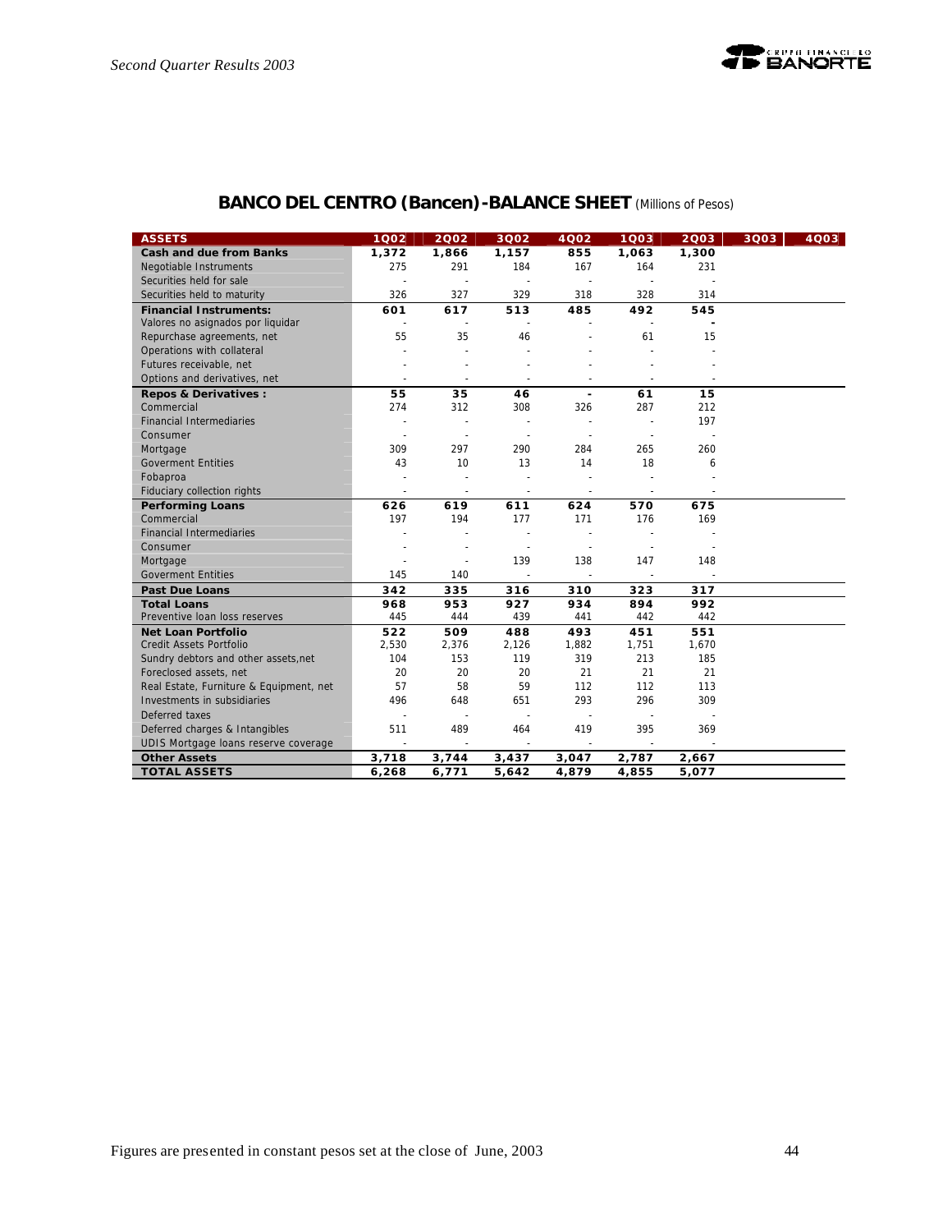## BANCO DEL CENTRO (Bancen)-BALANCE SHEET (Millions of Pesos)

| ASSETS | 1Q02 | 2Q02 | 3Q02 | 4Q02 | 1Q03 | 2Q03 | 3Q03 | 4Q03 |
|---|---|---|---|---|---|---|---|---|
| **Cash and due from Banks** | **1,372** | **1,866** | **1,157** | **855** | **1,063** | **1,300** | | |
| Negotiable Instruments | 275 | 291 | 184 | 167 | 164 | 231 | | |
| Securities held for sale | - | - | - | - | - | - | | |
| Securities held to maturity | 326 | 327 | 329 | 318 | 328 | 314 | | |
| **Financial Instruments:** | **601** | **617** | **513** | **485** | **492** | **545** | | |
| Valores no asignados por liquidar | - | - | - | - | - | - | | |
| Repurchase agreements, net | 55 | 35 | 46 | - | 61 | 15 | | |
| Operations with collateral | - | - | - | - | - | - | | |
| Futures receivable, net | - | - | - | - | - | - | | |
| Options and derivatives, net | - | - | - | - | - | - | | |
| **Repos & Derivatives :** | **55** | **35** | **46** | **-** | **61** | **15** | | |
| Commercial | 274 | 312 | 308 | 326 | 287 | 212 | | |
| Financial Intermediaries | - | - | - | - | - | 197 | | |
| Consumer | - | - | - | - | - | - | | |
| Mortgage | 309 | 297 | 290 | 284 | 265 | 260 | | |
| Goverment Entities | 43 | 10 | 13 | 14 | 18 | 6 | | |
| Fobaproa | - | - | - | - | - | - | | |
| Fiduciary collection rights | - | - | - | - | - | - | | |
| **Performing Loans** | **626** | **619** | **611** | **624** | **570** | **675** | | |
| Commercial | 197 | 194 | 177 | 171 | 176 | 169 | | |
| Financial Intermediaries | - | - | - | - | - | - | | |
| Consumer | - | - | - | - | - | - | | |
| Mortgage | - | - | 139 | 138 | 147 | 148 | | |
| Goverment Entities | 145 | 140 | - | - | - | - | | |
| **Past Due Loans** | **342** | **335** | **316** | **310** | **323** | **317** | | |
| **Total Loans** | **968** | **953** | **927** | **934** | **894** | **992** | | |
| Preventive loan loss reserves | 445 | 444 | 439 | 441 | 442 | 442 | | |
| **Net Loan Portfolio** | **522** | **509** | **488** | **493** | **451** | **551** | | |
| Credit Assets Portfolio | 2,530 | 2,376 | 2,126 | 1,882 | 1,751 | 1,670 | | |
| Sundry debtors and other assets,net | 104 | 153 | 119 | 319 | 213 | 185 | | |
| Foreclosed assets, net | 20 | 20 | 20 | 21 | 21 | 21 | | |
| Real Estate, Furniture & Equipment, net | 57 | 58 | 59 | 112 | 112 | 113 | | |
| Investments in subsidiaries | 496 | 648 | 651 | 293 | 296 | 309 | | |
| Deferred taxes | - | - | - | - | - | - | | |
| Deferred charges & Intangibles | 511 | 489 | 464 | 419 | 395 | 369 | | |
| UDIS Mortgage loans reserve coverage | - | - | - | - | - | - | | |
| **Other Assets** | **3,718** | **3,744** | **3,437** | **3,047** | **2,787** | **2,667** | | |
| **TOTAL ASSETS** | **6,268** | **6,771** | **5,642** | **4,879** | **4,855** | **5,077** | | |

Figures are presented in constant pesos set at the close of June, 2003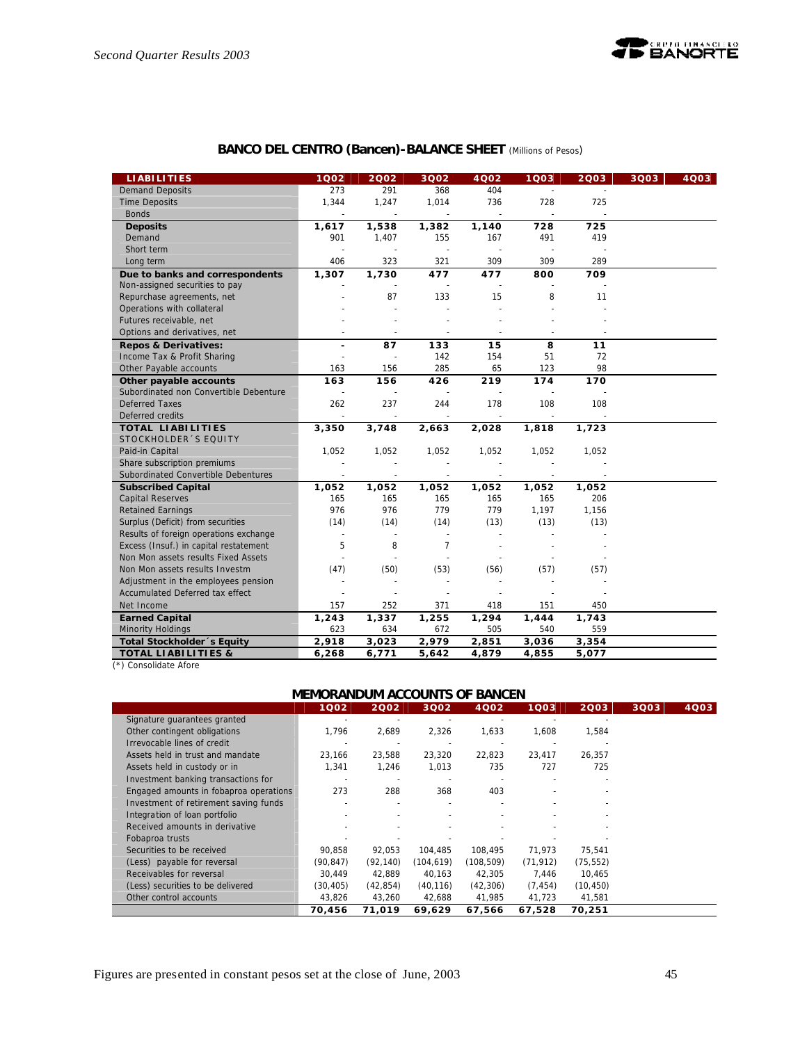## BANCO DEL CENTRO (Bancen)-BALANCE SHEET (Millions of Pesos)

| LIABILITIES | 1Q02 | 2Q02 | 3Q02 | 4Q02 | 1Q03 | 2Q03 | 3Q03 | 4Q03 |
|---|---|---|---|---|---|---|---|---|
| Demand Deposits | 273 | 291 | 368 | 404 | - | - | | |
| Time Deposits | 1,344 | 1,247 | 1,014 | 736 | 728 | 725 | | |
| Bonds | - | - | - | - | - | - | | |
| **Deposits** | **1,617** | **1,538** | **1,382** | **1,140** | **728** | **725** | | |
| Demand | 901 | 1,407 | 155 | 167 | 491 | 419 | | |
| Short term | - | - | - | - | - | - | | |
| Long term | 406 | 323 | 321 | 309 | 309 | 289 | | |
| **Due to banks and correspondents** | **1,307** | **1,730** | **477** | **477** | **800** | **709** | | |
| Non-assigned securities to pay | - | - | - | - | - | - | | |
| Repurchase agreements, net | - | 87 | 133 | 15 | 8 | 11 | | |
| Operations with collateral | - | - | - | - | - | - | | |
| Futures receivable, net | - | - | - | - | - | - | | |
| Options and derivatives, net | - | - | - | - | - | - | | |
| **Repos & Derivatives:** | **-** | **87** | **133** | **15** | **8** | **11** | | |
| Income Tax & Profit Sharing | - | - | 142 | 154 | 51 | 72 | | |
| Other Payable accounts | 163 | 156 | 285 | 65 | 123 | 98 | | |
| **Other payable accounts** | **163** | **156** | **426** | **219** | **174** | **170** | | |
| Subordinated non Convertible Debenture | - | - | - | - | - | - | | |
| Deferred Taxes | 262 | 237 | 244 | 178 | 108 | 108 | | |
| Deferred credits | - | - | - | - | - | - | | |
| **TOTAL LIABILITIES** | **3,350** | **3,748** | **2,663** | **2,028** | **1,818** | **1,723** | | |
| STOCKHOLDER´S EQUITY | | | | | | | | |
| Paid-in Capital | 1,052 | 1,052 | 1,052 | 1,052 | 1,052 | 1,052 | | |
| Share subscription premiums | - | - | - | - | - | - | | |
| Subordinated Convertible Debentures | - | - | - | - | - | - | | |
| **Subscribed Capital** | **1,052** | **1,052** | **1,052** | **1,052** | **1,052** | **1,052** | | |
| Capital Reserves | 165 | 165 | 165 | 165 | 165 | 206 | | |
| Retained Earnings | 976 | 976 | 779 | 779 | 1,197 | 1,156 | | |
| Surplus (Deficit) from securities | (14) | (14) | (14) | (13) | (13) | (13) | | |
| Results of foreign operations exchange | - | - | - | - | - | - | | |
| Excess (Insuf.) in capital restatement | 5 | 8 | 7 | - | - | - | | |
| Non Mon assets results Fixed Assets | - | - | - | - | - | - | | |
| Non Mon assets results Investm | (47) | (50) | (53) | (56) | (57) | (57) | | |
| Adjustment in the employees pension | - | - | - | - | - | - | | |
| Accumulated Deferred tax effect | - | - | - | - | - | - | | |
| Net Income | 157 | 252 | 371 | 418 | 151 | 450 | | |
| **Earned Capital** | **1,243** | **1,337** | **1,255** | **1,294** | **1,444** | **1,743** | | |
| Minority Holdings | 623 | 634 | 672 | 505 | 540 | 559 | | |
| **Total Stockholder´s Equity** | **2,918** | **3,023** | **2,979** | **2,851** | **3,036** | **3,354** | | |
| **TOTAL LIABILITIES &** | **6,268** | **6,771** | **5,642** | **4,879** | **4,855** | **5,077** | | |

(*) Consolidate Afore

## MEMORANDUM ACCOUNTS OF BANCEN

| | 1Q02 | 2Q02 | 3Q02 | 4Q02 | 1Q03 | 2Q03 | 3Q03 | 4Q03 |
|---|---|---|---|---|---|---|---|---|
| Signature guarantees granted | - | - | - | - | - | - | | |
| Other contingent obligations | 1,796 | 2,689 | 2,326 | 1,633 | 1,608 | 1,584 | | |
| Irrevocable lines of credit | - | - | - | - | - | - | | |
| Assets held in trust and mandate | 23,166 | 23,588 | 23,320 | 22,823 | 23,417 | 26,357 | | |
| Assets held in custody or in | 1,341 | 1,246 | 1,013 | 735 | 727 | 725 | | |
| Investment banking transactions for | - | - | - | - | - | - | | |
| Engaged amounts in fobaproa operations | 273 | 288 | 368 | 403 | - | - | | |
| Investment of retirement saving funds | - | - | - | - | - | - | | |
| Integration of loan portfolio | - | - | - | - | - | - | | |
| Received amounts in derivative | - | - | - | - | - | - | | |
| Fobaproa trusts | - | - | - | - | - | - | | |
| Securities to be received | 90,858 | 92,053 | 104,485 | 108,495 | 71,973 | 75,541 | | |
| (Less) payable for reversal | (90,847) | (92,140) | (104,619) | (108,509) | (71,912) | (75,552) | | |
| Receivables for reversal | 30,449 | 42,889 | 40,163 | 42,305 | 7,446 | 10,465 | | |
| (Less) securities to be delivered | (30,405) | (42,854) | (40,116) | (42,306) | (7,454) | (10,450) | | |
| Other control accounts | 43,826 | 43,260 | 42,688 | 41,985 | 41,723 | 41,581 | | |
| | **70,456** | **71,019** | **69,629** | **67,566** | **67,528** | **70,251** | | |

Figures are presented in constant pesos set at the close of June, 2003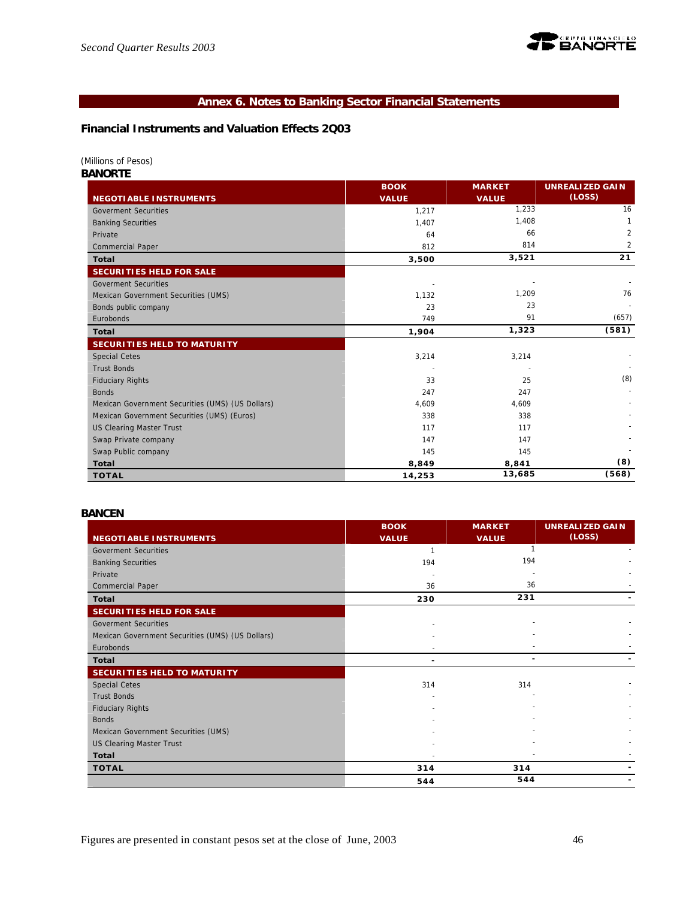## Annex 6. Notes to Banking Sector Financial Statements

### Financial Instruments and Valuation Effects 2Q03

(Millions of Pesos)

**BANORTE**

| NEGOTIABLE INSTRUMENTS | BOOK VALUE | MARKET VALUE | UNREALIZED GAIN (LOSS) |
|---|---|---|---|
| Goverment Securities | 1,217 | 1,233 | 16 |
| Banking Securities | 1,407 | 1,408 | 1 |
| Private | 64 | 66 | 2 |
| Commercial Paper | 812 | 814 | 2 |
| **Total** | **3,500** | **3,521** | **21** |
| **SECURITIES HELD FOR SALE** | | | |
| Goverment Securities | - | - | - |
| Mexican Government Securities (UMS) | 1,132 | 1,209 | 76 |
| Bonds public company | 23 | 23 | - |
| Eurobonds | 749 | 91 | (657) |
| **Total** | **1,904** | **1,323** | **(581)** |
| **SECURITIES HELD TO MATURITY** | | | |
| Special Cetes | 3,214 | 3,214 | - |
| Trust Bonds | - | - | - |
| Fiduciary Rights | 33 | 25 | (8) |
| Bonds | 247 | 247 | - |
| Mexican Government Securities (UMS) (US Dollars) | 4,609 | 4,609 | - |
| Mexican Government Securities (UMS) (Euros) | 338 | 338 | - |
| US Clearing Master Trust | 117 | 117 | - |
| Swap Private company | 147 | 147 | - |
| Swap Public company | 145 | 145 | - |
| **Total** | **8,849** | **8,841** | **(8)** |
| **TOTAL** | **14,253** | **13,685** | **(568)** |

**BANCEN**

| NEGOTIABLE INSTRUMENTS | BOOK VALUE | MARKET VALUE | UNREALIZED GAIN (LOSS) |
|---|---|---|---|
| Goverment Securities | 1 | 1 | - |
| Banking Securities | 194 | 194 | - |
| Private | - | - | - |
| Commercial Paper | 36 | 36 | - |
| **Total** | **230** | **231** | **-** |
| **SECURITIES HELD FOR SALE** | | | |
| Goverment Securities | - | - | - |
| Mexican Government Securities (UMS) (US Dollars) | - | - | - |
| Eurobonds | - | - | - |
| **Total** | **-** | **-** | **-** |
| **SECURITIES HELD TO MATURITY** | | | |
| Special Cetes | 314 | 314 | - |
| Trust Bonds | - | - | - |
| Fiduciary Rights | - | - | - |
| Bonds | - | - | - |
| Mexican Government Securities (UMS) | - | - | - |
| US Clearing Master Trust | - | - | - |
| **Total** | - | - | - |
| **TOTAL** | **314** | **314** | **-** |
| | **544** | **544** | **-** |

Figures are presented in constant pesos set at the close of June, 2003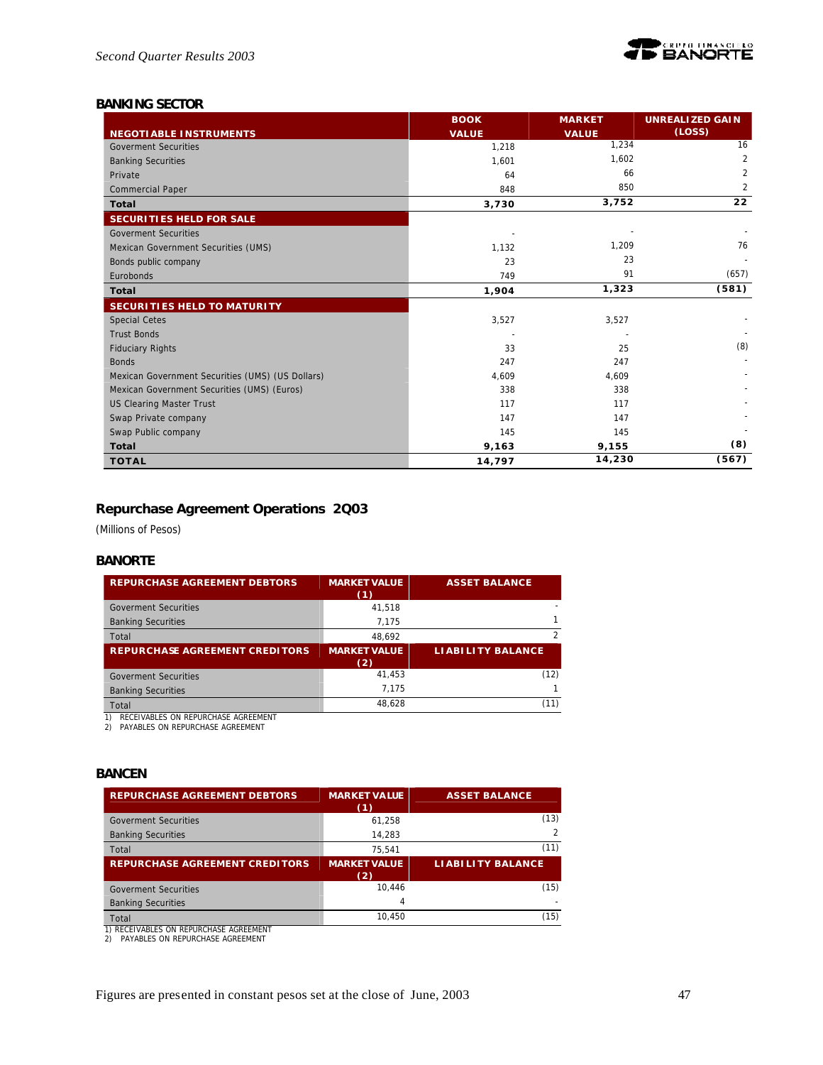### BANKING SECTOR

| NEGOTIABLE INSTRUMENTS | BOOK VALUE | MARKET VALUE | UNREALIZED GAIN (LOSS) |
|---|---|---|---|
| Goverment Securities | 1,218 | 1,234 | 16 |
| Banking Securities | 1,601 | 1,602 | 2 |
| Private | 64 | 66 | 2 |
| Commercial Paper | 848 | 850 | 2 |
| **Total** | **3,730** | **3,752** | **22** |
| **SECURITIES HELD FOR SALE** | | | |
| Goverment Securities | - | - | - |
| Mexican Government Securities (UMS) | 1,132 | 1,209 | 76 |
| Bonds public company | 23 | 23 | - |
| Eurobonds | 749 | 91 | (657) |
| **Total** | **1,904** | **1,323** | **(581)** |
| **SECURITIES HELD TO MATURITY** | | | |
| Special Cetes | 3,527 | 3,527 | - |
| Trust Bonds | - | - | - |
| Fiduciary Rights | 33 | 25 | (8) |
| Bonds | 247 | 247 | - |
| Mexican Government Securities (UMS) (US Dollars) | 4,609 | 4,609 | - |
| Mexican Government Securities (UMS) (Euros) | 338 | 338 | - |
| US Clearing Master Trust | 117 | 117 | - |
| Swap Private company | 147 | 147 | - |
| Swap Public company | 145 | 145 | - |
| **Total** | **9,163** | **9,155** | **(8)** |
| **TOTAL** | **14,797** | **14,230** | **(567)** |

## Repurchase Agreement Operations 2Q03

(Millions of Pesos)

### BANORTE

| REPURCHASE AGREEMENT DEBTORS | MARKET VALUE (1) | ASSET BALANCE |
|---|---|---|
| Goverment Securities | 41,518 | - |
| Banking Securities | 7,175 | 1 |
| Total | 48,692 | 2 |
| **REPURCHASE AGREEMENT CREDITORS** | **MARKET VALUE (2)** | **LIABILITY BALANCE** |
| Goverment Securities | 41,453 | (12) |
| Banking Securities | 7,175 | 1 |
| Total | 48,628 | (11) |

1) RECEIVABLES ON REPURCHASE AGREEMENT
2) PAYABLES ON REPURCHASE AGREEMENT

### BANCEN

| REPURCHASE AGREEMENT DEBTORS | MARKET VALUE (1) | ASSET BALANCE |
|---|---|---|
| Goverment Securities | 61,258 | (13) |
| Banking Securities | 14,283 | 2 |
| Total | 75,541 | (11) |
| **REPURCHASE AGREEMENT CREDITORS** | **MARKET VALUE (2)** | **LIABILITY BALANCE** |
| Goverment Securities | 10,446 | (15) |
| Banking Securities | 4 | - |
| Total | 10,450 | (15) |

1) RECEIVABLES ON REPURCHASE AGREEMENT
2) PAYABLES ON REPURCHASE AGREEMENT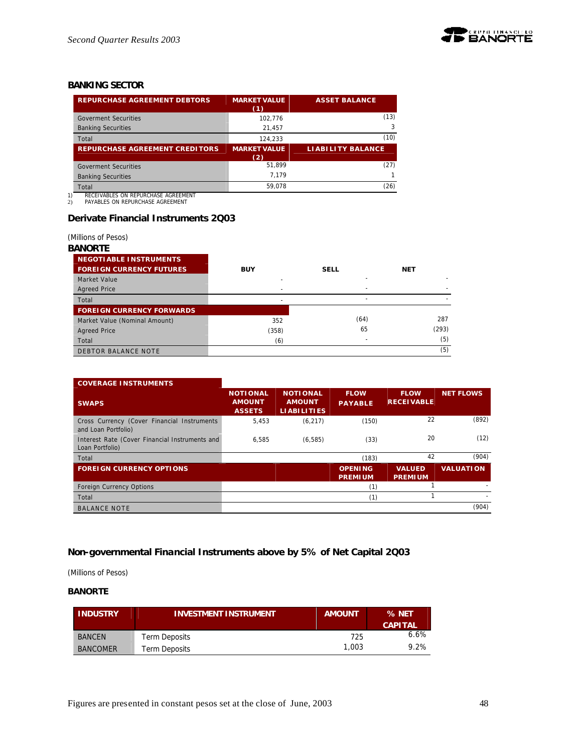### BANKING SECTOR

| REPURCHASE AGREEMENT DEBTORS | MARKET VALUE (1) | ASSET BALANCE |
|---|---|---|
| Goverment Securities | 102,776 | (13) |
| Banking Securities | 21,457 | 3 |
| Total | 124,233 | (10) |
| **REPURCHASE AGREEMENT CREDITORS** | **MARKET VALUE (2)** | **LIABILITY BALANCE** |
| Goverment Securities | 51,899 | (27) |
| Banking Securities | 7,179 | 1 |
| Total | 59,078 | (26) |

1) RECEIVABLES ON REPURCHASE AGREEMENT
2) PAYABLES ON REPURCHASE AGREEMENT

### Derivate Financial Instruments 2Q03

(Millions of Pesos)

**BANORTE**

| NEGOTIABLE INSTRUMENTS FOREIGN CURRENCY FUTURES | BUY | SELL | NET |
|---|---|---|---|
| Market Value | - | - | - |
| Agreed Price | - | - | - |
| Total | - | - | - |
| **FOREIGN CURRENCY FORWARDS** | | | |
| Market Value (Nominal Amount) | 352 | (64) | 287 |
| Agreed Price | (358) | 65 | (293) |
| Total | (6) | - | (5) |
| DEBTOR BALANCE NOTE | | | (5) |

| COVERAGE INSTRUMENTS SWAPS | NOTIONAL AMOUNT ASSETS | NOTIONAL AMOUNT LIABILITIES | FLOW PAYABLE | FLOW RECEIVABLE | NET FLOWS |
|---|---|---|---|---|---|
| Cross Currency (Cover Financial Instruments and Loan Portfolio) | 5,453 | (6,217) | (150) | 22 | (892) |
| Interest Rate (Cover Financial Instruments and Loan Portfolio) | 6,585 | (6,585) | (33) | 20 | (12) |
| Total | | | (183) | 42 | (904) |
| **FOREIGN CURRENCY OPTIONS** | | | **OPENING PREMIUM** | **VALUED PREMIUM** | **VALUATION** |
| Foreign Currency Options | | | (1) | 1 | - |
| Total | | | (1) | 1 | - |
| BALANCE NOTE | | | | | (904) |

### Non-governmental Financial Instruments above by 5% of Net Capital 2Q03

(Millions of Pesos)

**BANORTE**

| INDUSTRY | INVESTMENT INSTRUMENT | AMOUNT | % NET CAPITAL |
|---|---|---|---|
| BANCEN | Term Deposits | 725 | 6.6% |
| BANCOMER | Term Deposits | 1,003 | 9.2% |

Figures are presented in constant pesos set at the close of June, 2003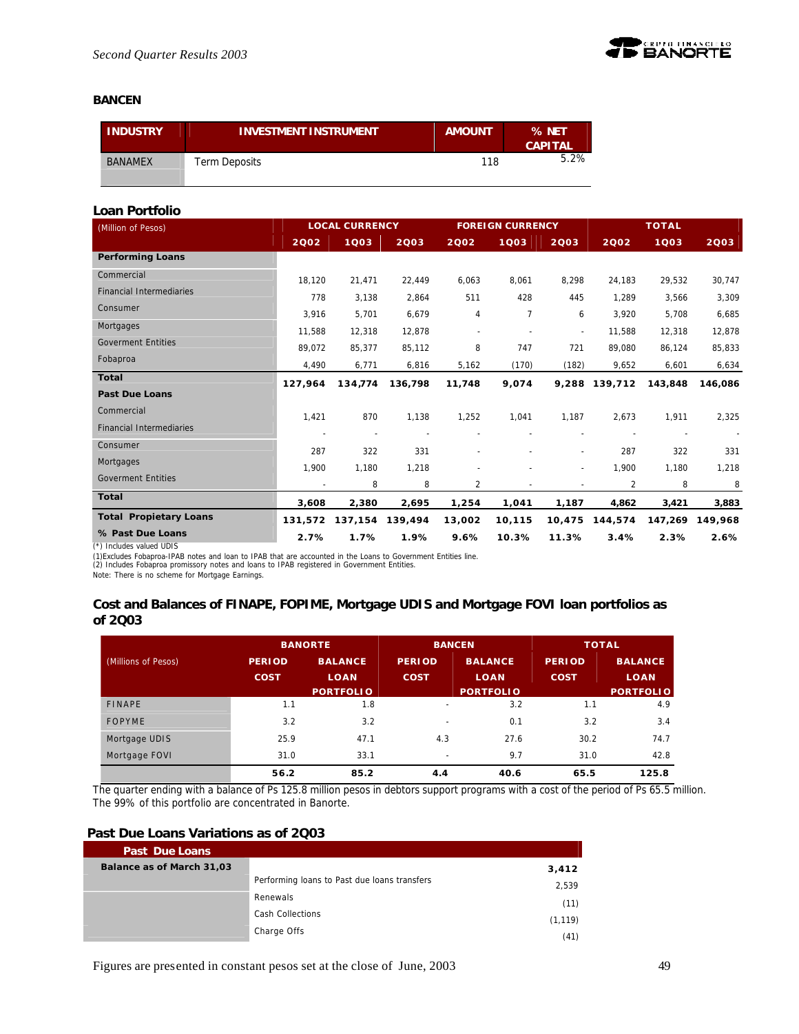### BANCEN

| INDUSTRY | INVESTMENT INSTRUMENT | AMOUNT | % NET CAPITAL |
|---|---|---|---|
| BANAMEX | Term Deposits | 118 | 5.2% |

### Loan Portfolio

| (Million of Pesos) | LOCAL CURRENCY | | | FOREIGN CURRENCY | | | TOTAL | | |
|---|---|---|---|---|---|---|---|---|---|
| | 2Q02 | 1Q03 | 2Q03 | 2Q02 | 1Q03 | 2Q03 | 2Q02 | 1Q03 | 2Q03 |
| **Performing Loans** | | | | | | | | | |
| Commercial | 18,120 | 21,471 | 22,449 | 6,063 | 8,061 | 8,298 | 24,183 | 29,532 | 30,747 |
| Financial Intermediaries | 778 | 3,138 | 2,864 | 511 | 428 | 445 | 1,289 | 3,566 | 3,309 |
| Consumer | 3,916 | 5,701 | 6,679 | 4 | 7 | 6 | 3,920 | 5,708 | 6,685 |
| Mortgages | 11,588 | 12,318 | 12,878 | - | - | - | 11,588 | 12,318 | 12,878 |
| Goverment Entities | 89,072 | 85,377 | 85,112 | 8 | 747 | 721 | 89,080 | 86,124 | 85,833 |
| Fobaproa | 4,490 | 6,771 | 6,816 | 5,162 | (170) | (182) | 9,652 | 6,601 | 6,634 |
| **Total** | **127,964** | **134,774** | **136,798** | **11,748** | **9,074** | **9,288** | **139,712** | **143,848** | **146,086** |
| **Past Due Loans** | | | | | | | | | |
| Commercial | 1,421 | 870 | 1,138 | 1,252 | 1,041 | 1,187 | 2,673 | 1,911 | 2,325 |
| Financial Intermediaries | - | - | - | - | - | - | - | - | - |
| Consumer | 287 | 322 | 331 | - | - | - | 287 | 322 | 331 |
| Mortgages | 1,900 | 1,180 | 1,218 | - | - | - | 1,900 | 1,180 | 1,218 |
| Goverment Entities | - | 8 | 8 | 2 | - | - | 2 | 8 | 8 |
| **Total** | **3,608** | **2,380** | **2,695** | **1,254** | **1,041** | **1,187** | **4,862** | **3,421** | **3,883** |
| **Total Propietary Loans** | **131,572** | **137,154** | **139,494** | **13,002** | **10,115** | **10,475** | **144,574** | **147,269** | **149,968** |
| **% Past Due Loans** | **2.7%** | **1.7%** | **1.9%** | **9.6%** | **10.3%** | **11.3%** | **3.4%** | **2.3%** | **2.6%** |

(*) Includes valued UDIS

(1)Excludes Fobaproa-IPAB notes and loan to IPAB that are accounted in the Loans to Government Entities line.
(2) Includes Fobaproa promissory notes and loans to IPAB registered in Government Entities.
Note: There is no scheme for Mortgage Earnings.

### Cost and Balances of FINAPE, FOPIME, Mortgage UDIS and Mortgage FOVI loan portfolios as of 2Q03

| (Millions of Pesos) | BANORTE | | BANCEN | | TOTAL | |
|---|---|---|---|---|---|---|
| | PERIOD COST | BALANCE LOAN PORTFOLIO | PERIOD COST | BALANCE LOAN PORTFOLIO | PERIOD COST | BALANCE LOAN PORTFOLIO |
| FINAPE | 1.1 | 1.8 | - | 3.2 | 1.1 | 4.9 |
| FOPYME | 3.2 | 3.2 | - | 0.1 | 3.2 | 3.4 |
| Mortgage UDIS | 25.9 | 47.1 | 4.3 | 27.6 | 30.2 | 74.7 |
| Mortgage FOVI | 31.0 | 33.1 | - | 9.7 | 31.0 | 42.8 |
| | **56.2** | **85.2** | **4.4** | **40.6** | **65.5** | **125.8** |

The quarter ending with a balance of Ps 125.8 million pesos in debtors support programs with a cost of the period of Ps 65.5 million. The 99% of this portfolio are concentrated in Banorte.

### Past Due Loans Variations as of 2Q03

| Past Due Loans | | |
|---|---|---|
| **Balance as of March 31,03** | | **3,412** |
| | Performing loans to Past due loans transfers | 2,539 |
| | Renewals | (11) |
| | Cash Collections | (1,119) |
| | Charge Offs | (41) |

Figures are presented in constant pesos set at the close of June, 2003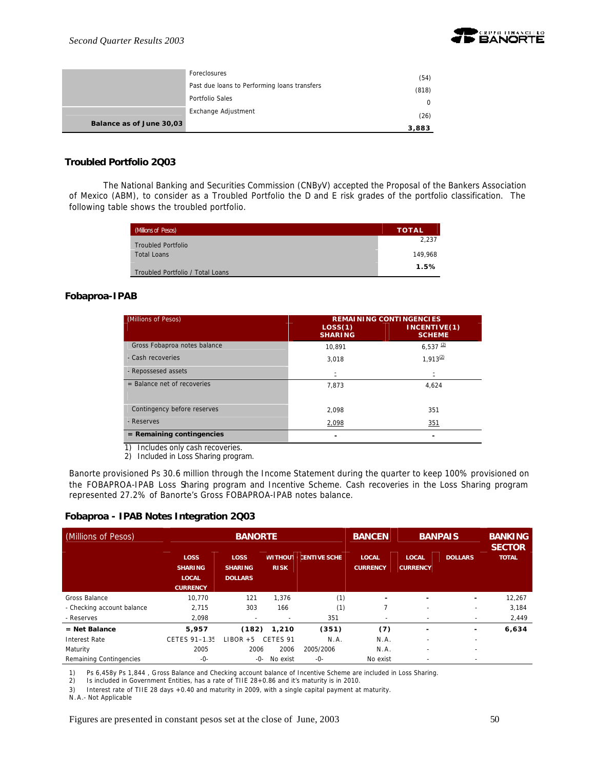| | | |
|---|---|---|
| | Foreclosures | (54) |
| | Past due loans to Performing loans transfers | (818) |
| | Portfolio Sales | 0 |
| | Exchange Adjustment | (26) |
| **Balance as of June 30,03** | | **3,883** |

### Troubled Portfolio 2Q03

The National Banking and Securities Commission (CNByV) accepted the Proposal of the Bankers Association of Mexico (ABM), to consider as a Troubled Portfolio the D and E risk grades of the portfolio classification. The following table shows the troubled portfolio.

| (Millions of Pesos) | TOTAL |
|---|---|
| Troubled Portfolio | 2,237 |
| Total Loans | 149,968 |
| Troubled Portfolio / Total Loans | **1.5%** |

### Fobaproa-IPAB

| (Millions of Pesos) | REMAINING CONTINGENCIES | |
|---|---|---|
| | LOSS(1) SHARING | INCENTIVE(1) SCHEME |
| Gross Fobaproa notes balance | 10,891 | 6,537 (2) |
| - Cash recoveries | 3,018 | 1,913(2) |
| - Repossesed assets | - | - |
| = Balance net of recoveries | 7,873 | 4,624 |
| Contingency before reserves | 2,098 | 351 |
| - Reserves | 2,098 | 351 |
| **= Remaining contingencies** | - | - |

1) Includes only cash recoveries.
2) Included in Loss Sharing program.

Banorte provisioned Ps 30.6 million through the Income Statement during the quarter to keep 100% provisioned on the FOBAPROA-IPAB Loss Sharing program and Incentive Scheme. Cash recoveries in the Loss Sharing program represented 27.2% of Banorte's Gross FOBAPROA-IPAB notes balance.

### Fobaproa - IPAB Notes Integration 2Q03

| (Millions of Pesos) | BANORTE | | | | BANCEN | BANPAIS | | BANKING SECTOR |
|---|---|---|---|---|---|---|---|---|
| | LOSS SHARING LOCAL CURRENCY | LOSS SHARING DOLLARS | WITHOUT RISK | INCENTIVE SCHEME | LOCAL CURRENCY | LOCAL CURRENCY | DOLLARS | TOTAL |
| Gross Balance | 10,770 | 121 | 1,376 | (1) | - | - | - | 12,267 |
| - Checking account balance | 2,715 | 303 | 166 | (1) | 7 | - | - | 3,184 |
| - Reserves | 2,098 | - | - | 351 | - | - | - | 2,449 |
| **= Net Balance** | **5,957** | **(182)** | **1,210** | **(351)** | **(7)** | - | - | **6,634** |
| Interest Rate | CETES 91–1.35 | LIBOR +5 | CETES 91 | N.A. | N.A. | - | - | |
| Maturity | 2005 | 2006 | 2006 | 2005/2006 | N.A. | - | - | |
| Remaining Contingencies | -0- | -0- | No exist | -0- | No exist | - | - | |

1) Ps 6,458y Ps 1,844 , Gross Balance and Checking account balance of Incentive Scheme are included in Loss Sharing.
2) Is included in Government Entities, has a rate of TIIE 28+0.86 and it's maturity is in 2010.
3) Interest rate of TIIE 28 days +0.40 and maturity in 2009, with a single capital payment at maturity.
N.A.- Not Applicable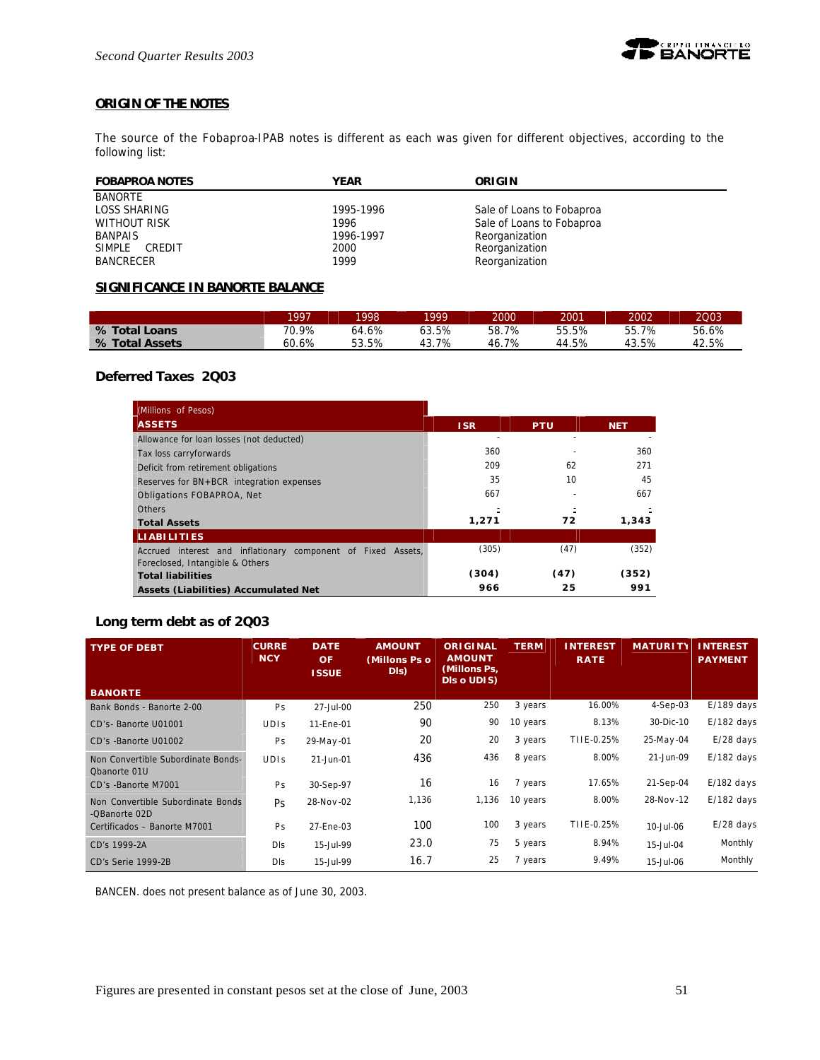## ORIGIN OF THE NOTES

The source of the Fobaproa-IPAB notes is different as each was given for different objectives, according to the following list:

| FOBAPROA NOTES | YEAR | ORIGIN |
|---|---|---|
| BANORTE | | |
| LOSS SHARING | 1995-1996 | Sale of Loans to Fobaproa |
| WITHOUT RISK | 1996 | Sale of Loans to Fobaproa |
| BANPAIS | 1996-1997 | Reorganization |
| SIMPLE CREDIT | 2000 | Reorganization |
| BANCRECER | 1999 | Reorganization |

## SIGNIFICANCE IN BANORTE BALANCE

| | 1997 | 1998 | 1999 | 2000 | 2001 | 2002 | 2Q03 |
|---|---|---|---|---|---|---|---|
| **% Total Loans** | 70.9% | 64.6% | 63.5% | 58.7% | 55.5% | 55.7% | 56.6% |
| **% Total Assets** | 60.6% | 53.5% | 43.7% | 46.7% | 44.5% | 43.5% | 42.5% |

## Deferred Taxes 2Q03

| (Millions of Pesos) **ASSETS** | ISR | PTU | NET |
|---|---|---|---|
| Allowance for loan losses (not deducted) | - | - | - |
| Tax loss carryforwards | 360 | - | 360 |
| Deficit from retirement obligations | 209 | 62 | 271 |
| Reserves for BN+BCR integration expenses | 35 | 10 | 45 |
| Obligations FOBAPROA, Net | 667 | - | 667 |
| Others | - | - | - |
| **Total Assets** | **1,271** | **72** | **1,343** |
| **LIABILITIES** | | | |
| Accrued interest and inflationary component of Fixed Assets, Foreclosed, Intangible & Others | (305) | (47) | (352) |
| **Total liabilities** | **(304)** | **(47)** | **(352)** |
| **Assets (Liabilities) Accumulated Net** | **966** | **25** | **991** |

## Long term debt as of 2Q03

| TYPE OF DEBT **BANORTE** | CURRENCY | DATE OF ISSUE | AMOUNT (Millons Ps o Dls) | ORIGINAL AMOUNT (Millons Ps, Dls o UDIS) | TERM | INTEREST RATE | MATURITY | INTEREST PAYMENT |
|---|---|---|---|---|---|---|---|---|
| Bank Bonds - Banorte 2-00 | Ps | 27-Jul-00 | 250 | 250 | 3 years | 16.00% | 4-Sep-03 | E/189 days |
| CD's- Banorte U01001 | UDIs | 11-Ene-01 | 90 | 90 | 10 years | 8.13% | 30-Dic-10 | E/182 days |
| CD's -Banorte U01002 | Ps | 29-May-01 | 20 | 20 | 3 years | TIIE-0.25% | 25-May-04 | E/28 days |
| Non Convertible Subordinate Bonds- Qbanorte 01U | UDIs | 21-Jun-01 | 436 | 436 | 8 years | 8.00% | 21-Jun-09 | E/182 days |
| CD's -Banorte M7001 | Ps | 30-Sep-97 | 16 | 16 | 7 years | 17.65% | 21-Sep-04 | E/182 days |
| Non Convertible Subordinate Bonds -QBanorte 02D | Ps | 28-Nov-02 | 1,136 | 1,136 | 10 years | 8.00% | 28-Nov-12 | E/182 days |
| Certificados – Banorte M7001 | Ps | 27-Ene-03 | 100 | 100 | 3 years | TIIE-0.25% | 10-Jul-06 | E/28 days |
| CD's 1999-2A | Dls | 15-Jul-99 | 23.0 | 75 | 5 years | 8.94% | 15-Jul-04 | Monthly |
| CD's Serie 1999-2B | Dls | 15-Jul-99 | 16.7 | 25 | 7 years | 9.49% | 15-Jul-06 | Monthly |

BANCEN. does not present balance as of June 30, 2003.

Figures are presented in constant pesos set at the close of June, 2003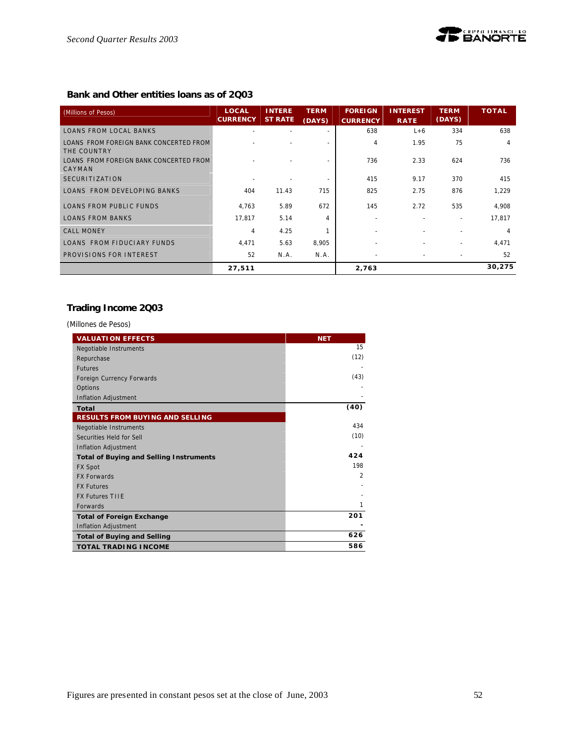## Bank and Other entities loans as of 2Q03

| (Millions of Pesos) | LOCAL CURRENCY | INTEREST RATE | TERM (DAYS) | FOREIGN CURRENCY | INTEREST RATE | TERM (DAYS) | TOTAL |
|---|---|---|---|---|---|---|---|
| LOANS FROM LOCAL BANKS | - | - | - | 638 | L+6 | 334 | 638 |
| LOANS FROM FOREIGN BANK CONCERTED FROM THE COUNTRY | - | - | - | 4 | 1.95 | 75 | 4 |
| LOANS FROM FOREIGN BANK CONCERTED FROM CAYMAN | - | - | - | 736 | 2.33 | 624 | 736 |
| SECURITIZATION | - | - | - | 415 | 9.17 | 370 | 415 |
| LOANS FROM DEVELOPING BANKS | 404 | 11.43 | 715 | 825 | 2.75 | 876 | 1,229 |
| LOANS FROM PUBLIC FUNDS | 4,763 | 5.89 | 672 | 145 | 2.72 | 535 | 4,908 |
| LOANS FROM BANKS | 17,817 | 5.14 | 4 | - | - | - | 17,817 |
| CALL MONEY | 4 | 4.25 | 1 | - | - | - | 4 |
| LOANS FROM FIDUCIARY FUNDS | 4,471 | 5.63 | 8,905 | - | - | - | 4,471 |
| PROVISIONS FOR INTEREST | 52 | N.A. | N.A. | - | - | - | 52 |
| | **27,511** | | | **2,763** | | | **30,275** |

## Trading Income 2Q03

(Millones de Pesos)

| VALUATION EFFECTS | NET |
|---|---|
| Negotiable Instruments | 15 |
| Repurchase | (12) |
| Futures | - |
| Foreign Currency Forwards | (43) |
| Options | - |
| Inflation Adjustment | - |
| **Total** | **(40)** |
| **RESULTS FROM BUYING AND SELLING** | |
| Negotiable Instruments | 434 |
| Securities Held for Sell | (10) |
| Inflation Adjustment | - |
| **Total of Buying and Selling Instruments** | **424** |
| FX Spot | 198 |
| FX Forwards | 2 |
| FX Futures | - |
| FX Futures TIIE | - |
| Forwards | 1 |
| **Total of Foreign Exchange** | **201** |
| Inflation Adjustment | - |
| **Total of Buying and Selling** | **626** |
| **TOTAL TRADING INCOME** | **586** |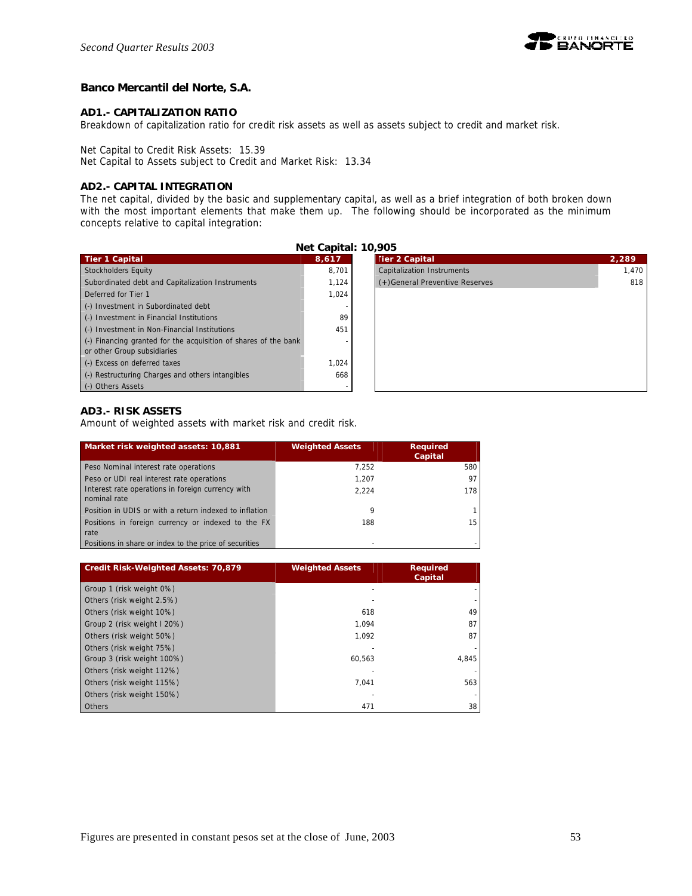### Banco Mercantil del Norte, S.A.

**AD1.- CAPITALIZATION RATIO**

Breakdown of capitalization ratio for credit risk assets as well as assets subject to credit and market risk.

Net Capital to Credit Risk Assets: 15.39
Net Capital to Assets subject to Credit and Market Risk: 13.34

**AD2.- CAPITAL INTEGRATION**

The net capital, divided by the basic and supplementary capital, as well as a brief integration of both broken down with the most important elements that make them up. The following should be incorporated as the minimum concepts relative to capital integration:

**Net Capital: 10,905**

| Tier 1 Capital | 8,617 |
|---|---|
| Stockholders Equity | 8,701 |
| Subordinated debt and Capitalization Instruments | 1,124 |
| Deferred for Tier 1 | 1,024 |
| (-) Investment in Subordinated debt | - |
| (-) Investment in Financial Institutions | 89 |
| (-) Investment in Non-Financial Institutions | 451 |
| (-) Financing granted for the acquisition of shares of the bank or other Group subsidiaries | - |
| (-) Excess on deferred taxes | 1,024 |
| (-) Restructuring Charges and others intangibles | 668 |
| (-) Others Assets | - |

| Tier 2 Capital | 2,289 |
|---|---|
| Capitalization Instruments | 1,470 |
| (+)General Preventive Reserves | 818 |

**AD3.- RISK ASSETS**

Amount of weighted assets with market risk and credit risk.

| Market risk weighted assets: 10,881 | Weighted Assets | Required Capital |
|---|---|---|
| Peso Nominal interest rate operations | 7,252 | 580 |
| Peso or UDI real interest rate operations | 1,207 | 97 |
| Interest rate operations in foreign currency with nominal rate | 2,224 | 178 |
| Position in UDIS or with a return indexed to inflation | 9 | 1 |
| Positions in foreign currency or indexed to the FX rate | 188 | 15 |
| Positions in share or index to the price of securities | - | - |

| Credit Risk-Weighted Assets: 70,879 | Weighted Assets | Required Capital |
|---|---|---|
| Group 1 (risk weight 0%) | - | - |
| Others (risk weight 2.5%) | - | - |
| Others (risk weight 10%) | 618 | 49 |
| Group 2 (risk weight l 20%) | 1,094 | 87 |
| Others (risk weight 50%) | 1,092 | 87 |
| Others (risk weight 75%) | - | - |
| Group 3 (risk weight 100%) | 60,563 | 4,845 |
| Others (risk weight 112%) | - | - |
| Others (risk weight 115%) | 7,041 | 563 |
| Others (risk weight 150%) | - | - |
| Others | 471 | 38 |

Figures are presented in constant pesos set at the close of June, 2003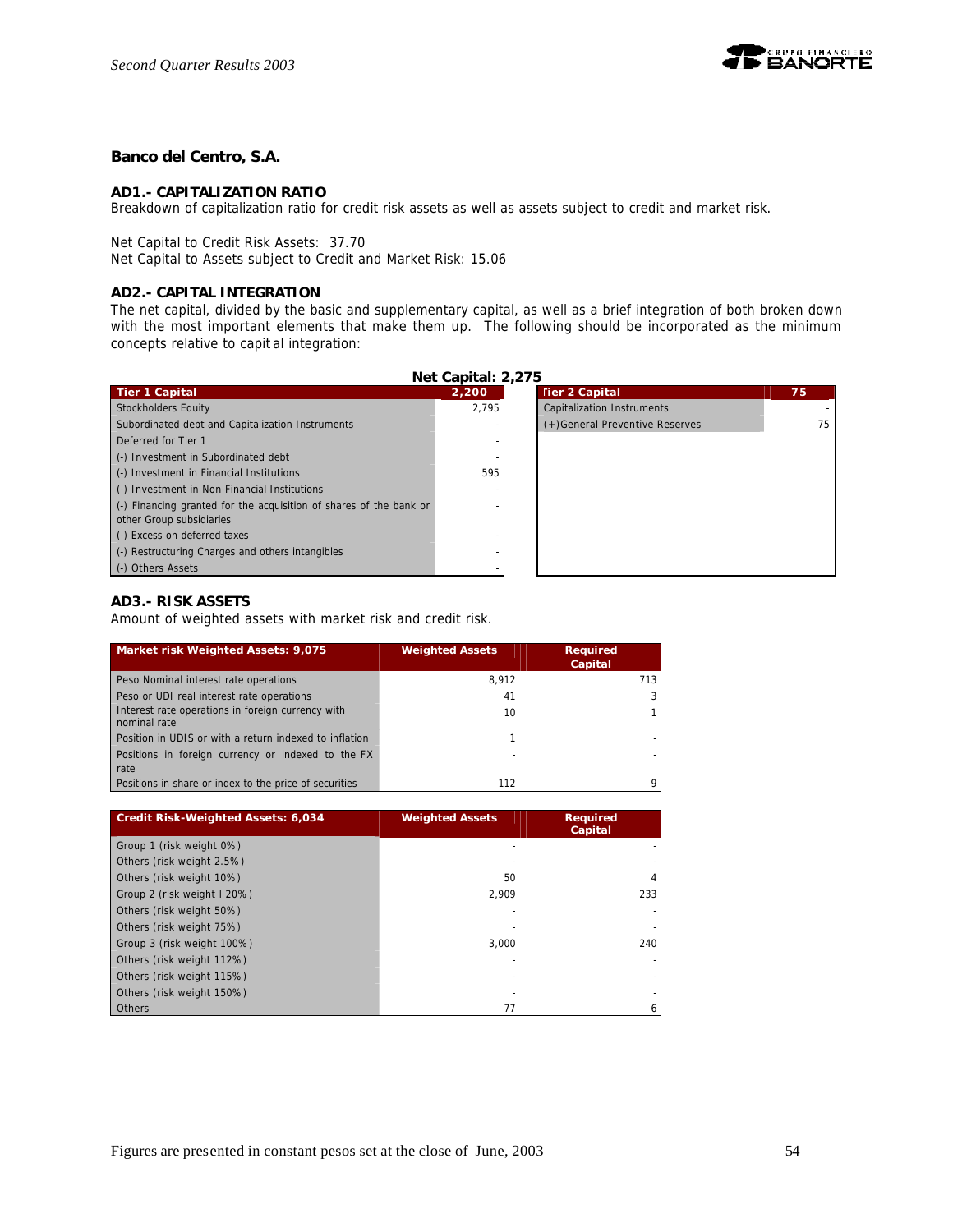## Banco del Centro, S.A.

### AD1.- CAPITALIZATION RATIO

Breakdown of capitalization ratio for credit risk assets as well as assets subject to credit and market risk.

Net Capital to Credit Risk Assets: 37.70
Net Capital to Assets subject to Credit and Market Risk: 15.06

### AD2.- CAPITAL INTEGRATION

The net capital, divided by the basic and supplementary capital, as well as a brief integration of both broken down with the most important elements that make them up. The following should be incorporated as the minimum concepts relative to capital integration:

**Net Capital: 2,275**

| Tier 1 Capital | 2,200 |
|---|---|
| Stockholders Equity | 2,795 |
| Subordinated debt and Capitalization Instruments | - |
| Deferred for Tier 1 | - |
| (-) Investment in Subordinated debt | - |
| (-) Investment in Financial Institutions | 595 |
| (-) Investment in Non-Financial Institutions | - |
| (-) Financing granted for the acquisition of shares of the bank or other Group subsidiaries | - |
| (-) Excess on deferred taxes | - |
| (-) Restructuring Charges and others intangibles | - |
| (-) Others Assets | - |

| Tier 2 Capital | 75 |
|---|---|
| Capitalization Instruments | - |
| (+)General Preventive Reserves | 75 |

### AD3.- RISK ASSETS

Amount of weighted assets with market risk and credit risk.

| Market risk Weighted Assets: 9,075 | Weighted Assets | Required Capital |
|---|---|---|
| Peso Nominal interest rate operations | 8,912 | 713 |
| Peso or UDI real interest rate operations | 41 | 3 |
| Interest rate operations in foreign currency with nominal rate | 10 | 1 |
| Position in UDIS or with a return indexed to inflation | 1 | - |
| Positions in foreign currency or indexed to the FX rate | - | - |
| Positions in share or index to the price of securities | 112 | 9 |

| Credit Risk-Weighted Assets: 6,034 | Weighted Assets | Required Capital |
|---|---|---|
| Group 1 (risk weight 0%) | - | - |
| Others (risk weight 2.5%) | - | - |
| Others (risk weight 10%) | 50 | 4 |
| Group 2 (risk weight I 20%) | 2,909 | 233 |
| Others (risk weight 50%) | - | - |
| Others (risk weight 75%) | - | - |
| Group 3 (risk weight 100%) | 3,000 | 240 |
| Others (risk weight 112%) | - | - |
| Others (risk weight 115%) | - | - |
| Others (risk weight 150%) | - | - |
| Others | 77 | 6 |

Figures are presented in constant pesos set at the close of June, 2003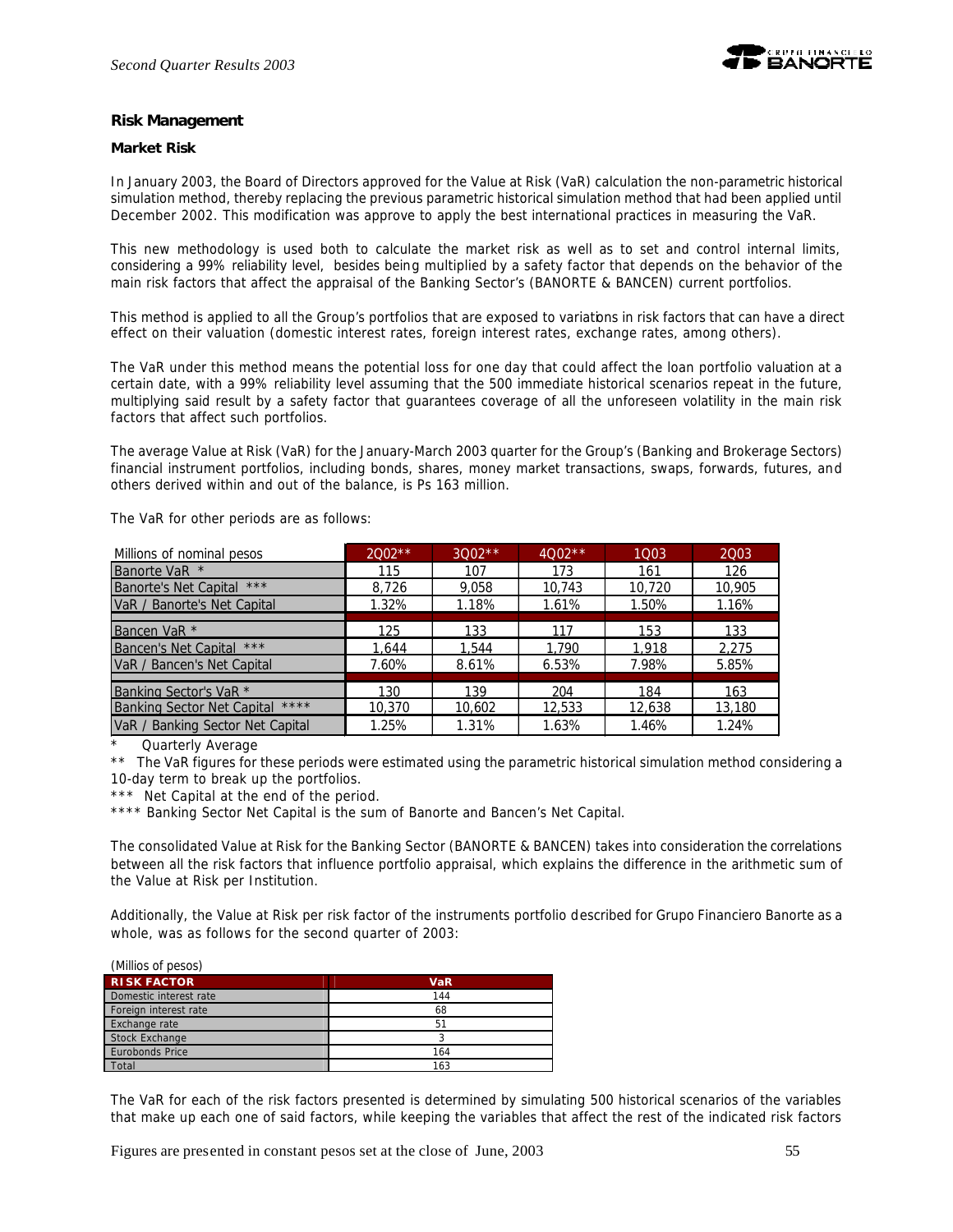## Risk Management

### Market Risk

In January 2003, the Board of Directors approved for the Value at Risk (VaR) calculation the non-parametric historical simulation method, thereby replacing the previous parametric historical simulation method that had been applied until December 2002. This modification was approve to apply the best international practices in measuring the VaR.

This new methodology is used both to calculate the market risk as well as to set and control internal limits, considering a 99% reliability level, besides being multiplied by a safety factor that depends on the behavior of the main risk factors that affect the appraisal of the Banking Sector's (BANORTE & BANCEN) current portfolios.

This method is applied to all the Group's portfolios that are exposed to variations in risk factors that can have a direct effect on their valuation (domestic interest rates, foreign interest rates, exchange rates, among others).

The VaR under this method means the potential loss for one day that could affect the loan portfolio valuation at a certain date, with a 99% reliability level assuming that the 500 immediate historical scenarios repeat in the future, multiplying said result by a safety factor that guarantees coverage of all the unforeseen volatility in the main risk factors that affect such portfolios.

The average Value at Risk (VaR) for the January-March 2003 quarter for the Group's (Banking and Brokerage Sectors) financial instrument portfolios, including bonds, shares, money market transactions, swaps, forwards, futures, and others derived within and out of the balance, is Ps 163 million.

The VaR for other periods are as follows:

| Millions of nominal pesos | 2Q02** | 3Q02** | 4Q02** | 1Q03 | 2Q03 |
|---|---|---|---|---|---|
| Banorte VaR * | 115 | 107 | 173 | 161 | 126 |
| Banorte's Net Capital *** | 8,726 | 9,058 | 10,743 | 10,720 | 10,905 |
| VaR / Banorte's Net Capital | 1.32% | 1.18% | 1.61% | 1.50% | 1.16% |
| Bancen VaR * | 125 | 133 | 117 | 153 | 133 |
| Bancen's Net Capital *** | 1,644 | 1,544 | 1,790 | 1,918 | 2,275 |
| VaR / Bancen's Net Capital | 7.60% | 8.61% | 6.53% | 7.98% | 5.85% |
| Banking Sector's VaR * | 130 | 139 | 204 | 184 | 163 |
| Banking Sector Net Capital **** | 10,370 | 10,602 | 12,533 | 12,638 | 13,180 |
| VaR / Banking Sector Net Capital | 1.25% | 1.31% | 1.63% | 1.46% | 1.24% |

\* Quarterly Average

** The VaR figures for these periods were estimated using the parametric historical simulation method considering a 10-day term to break up the portfolios.

*** Net Capital at the end of the period.

**** Banking Sector Net Capital is the sum of Banorte and Bancen's Net Capital.

The consolidated Value at Risk for the Banking Sector (BANORTE & BANCEN) takes into consideration the correlations between all the risk factors that influence portfolio appraisal, which explains the difference in the arithmetic sum of the Value at Risk per Institution.

Additionally, the Value at Risk per risk factor of the instruments portfolio described for Grupo Financiero Banorte as a whole, was as follows for the second quarter of 2003:

(Millios of pesos)

| RISK FACTOR | VaR |
|---|---|
| Domestic interest rate | 144 |
| Foreign interest rate | 68 |
| Exchange rate | 51 |
| Stock Exchange | 3 |
| Eurobonds Price | 164 |
| Total | 163 |

The VaR for each of the risk factors presented is determined by simulating 500 historical scenarios of the variables that make up each one of said factors, while keeping the variables that affect the rest of the indicated risk factors

Figures are presented in constant pesos set at the close of June, 2003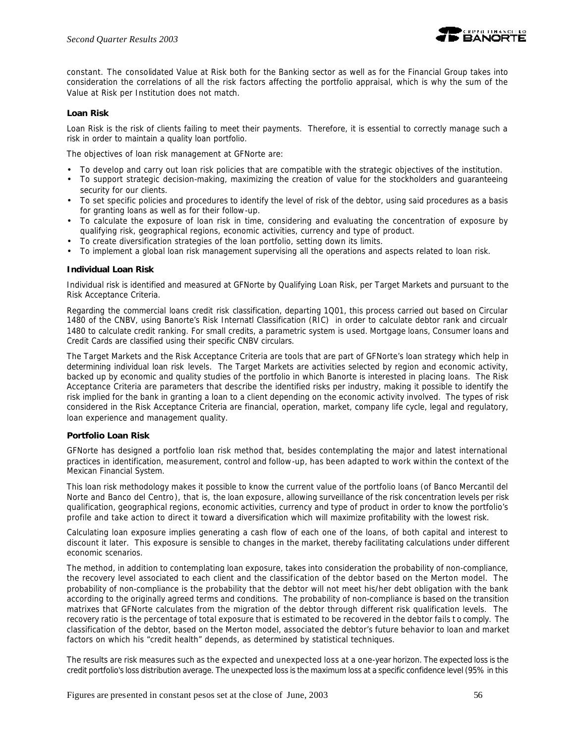constant. The consolidated Value at Risk both for the Banking sector as well as for the Financial Group takes into consideration the correlations of all the risk factors affecting the portfolio appraisal, which is why the sum of the Value at Risk per Institution does not match.

**Loan Risk**

Loan Risk is the risk of clients failing to meet their payments. Therefore, it is essential to correctly manage such a risk in order to maintain a quality loan portfolio.

The objectives of loan risk management at GFNorte are:

- To develop and carry out loan risk policies that are compatible with the strategic objectives of the institution.
- To support strategic decision-making, maximizing the creation of value for the stockholders and guaranteeing security for our clients.
- To set specific policies and procedures to identify the level of risk of the debtor, using said procedures as a basis for granting loans as well as for their follow-up.
- To calculate the exposure of loan risk in time, considering and evaluating the concentration of exposure by qualifying risk, geographical regions, economic activities, currency and type of product.
- To create diversification strategies of the loan portfolio, setting down its limits.
- To implement a global loan risk management supervising all the operations and aspects related to loan risk.

**Individual Loan Risk**

Individual risk is identified and measured at GFNorte by Qualifying Loan Risk, per Target Markets and pursuant to the Risk Acceptance Criteria.

Regarding the commercial loans credit risk classification, departing 1Q01, this process carried out based on Circular 1480 of the CNBV, using Banorte's Risk Internatl Classification (RIC) in order to calculate debtor rank and circualr 1480 to calculate credit ranking. For small credits, a parametric system is used. Mortgage loans, Consumer loans and Credit Cards are classified using their specific CNBV circulars.

The Target Markets and the Risk Acceptance Criteria are tools that are part of GFNorte's loan strategy which help in determining individual loan risk levels. The Target Markets are activities selected by region and economic activity, backed up by economic and quality studies of the portfolio in which Banorte is interested in placing loans. The Risk Acceptance Criteria are parameters that describe the identified risks per industry, making it possible to identify the risk implied for the bank in granting a loan to a client depending on the economic activity involved. The types of risk considered in the Risk Acceptance Criteria are financial, operation, market, company life cycle, legal and regulatory, loan experience and management quality.

**Portfolio Loan Risk**

GFNorte has designed a portfolio loan risk method that, besides contemplating the major and latest international practices in identification, measurement, control and follow-up, has been adapted to work within the context of the Mexican Financial System.

This loan risk methodology makes it possible to know the current value of the portfolio loans (of Banco Mercantil del Norte and Banco del Centro), that is, the loan exposure, allowing surveillance of the risk concentration levels per risk qualification, geographical regions, economic activities, currency and type of product in order to know the portfolio's profile and take action to direct it toward a diversification which will maximize profitability with the lowest risk.

Calculating loan exposure implies generating a cash flow of each one of the loans, of both capital and interest to discount it later. This exposure is sensible to changes in the market, thereby facilitating calculations under different economic scenarios.

The method, in addition to contemplating loan exposure, takes into consideration the probability of non-compliance, the recovery level associated to each client and the classification of the debtor based on the Merton model. The probability of non-compliance is the probability that the debtor will not meet his/her debt obligation with the bank according to the originally agreed terms and conditions. The probability of non-compliance is based on the transition matrixes that GFNorte calculates from the migration of the debtor through different risk qualification levels. The recovery ratio is the percentage of total exposure that is estimated to be recovered in the debtor fails to comply. The classification of the debtor, based on the Merton model, associated the debtor's future behavior to loan and market factors on which his "credit health" depends, as determined by statistical techniques.

The results are risk measures such as the expected and unexpected loss at a one-year horizon. The expected loss is the credit portfolio's loss distribution average. The unexpected loss is the maximum loss at a specific confidence level (95% in this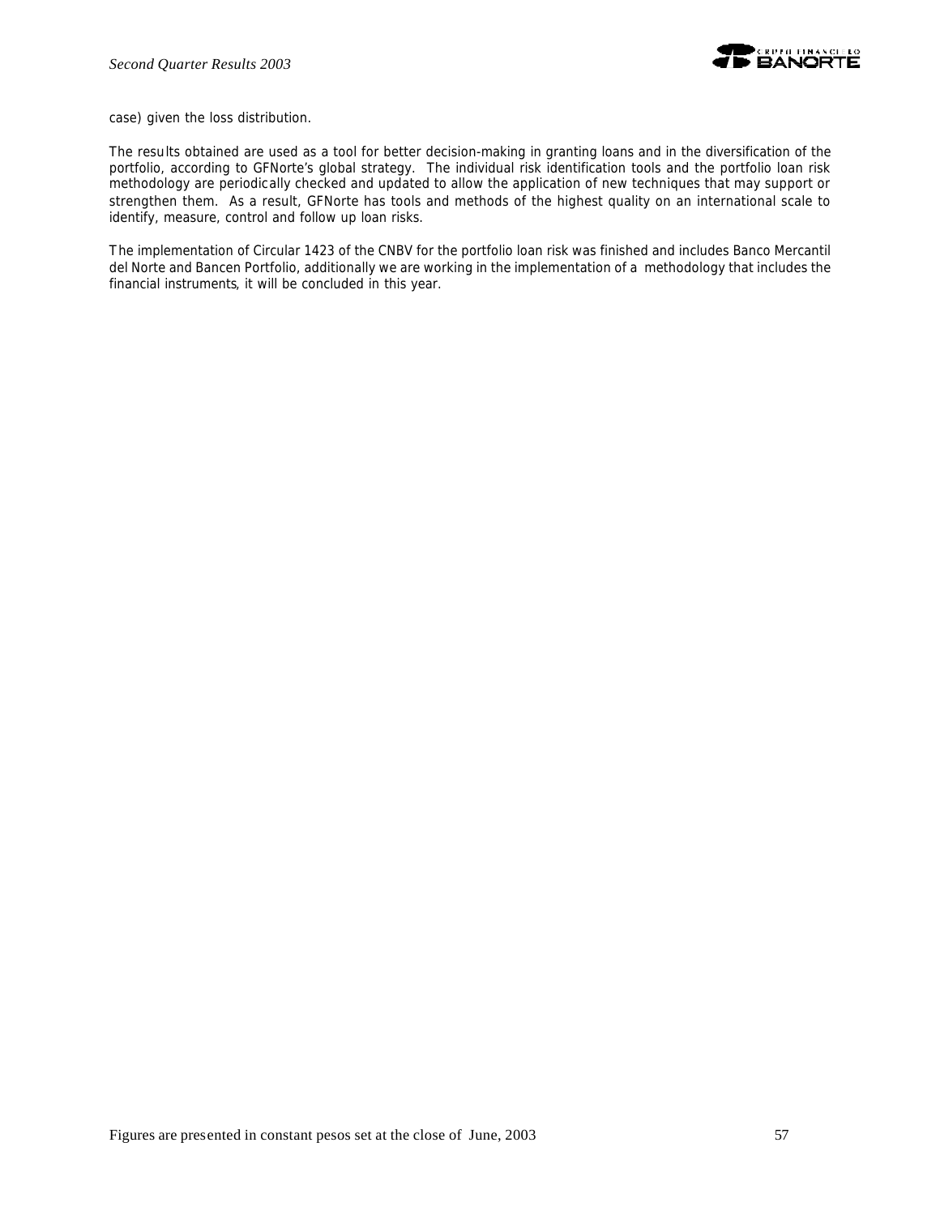case) given the loss distribution.

The results obtained are used as a tool for better decision-making in granting loans and in the diversification of the portfolio, according to GFNorte's global strategy. The individual risk identification tools and the portfolio loan risk methodology are periodically checked and updated to allow the application of new techniques that may support or strengthen them. As a result, GFNorte has tools and methods of the highest quality on an international scale to identify, measure, control and follow up loan risks.

The implementation of Circular 1423 of the CNBV for the portfolio loan risk was finished and includes Banco Mercantil del Norte and Bancen Portfolio, additionally we are working in the implementation of a methodology that includes the financial instruments, it will be concluded in this year.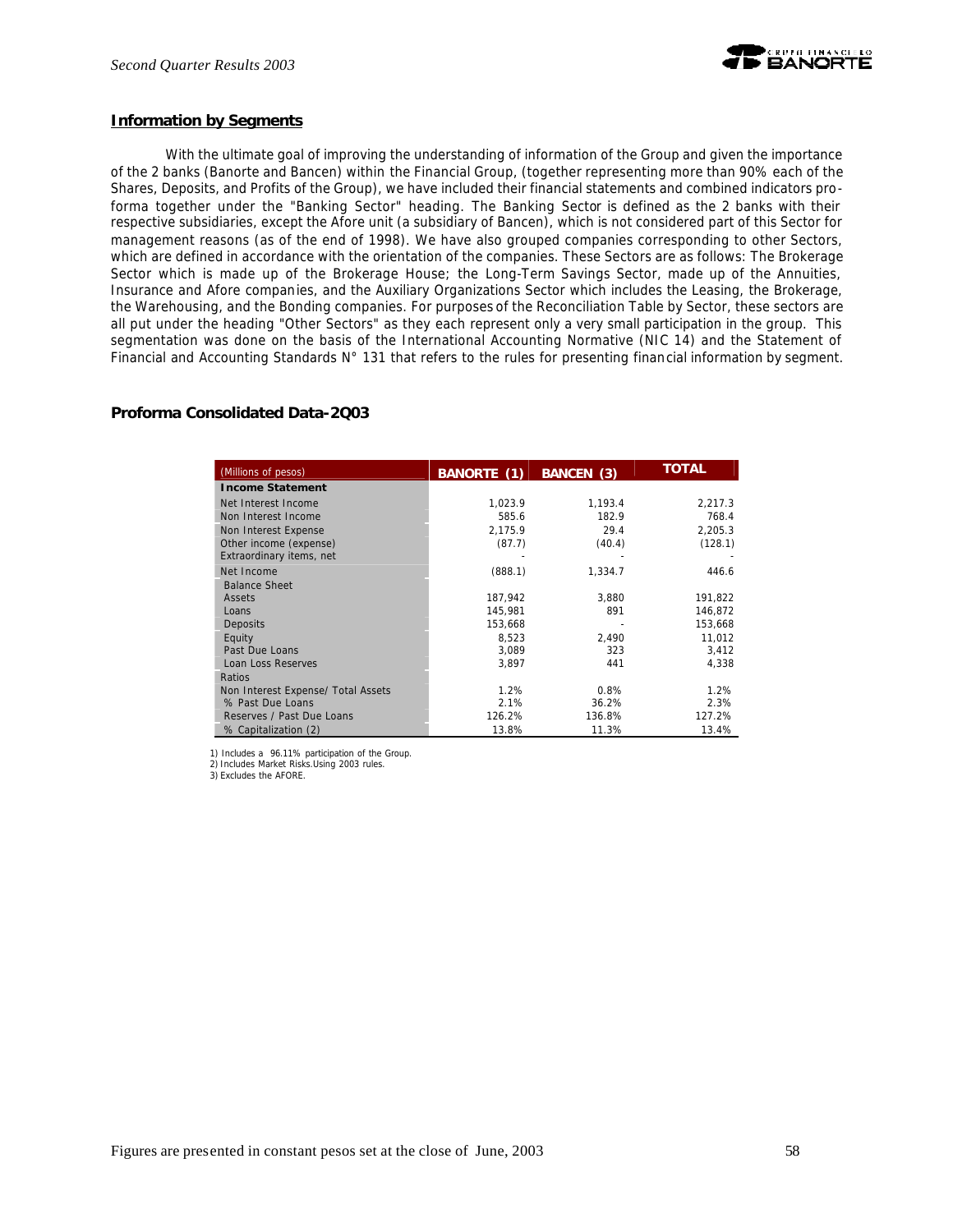## Information by Segments

With the ultimate goal of improving the understanding of information of the Group and given the importance of the 2 banks (Banorte and Bancen) within the Financial Group, (together representing more than 90% each of the Shares, Deposits, and Profits of the Group), we have included their financial statements and combined indicators pro-forma together under the "Banking Sector" heading. The Banking Sector is defined as the 2 banks with their respective subsidiaries, except the Afore unit (a subsidiary of Bancen), which is not considered part of this Sector for management reasons (as of the end of 1998). We have also grouped companies corresponding to other Sectors, which are defined in accordance with the orientation of the companies. These Sectors are as follows: The Brokerage Sector which is made up of the Brokerage House; the Long-Term Savings Sector, made up of the Annuities, Insurance and Afore companies, and the Auxiliary Organizations Sector which includes the Leasing, the Brokerage, the Warehousing, and the Bonding companies. For purposes of the Reconciliation Table by Sector, these sectors are all put under the heading "Other Sectors" as they each represent only a very small participation in the group. This segmentation was done on the basis of the International Accounting Normative (NIC 14) and the Statement of Financial and Accounting Standards N° 131 that refers to the rules for presenting financial information by segment.

## Proforma Consolidated Data-2Q03

| (Millions of pesos) | BANORTE (1) | BANCEN (3) | TOTAL |
|---|---|---|---|
| **Income Statement** | | | |
| Net Interest Income | 1,023.9 | 1,193.4 | 2,217.3 |
| Non Interest Income | 585.6 | 182.9 | 768.4 |
| Non Interest Expense | 2,175.9 | 29.4 | 2,205.3 |
| Other income (expense) | (87.7) | (40.4) | (128.1) |
| Extraordinary items, net | - | - | - |
| Net Income | (888.1) | 1,334.7 | 446.6 |
| Balance Sheet | | | |
| Assets | 187,942 | 3,880 | 191,822 |
| Loans | 145,981 | 891 | 146,872 |
| Deposits | 153,668 | - | 153,668 |
| Equity | 8,523 | 2,490 | 11,012 |
| Past Due Loans | 3,089 | 323 | 3,412 |
| Loan Loss Reserves | 3,897 | 441 | 4,338 |
| Ratios | | | |
| Non Interest Expense/ Total Assets | 1.2% | 0.8% | 1.2% |
| % Past Due Loans | 2.1% | 36.2% | 2.3% |
| Reserves / Past Due Loans | 126.2% | 136.8% | 127.2% |
| % Capitalization (2) | 13.8% | 11.3% | 13.4% |

1) Includes a 96.11% participation of the Group.
2) Includes Market Risks.Using 2003 rules.
3) Excludes the AFORE.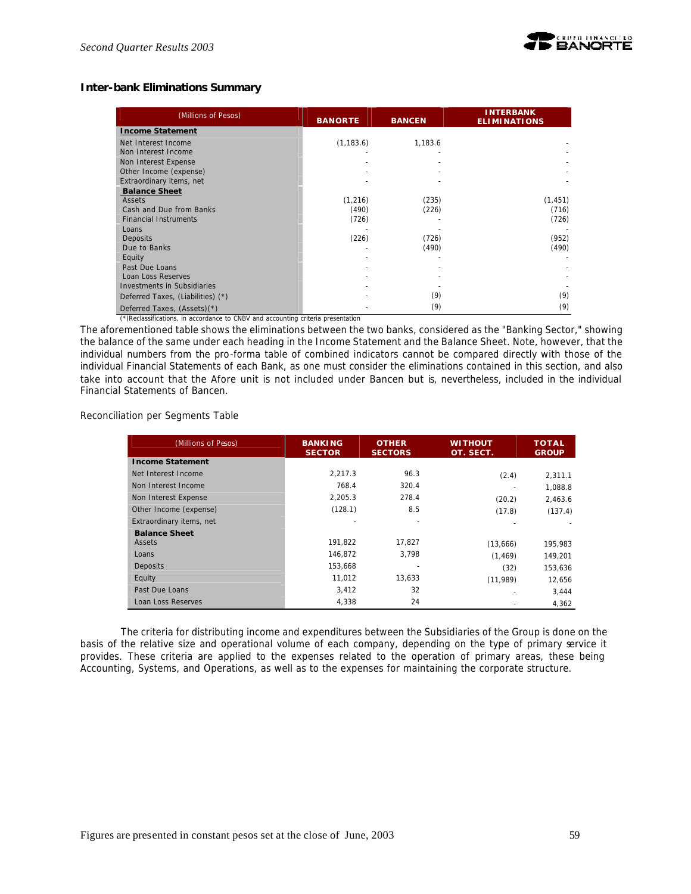## Inter-bank Eliminations Summary

| (Millions of Pesos) | BANORTE | BANCEN | INTERBANK ELIMINATIONS |
|---|---|---|---|
| **Income Statement** | | | |
| Net Interest Income | (1,183.6) | 1,183.6 | - |
| Non Interest Income | - | - | - |
| Non Interest Expense | - | - | - |
| Other Income (expense) | - | - | - |
| Extraordinary items, net | - | - | - |
| **Balance Sheet** | | | |
| Assets | (1,216) | (235) | (1,451) |
| Cash and Due from Banks | (490) | (226) | (716) |
| Financial Instruments | (726) | - | (726) |
| Loans | - | - | - |
| Deposits | (226) | (726) | (952) |
| Due to Banks | - | (490) | (490) |
| Equity | - | - | - |
| Past Due Loans | - | - | - |
| Loan Loss Reserves | - | - | - |
| Investments in Subsidiaries | - | - | - |
| Deferred Taxes, (Liabilities) (*) | - | (9) | (9) |
| Deferred Taxes, (Assets)(*) | - | (9) | (9) |

(*)Reclassifications, in accordance to CNBV and accounting criteria presentation

The aforementioned table shows the eliminations between the two banks, considered as the "Banking Sector," showing the balance of the same under each heading in the Income Statement and the Balance Sheet. Note, however, that the individual numbers from the pro-forma table of combined indicators cannot be compared directly with those of the individual Financial Statements of each Bank, as one must consider the eliminations contained in this section, and also take into account that the Afore unit is not included under Bancen but is, nevertheless, included in the individual Financial Statements of Bancen.

Reconciliation per Segments Table

| (Millions of Pesos) | BANKING SECTOR | OTHER SECTORS | WITHOUT OT. SECT. | TOTAL GROUP |
|---|---|---|---|---|
| **Income Statement** | | | | |
| Net Interest Income | 2,217.3 | 96.3 | (2.4) | 2,311.1 |
| Non Interest Income | 768.4 | 320.4 | - | 1,088.8 |
| Non Interest Expense | 2,205.3 | 278.4 | (20.2) | 2,463.6 |
| Other Income (expense) | (128.1) | 8.5 | (17.8) | (137.4) |
| Extraordinary items, net | - | - | - | - |
| **Balance Sheet** | | | | |
| Assets | 191,822 | 17,827 | (13,666) | 195,983 |
| Loans | 146,872 | 3,798 | (1,469) | 149,201 |
| Deposits | 153,668 | - | (32) | 153,636 |
| Equity | 11,012 | 13,633 | (11,989) | 12,656 |
| Past Due Loans | 3,412 | 32 | - | 3,444 |
| Loan Loss Reserves | 4,338 | 24 | - | 4,362 |

The criteria for distributing income and expenditures between the Subsidiaries of the Group is done on the basis of the relative size and operational volume of each company, depending on the type of primary service it provides. These criteria are applied to the expenses related to the operation of primary areas, these being Accounting, Systems, and Operations, as well as to the expenses for maintaining the corporate structure.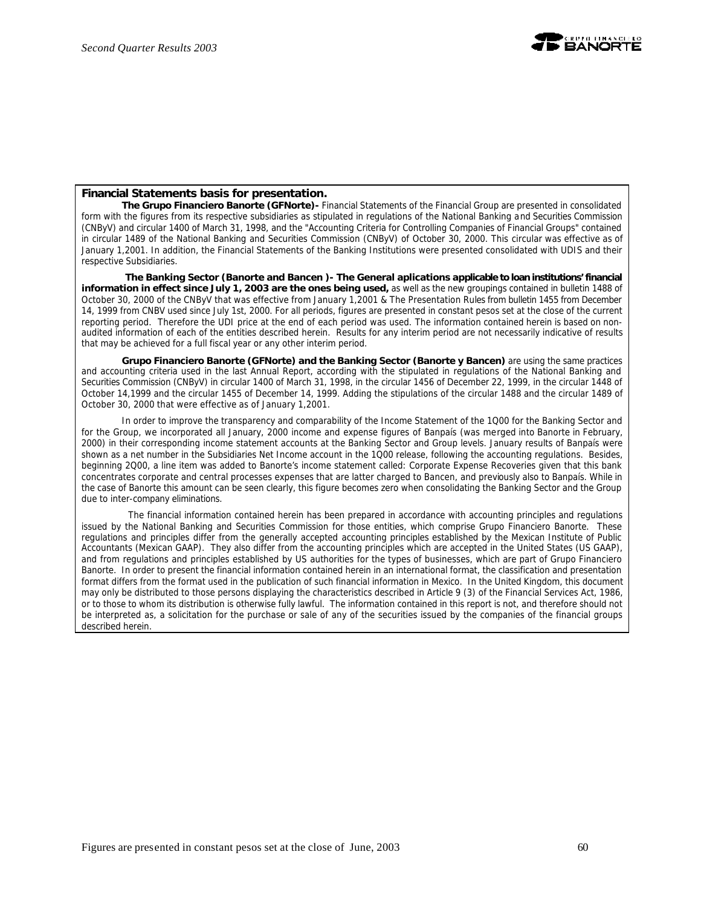**Financial Statements basis for presentation.**

**The Grupo Financiero Banorte (GFNorte)-** Financial Statements of the Financial Group are presented in consolidated form with the figures from its respective subsidiaries as stipulated in regulations of the National Banking and Securities Commission (CNByV) and circular 1400 of March 31, 1998, and the "Accounting Criteria for Controlling Companies of Financial Groups" contained in circular 1489 of the National Banking and Securities Commission (CNByV) of October 30, 2000. This circular was effective as of January 1,2001. In addition, the Financial Statements of the Banking Institutions were presented consolidated with UDIS and their respective Subsidiaries.

**The Banking Sector (Banorte and Bancen )- The General aplications applicable to loan institutions' financial information in effect since July 1, 2003 are the ones being used,** as well as the new groupings contained in bulletin 1488 of October 30, 2000 of the CNByV that was effective from January 1,2001 & The Presentation Rules from bulletin 1455 from December 14, 1999 from CNBV used since July 1st, 2000. For all periods, figures are presented in constant pesos set at the close of the current reporting period. Therefore the UDI price at the end of each period was used. The information contained herein is based on non-audited information of each of the entities described herein. Results for any interim period are not necessarily indicative of results that may be achieved for a full fiscal year or any other interim period.

**Grupo Financiero Banorte (GFNorte) and the Banking Sector (Banorte y Bancen)** are using the same practices and accounting criteria used in the last Annual Report, according with the stipulated in regulations of the National Banking and Securities Commission (CNByV) in circular 1400 of March 31, 1998, in the circular 1456 of December 22, 1999, in the circular 1448 of October 14,1999 and the circular 1455 of December 14, 1999. Adding the stipulations of the circular 1488 and the circular 1489 of October 30, 2000 that were effective as of January 1,2001.

In order to improve the transparency and comparability of the Income Statement of the 1Q00 for the Banking Sector and for the Group, we incorporated all January, 2000 income and expense figures of Banpaís (was merged into Banorte in February, 2000) in their corresponding income statement accounts at the Banking Sector and Group levels. January results of Banpaís were shown as a net number in the Subsidiaries Net Income account in the 1Q00 release, following the accounting regulations. Besides, beginning 2Q00, a line item was added to Banorte's income statement called: Corporate Expense Recoveries given that this bank concentrates corporate and central processes expenses that are latter charged to Bancen, and previously also to Banpaís. While in the case of Banorte this amount can be seen clearly, this figure becomes zero when consolidating the Banking Sector and the Group due to inter-company eliminations.

The financial information contained herein has been prepared in accordance with accounting principles and regulations issued by the National Banking and Securities Commission for those entities, which comprise Grupo Financiero Banorte. These regulations and principles differ from the generally accepted accounting principles established by the Mexican Institute of Public Accountants (Mexican GAAP). They also differ from the accounting principles which are accepted in the United States (US GAAP), and from regulations and principles established by US authorities for the types of businesses, which are part of Grupo Financiero Banorte. In order to present the financial information contained herein in an international format, the classification and presentation format differs from the format used in the publication of such financial information in Mexico. In the United Kingdom, this document may only be distributed to those persons displaying the characteristics described in Article 9 (3) of the Financial Services Act, 1986, or to those to whom its distribution is otherwise fully lawful. The information contained in this report is not, and therefore should not be interpreted as, a solicitation for the purchase or sale of any of the securities issued by the companies of the financial groups described herein.